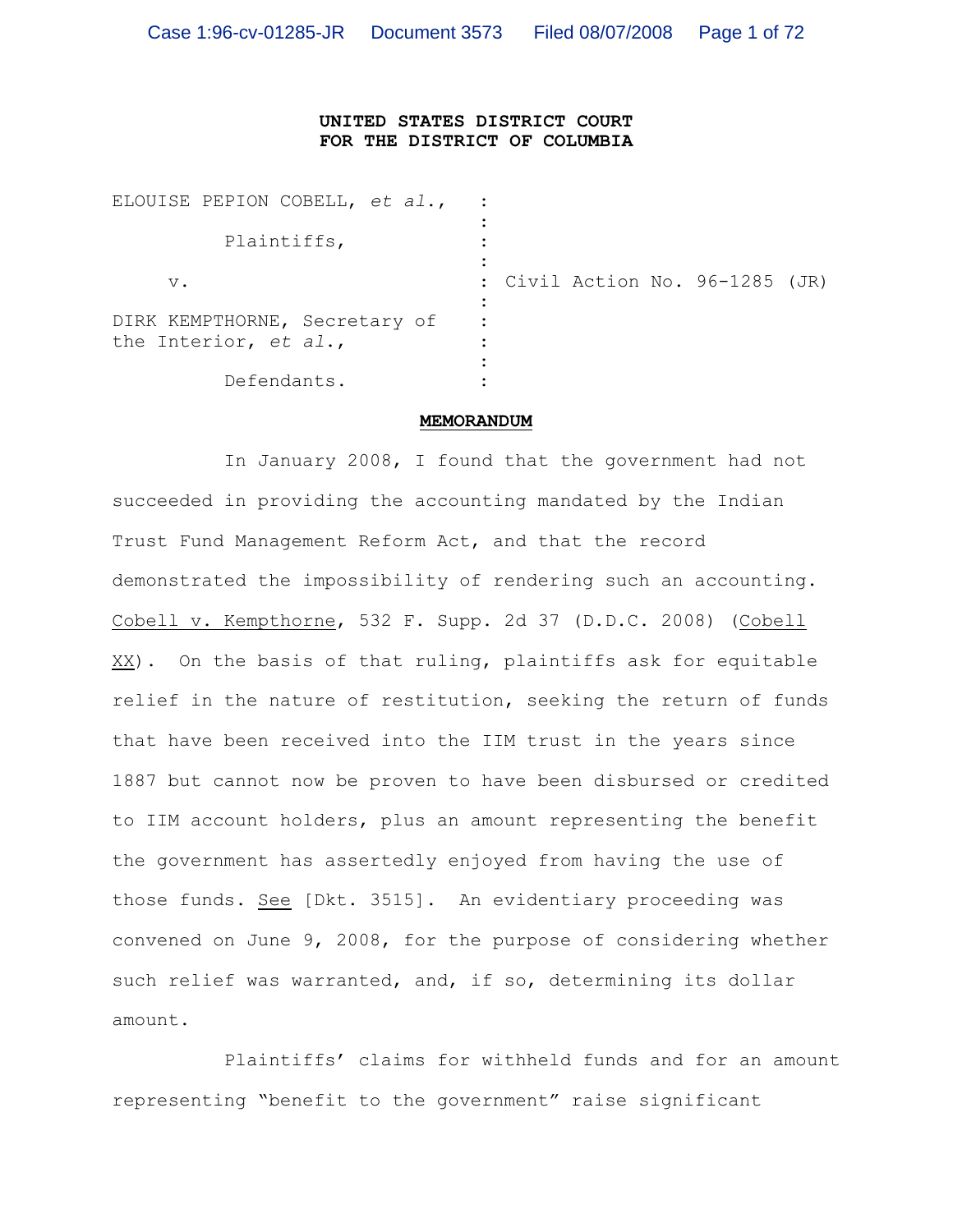**UNITED STATES DISTRICT COURT**
**FOR THE DISTRICT OF COLUMBIA**

| | | |
|---|---|---|
| ELOUISE PEPION COBELL, *et al.*, | : | |
| Plaintiffs, | : | |
| v. | : | Civil Action No. 96-1285 (JR) |
| DIRK KEMPTHORNE, Secretary of the Interior, *et al.*, | : | |
| Defendants. | : | |

**MEMORANDUM**

In January 2008, I found that the government had not succeeded in providing the accounting mandated by the Indian Trust Fund Management Reform Act, and that the record demonstrated the impossibility of rendering such an accounting. Cobell v. Kempthorne, 532 F. Supp. 2d 37 (D.D.C. 2008) (Cobell XX). On the basis of that ruling, plaintiffs ask for equitable relief in the nature of restitution, seeking the return of funds that have been received into the IIM trust in the years since 1887 but cannot now be proven to have been disbursed or credited to IIM account holders, plus an amount representing the benefit the government has assertedly enjoyed from having the use of those funds. See [Dkt. 3515]. An evidentiary proceeding was convened on June 9, 2008, for the purpose of considering whether such relief was warranted, and, if so, determining its dollar amount.

Plaintiffs' claims for withheld funds and for an amount representing "benefit to the government" raise significant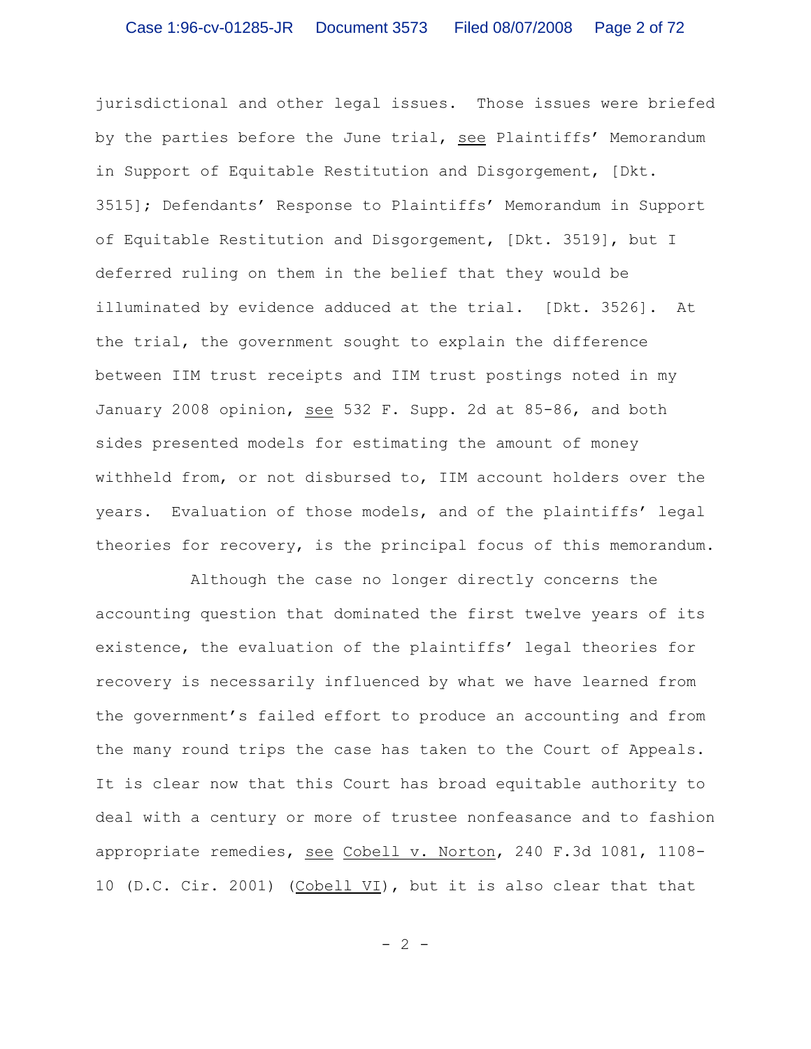jurisdictional and other legal issues. Those issues were briefed by the parties before the June trial, see Plaintiffs' Memorandum in Support of Equitable Restitution and Disgorgement, [Dkt. 3515]; Defendants' Response to Plaintiffs' Memorandum in Support of Equitable Restitution and Disgorgement, [Dkt. 3519], but I deferred ruling on them in the belief that they would be illuminated by evidence adduced at the trial. [Dkt. 3526]. At the trial, the government sought to explain the difference between IIM trust receipts and IIM trust postings noted in my January 2008 opinion, see 532 F. Supp. 2d at 85-86, and both sides presented models for estimating the amount of money withheld from, or not disbursed to, IIM account holders over the years. Evaluation of those models, and of the plaintiffs' legal theories for recovery, is the principal focus of this memorandum.

Although the case no longer directly concerns the accounting question that dominated the first twelve years of its existence, the evaluation of the plaintiffs' legal theories for recovery is necessarily influenced by what we have learned from the government's failed effort to produce an accounting and from the many round trips the case has taken to the Court of Appeals. It is clear now that this Court has broad equitable authority to deal with a century or more of trustee nonfeasance and to fashion appropriate remedies, see Cobell v. Norton, 240 F.3d 1081, 1108-10 (D.C. Cir. 2001) (Cobell VI), but it is also clear that that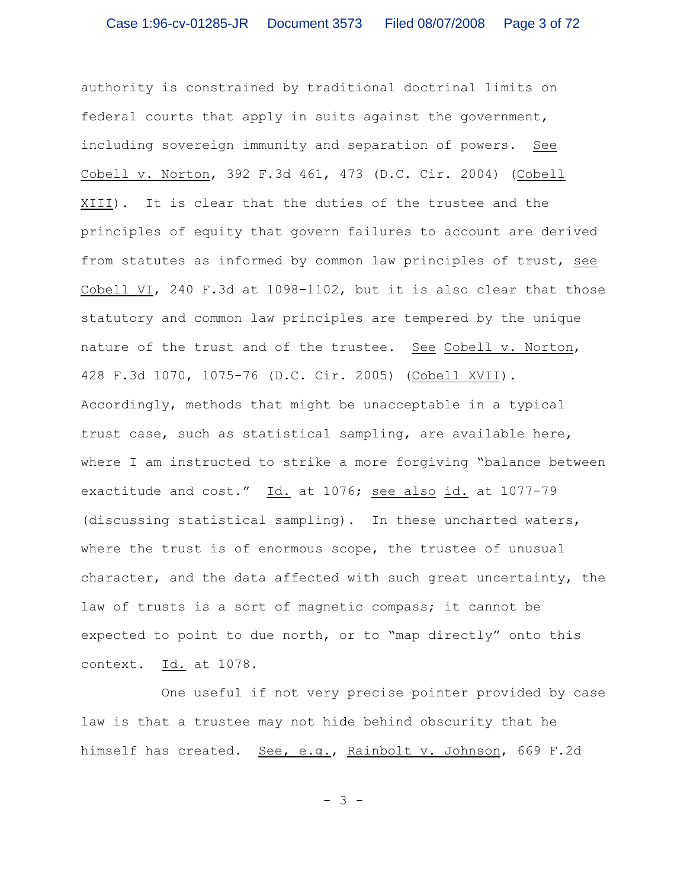authority is constrained by traditional doctrinal limits on federal courts that apply in suits against the government, including sovereign immunity and separation of powers. See Cobell v. Norton, 392 F.3d 461, 473 (D.C. Cir. 2004) (Cobell XIII). It is clear that the duties of the trustee and the principles of equity that govern failures to account are derived from statutes as informed by common law principles of trust, see Cobell VI, 240 F.3d at 1098-1102, but it is also clear that those statutory and common law principles are tempered by the unique nature of the trust and of the trustee. See Cobell v. Norton, 428 F.3d 1070, 1075-76 (D.C. Cir. 2005) (Cobell XVII). Accordingly, methods that might be unacceptable in a typical trust case, such as statistical sampling, are available here, where I am instructed to strike a more forgiving "balance between exactitude and cost." Id. at 1076; see also id. at 1077-79 (discussing statistical sampling). In these uncharted waters, where the trust is of enormous scope, the trustee of unusual character, and the data affected with such great uncertainty, the law of trusts is a sort of magnetic compass; it cannot be expected to point to due north, or to "map directly" onto this context. Id. at 1078.

One useful if not very precise pointer provided by case law is that a trustee may not hide behind obscurity that he himself has created. See, e.g., Rainbolt v. Johnson, 669 F.2d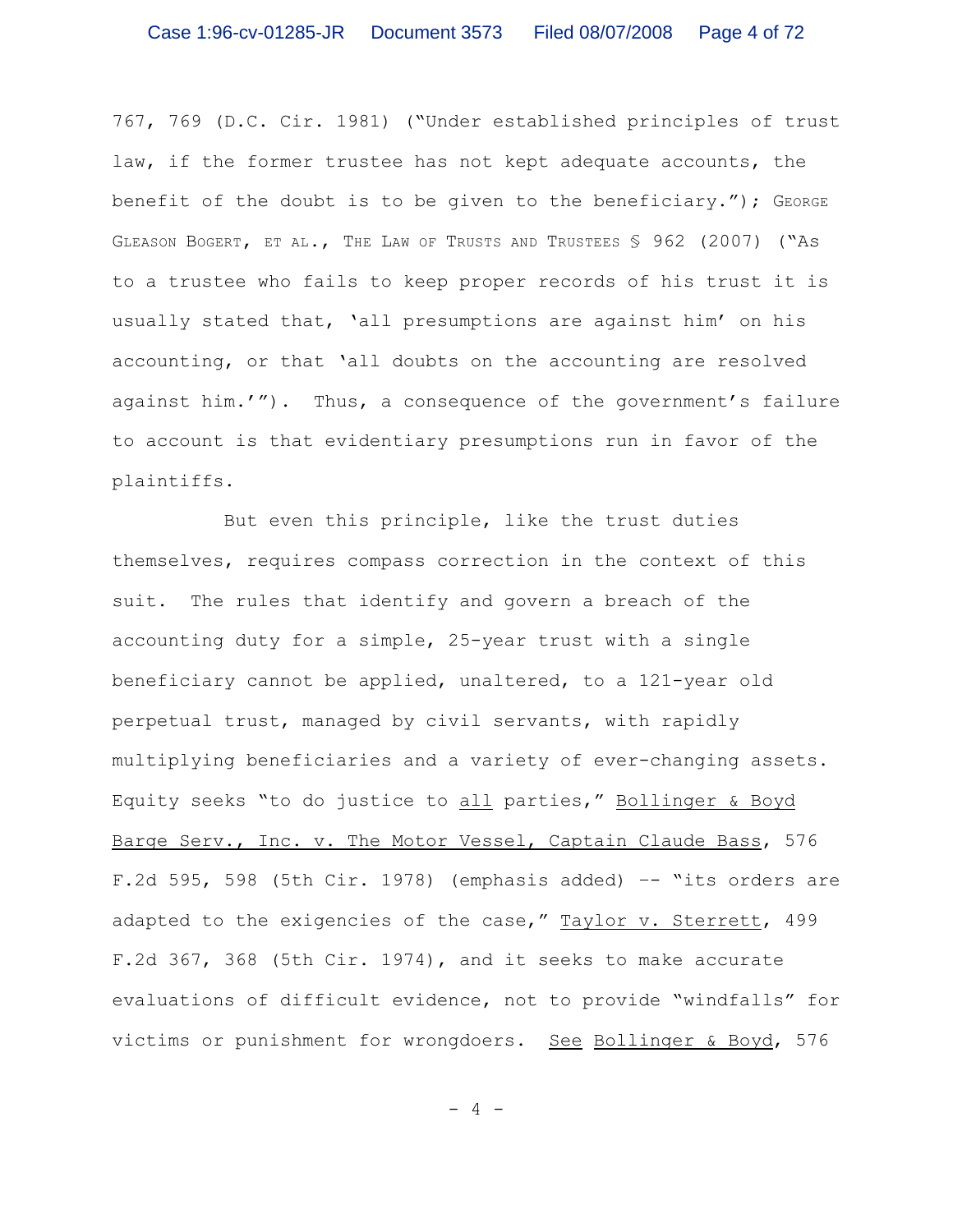767, 769 (D.C. Cir. 1981) ("Under established principles of trust law, if the former trustee has not kept adequate accounts, the benefit of the doubt is to be given to the beneficiary."); GEORGE GLEASON BOGERT, ET AL., THE LAW OF TRUSTS AND TRUSTEES § 962 (2007) ("As to a trustee who fails to keep proper records of his trust it is usually stated that, 'all presumptions are against him' on his accounting, or that 'all doubts on the accounting are resolved against him.'"). Thus, a consequence of the government's failure to account is that evidentiary presumptions run in favor of the plaintiffs.

But even this principle, like the trust duties themselves, requires compass correction in the context of this suit. The rules that identify and govern a breach of the accounting duty for a simple, 25-year trust with a single beneficiary cannot be applied, unaltered, to a 121-year old perpetual trust, managed by civil servants, with rapidly multiplying beneficiaries and a variety of ever-changing assets. Equity seeks "to do justice to all parties," Bollinger & Boyd Barge Serv., Inc. v. The Motor Vessel, Captain Claude Bass, 576 F.2d 595, 598 (5th Cir. 1978) (emphasis added) -- "its orders are adapted to the exigencies of the case," Taylor v. Sterrett, 499 F.2d 367, 368 (5th Cir. 1974), and it seeks to make accurate evaluations of difficult evidence, not to provide "windfalls" for victims or punishment for wrongdoers. See Bollinger & Boyd, 576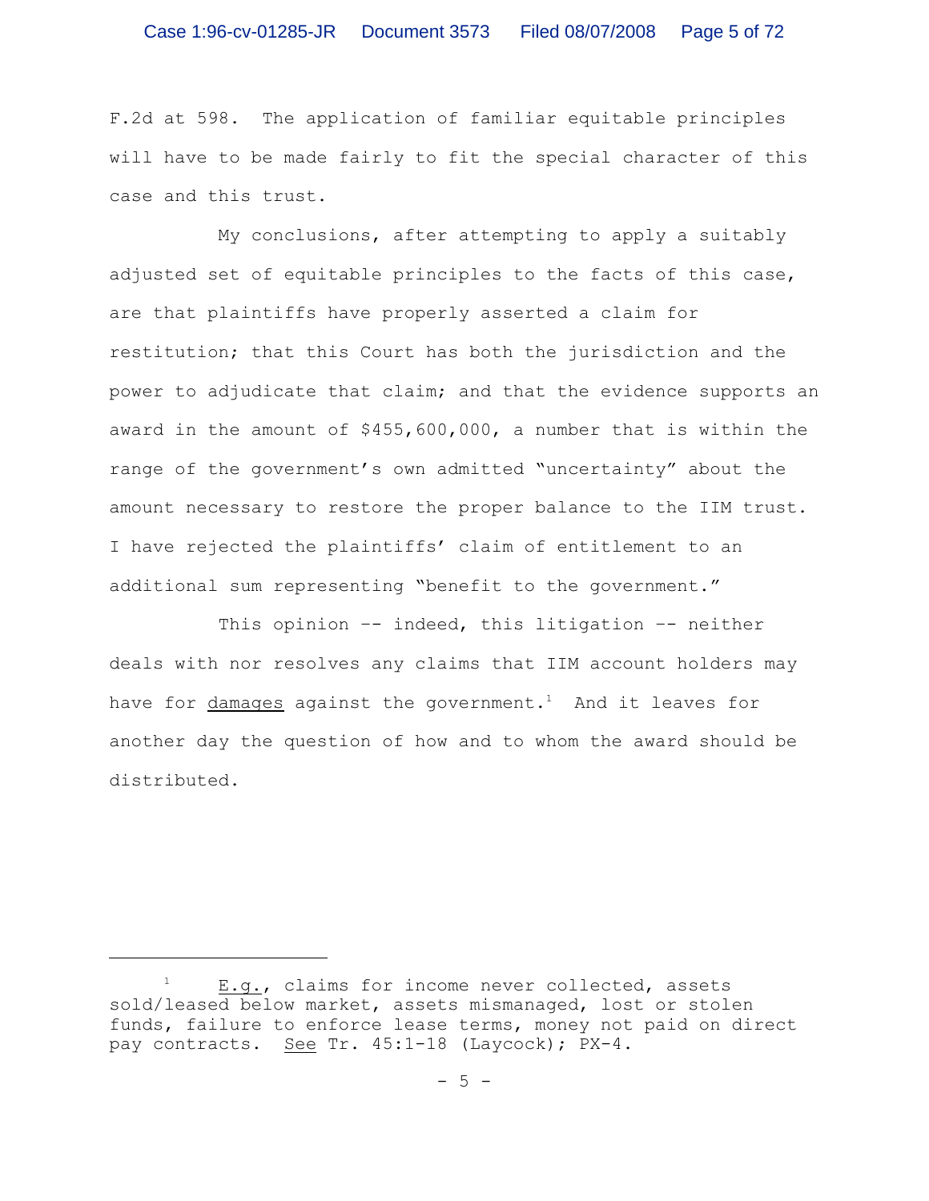F.2d at 598. The application of familiar equitable principles will have to be made fairly to fit the special character of this case and this trust.

My conclusions, after attempting to apply a suitably adjusted set of equitable principles to the facts of this case, are that plaintiffs have properly asserted a claim for restitution; that this Court has both the jurisdiction and the power to adjudicate that claim; and that the evidence supports an award in the amount of $455,600,000, a number that is within the range of the government's own admitted "uncertainty" about the amount necessary to restore the proper balance to the IIM trust. I have rejected the plaintiffs' claim of entitlement to an additional sum representing "benefit to the government."

This opinion -- indeed, this litigation -- neither deals with nor resolves any claims that IIM account holders may have for <u>damages</u> against the government.[1] And it leaves for another day the question of how and to whom the award should be distributed.

---

[1] <u>E.g.</u>, claims for income never collected, assets sold/leased below market, assets mismanaged, lost or stolen funds, failure to enforce lease terms, money not paid on direct pay contracts. <u>See</u> Tr. 45:1-18 (Laycock); PX-4.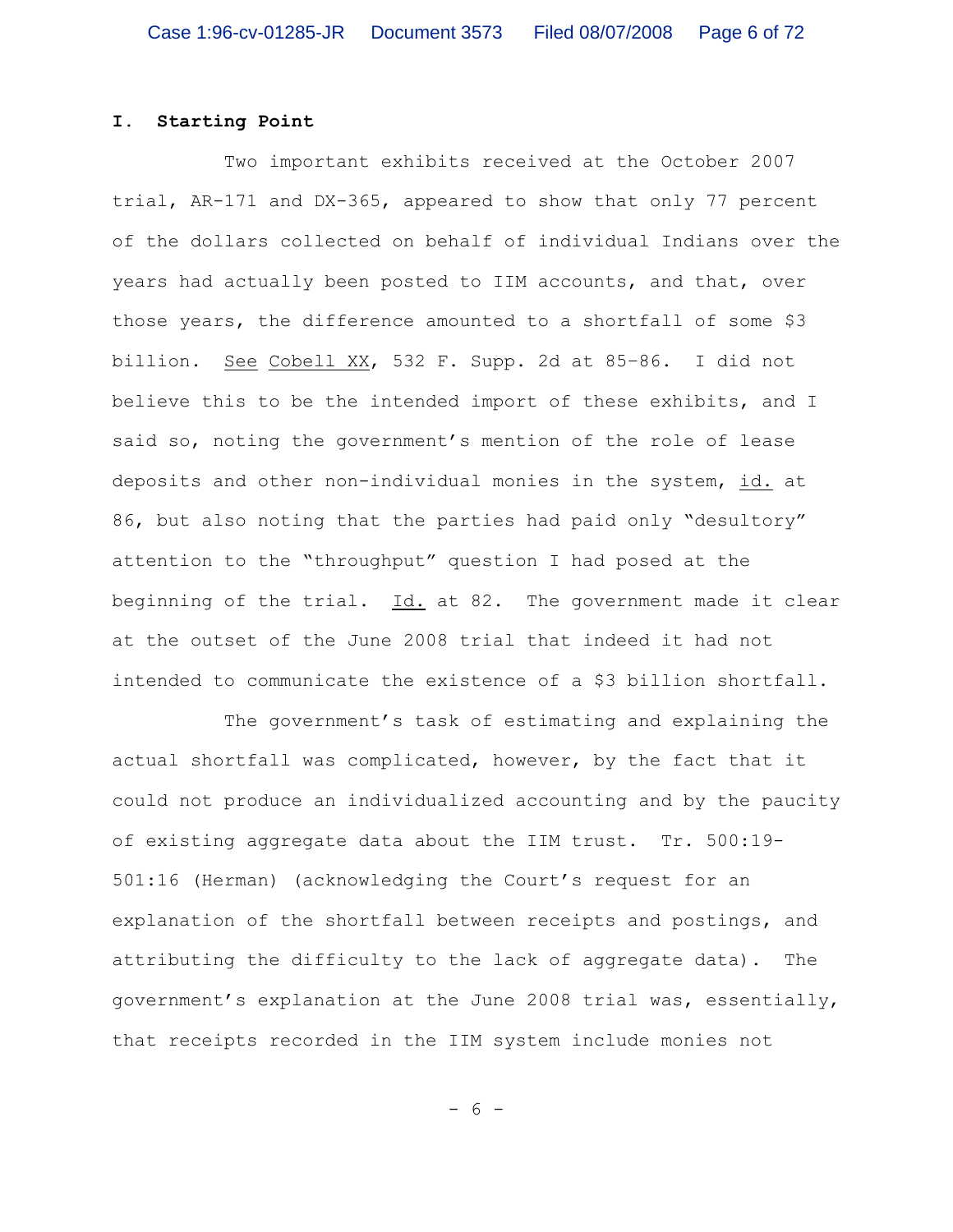## I. Starting Point

Two important exhibits received at the October 2007 trial, AR-171 and DX-365, appeared to show that only 77 percent of the dollars collected on behalf of individual Indians over the years had actually been posted to IIM accounts, and that, over those years, the difference amounted to a shortfall of some $3 billion. See Cobell XX, 532 F. Supp. 2d at 85–86. I did not believe this to be the intended import of these exhibits, and I said so, noting the government's mention of the role of lease deposits and other non-individual monies in the system, id. at 86, but also noting that the parties had paid only "desultory" attention to the "throughput" question I had posed at the beginning of the trial. Id. at 82. The government made it clear at the outset of the June 2008 trial that indeed it had not intended to communicate the existence of a $3 billion shortfall.

The government's task of estimating and explaining the actual shortfall was complicated, however, by the fact that it could not produce an individualized accounting and by the paucity of existing aggregate data about the IIM trust. Tr. 500:19-501:16 (Herman) (acknowledging the Court's request for an explanation of the shortfall between receipts and postings, and attributing the difficulty to the lack of aggregate data). The government's explanation at the June 2008 trial was, essentially, that receipts recorded in the IIM system include monies not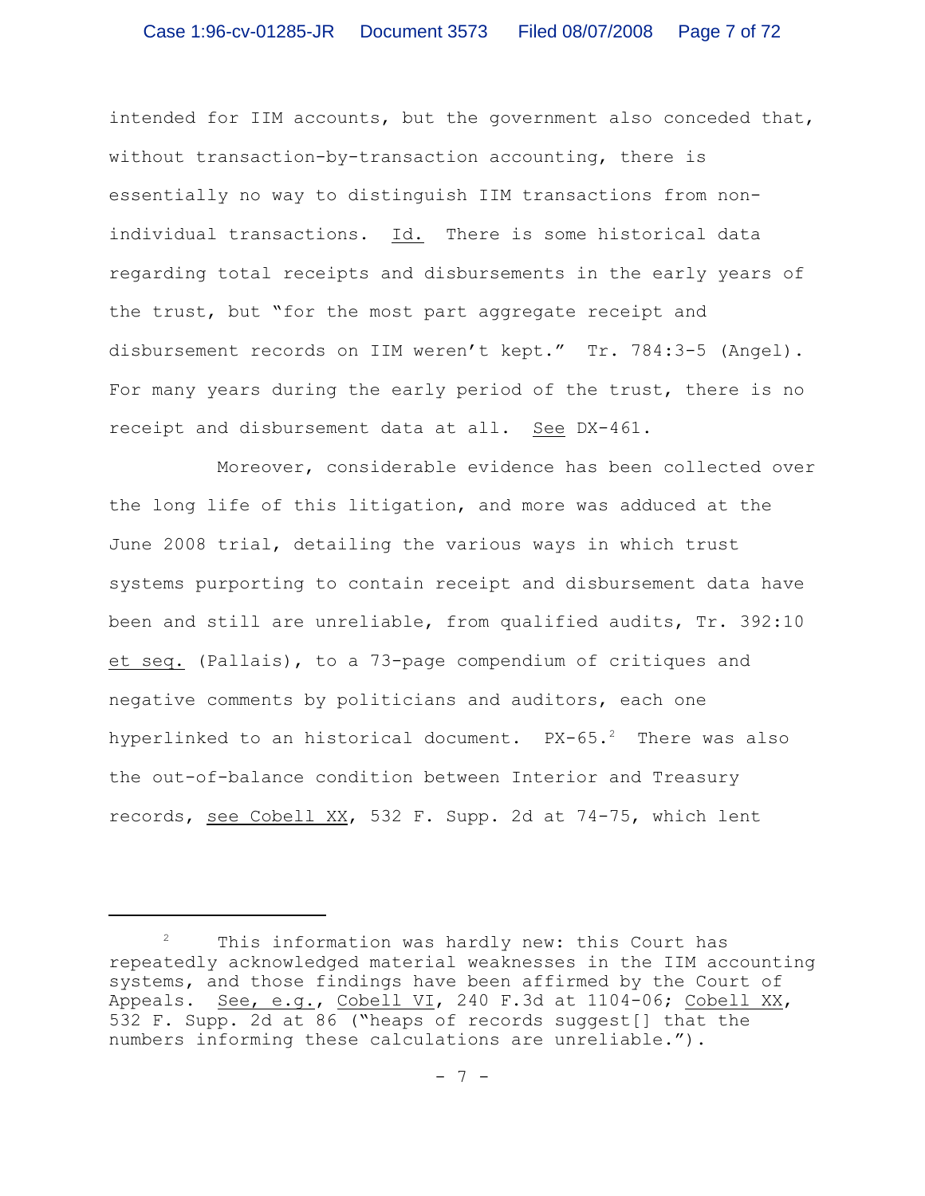intended for IIM accounts, but the government also conceded that, without transaction-by-transaction accounting, there is essentially no way to distinguish IIM transactions from non-individual transactions. Id. There is some historical data regarding total receipts and disbursements in the early years of the trust, but "for the most part aggregate receipt and disbursement records on IIM weren't kept." Tr. 784:3-5 (Angel). For many years during the early period of the trust, there is no receipt and disbursement data at all. See DX-461.

Moreover, considerable evidence has been collected over the long life of this litigation, and more was adduced at the June 2008 trial, detailing the various ways in which trust systems purporting to contain receipt and disbursement data have been and still are unreliable, from qualified audits, Tr. 392:10 et seq. (Pallais), to a 73-page compendium of critiques and negative comments by politicians and auditors, each one hyperlinked to an historical document. PX-65.[2] There was also the out-of-balance condition between Interior and Treasury records, see Cobell XX, 532 F. Supp. 2d at 74-75, which lent

---

[2] This information was hardly new: this Court has repeatedly acknowledged material weaknesses in the IIM accounting systems, and those findings have been affirmed by the Court of Appeals. See, e.g., Cobell VI, 240 F.3d at 1104-06; Cobell XX, 532 F. Supp. 2d at 86 ("heaps of records suggest[] that the numbers informing these calculations are unreliable.").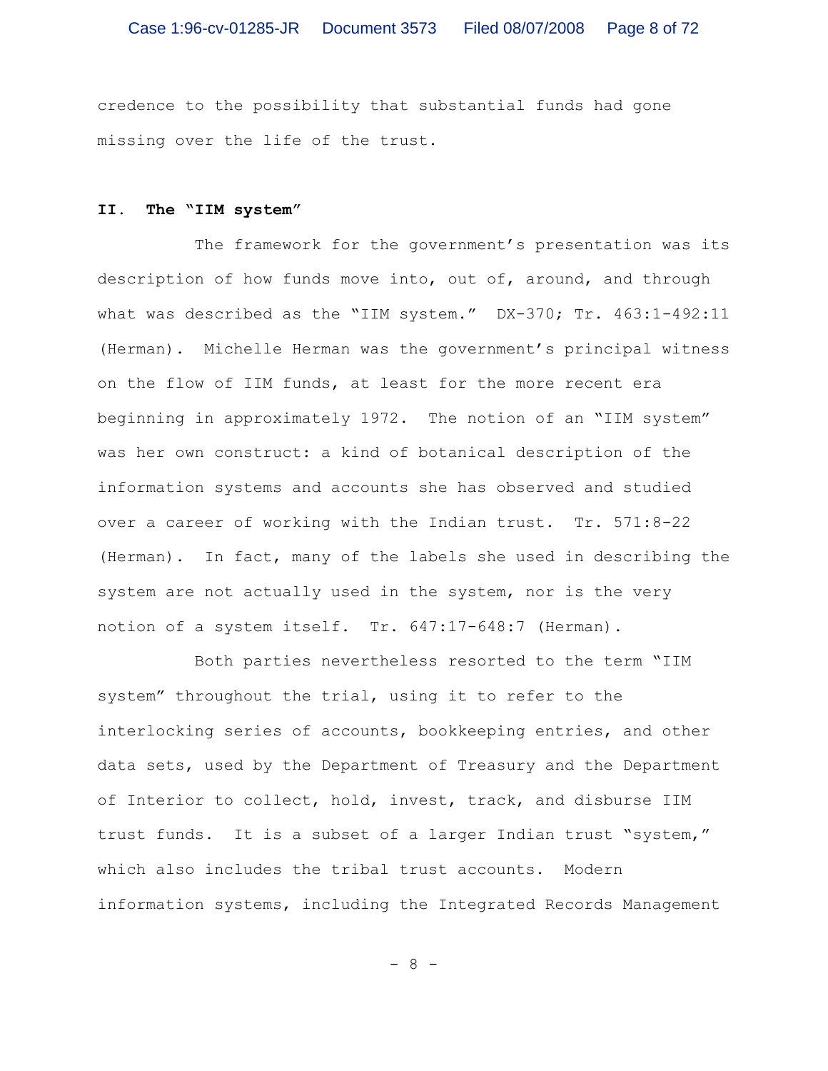credence to the possibility that substantial funds had gone missing over the life of the trust.

## II. The "IIM system"

The framework for the government's presentation was its description of how funds move into, out of, around, and through what was described as the "IIM system." DX-370; Tr. 463:1-492:11 (Herman). Michelle Herman was the government's principal witness on the flow of IIM funds, at least for the more recent era beginning in approximately 1972. The notion of an "IIM system" was her own construct: a kind of botanical description of the information systems and accounts she has observed and studied over a career of working with the Indian trust. Tr. 571:8-22 (Herman). In fact, many of the labels she used in describing the system are not actually used in the system, nor is the very notion of a system itself. Tr. 647:17-648:7 (Herman).

Both parties nevertheless resorted to the term "IIM system" throughout the trial, using it to refer to the interlocking series of accounts, bookkeeping entries, and other data sets, used by the Department of Treasury and the Department of Interior to collect, hold, invest, track, and disburse IIM trust funds. It is a subset of a larger Indian trust "system," which also includes the tribal trust accounts. Modern information systems, including the Integrated Records Management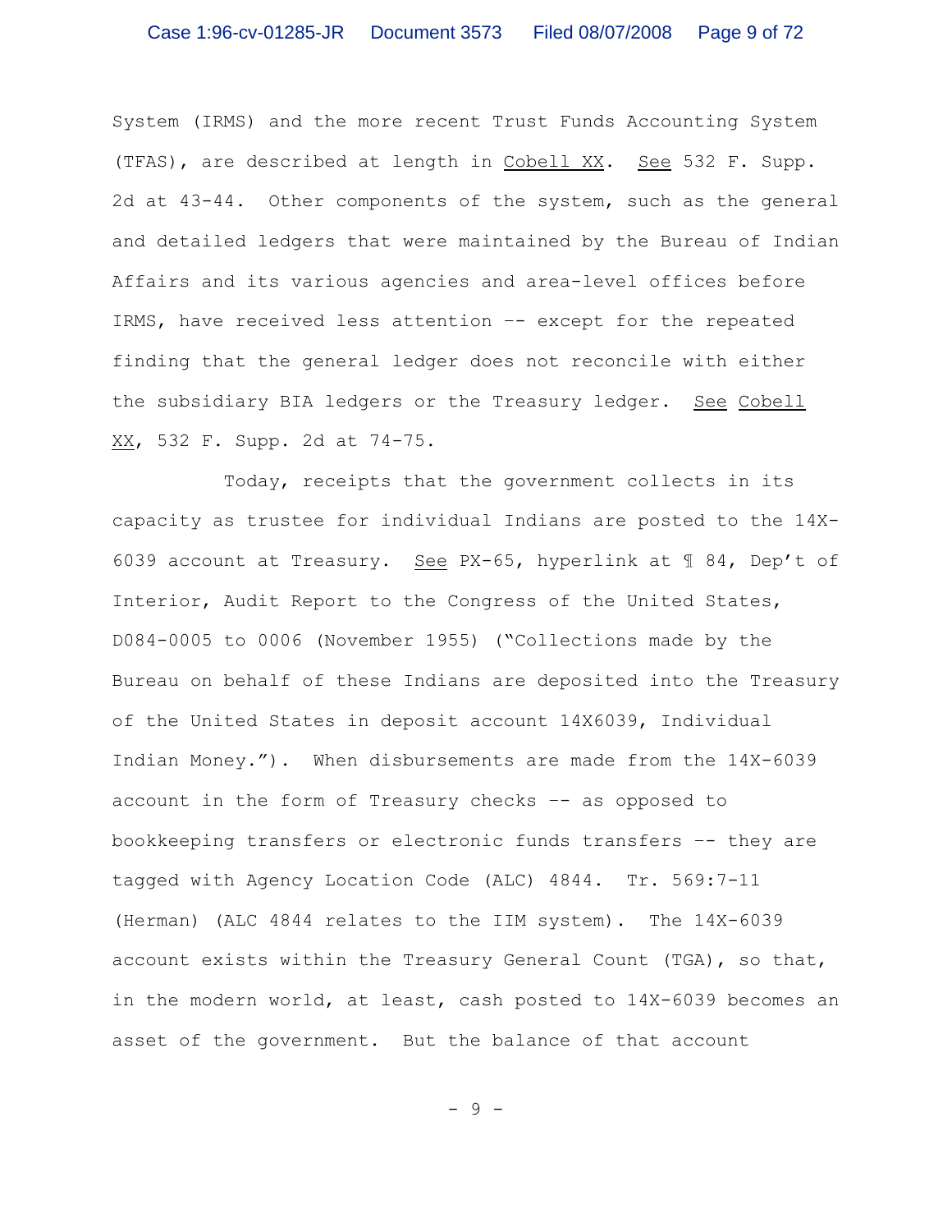System (IRMS) and the more recent Trust Funds Accounting System (TFAS), are described at length in Cobell XX. See 532 F. Supp. 2d at 43-44. Other components of the system, such as the general and detailed ledgers that were maintained by the Bureau of Indian Affairs and its various agencies and area-level offices before IRMS, have received less attention -- except for the repeated finding that the general ledger does not reconcile with either the subsidiary BIA ledgers or the Treasury ledger. See Cobell XX, 532 F. Supp. 2d at 74-75.

Today, receipts that the government collects in its capacity as trustee for individual Indians are posted to the 14X-6039 account at Treasury. See PX-65, hyperlink at ¶ 84, Dep't of Interior, Audit Report to the Congress of the United States, D084-0005 to 0006 (November 1955) ("Collections made by the Bureau on behalf of these Indians are deposited into the Treasury of the United States in deposit account 14X6039, Individual Indian Money."). When disbursements are made from the 14X-6039 account in the form of Treasury checks -- as opposed to bookkeeping transfers or electronic funds transfers -- they are tagged with Agency Location Code (ALC) 4844. Tr. 569:7-11 (Herman) (ALC 4844 relates to the IIM system). The 14X-6039 account exists within the Treasury General Count (TGA), so that, in the modern world, at least, cash posted to 14X-6039 becomes an asset of the government. But the balance of that account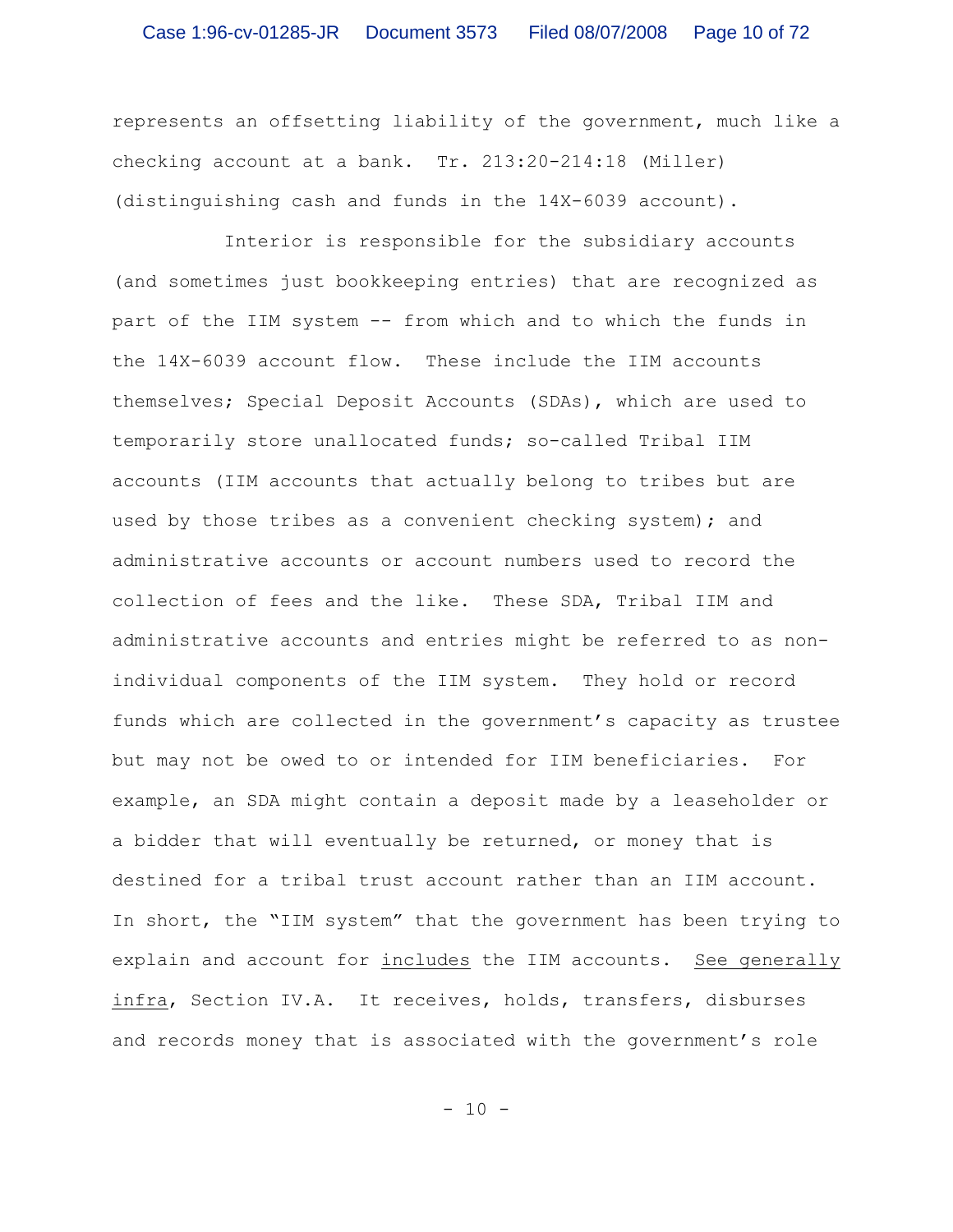represents an offsetting liability of the government, much like a checking account at a bank. Tr. 213:20-214:18 (Miller) (distinguishing cash and funds in the 14X-6039 account).

Interior is responsible for the subsidiary accounts (and sometimes just bookkeeping entries) that are recognized as part of the IIM system -- from which and to which the funds in the 14X-6039 account flow. These include the IIM accounts themselves; Special Deposit Accounts (SDAs), which are used to temporarily store unallocated funds; so-called Tribal IIM accounts (IIM accounts that actually belong to tribes but are used by those tribes as a convenient checking system); and administrative accounts or account numbers used to record the collection of fees and the like. These SDA, Tribal IIM and administrative accounts and entries might be referred to as non-individual components of the IIM system. They hold or record funds which are collected in the government's capacity as trustee but may not be owed to or intended for IIM beneficiaries. For example, an SDA might contain a deposit made by a leaseholder or a bidder that will eventually be returned, or money that is destined for a tribal trust account rather than an IIM account. In short, the "IIM system" that the government has been trying to explain and account for includes the IIM accounts. See generally infra, Section IV.A. It receives, holds, transfers, disburses and records money that is associated with the government's role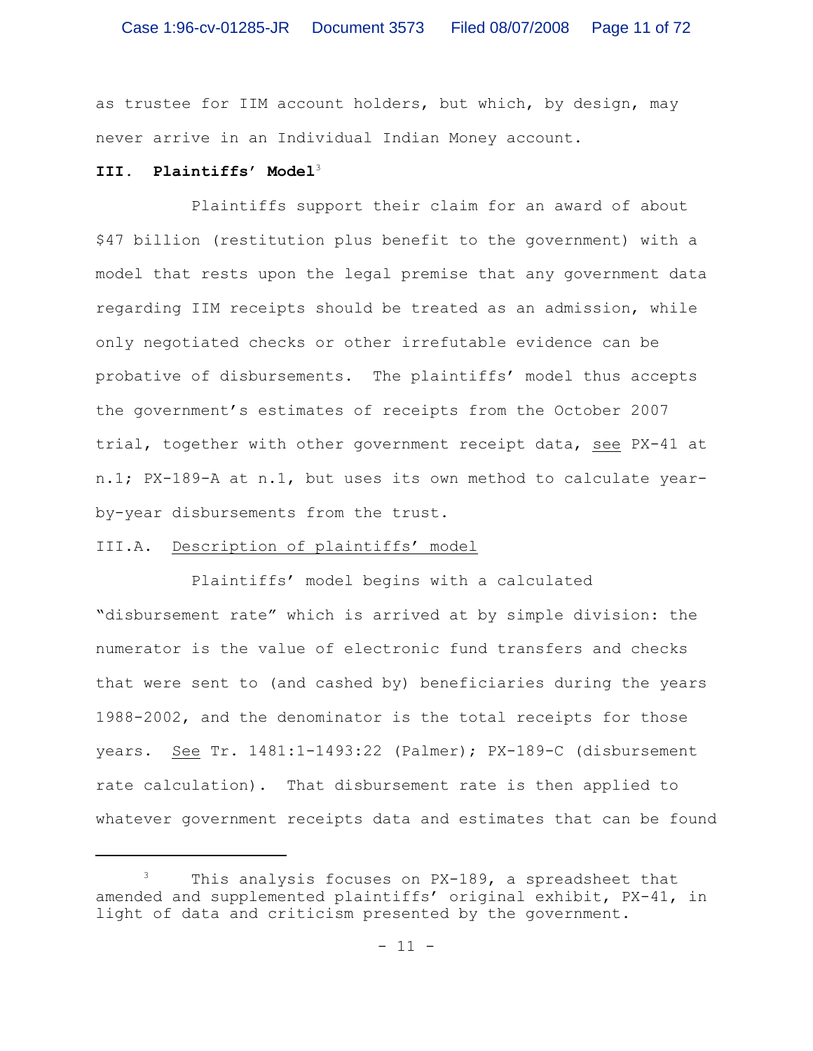as trustee for IIM account holders, but which, by design, may never arrive in an Individual Indian Money account.

## III. Plaintiffs' Model[3]

Plaintiffs support their claim for an award of about $47 billion (restitution plus benefit to the government) with a model that rests upon the legal premise that any government data regarding IIM receipts should be treated as an admission, while only negotiated checks or other irrefutable evidence can be probative of disbursements. The plaintiffs' model thus accepts the government's estimates of receipts from the October 2007 trial, together with other government receipt data, see PX-41 at n.1; PX-189-A at n.1, but uses its own method to calculate year-by-year disbursements from the trust.

### III.A. Description of plaintiffs' model

Plaintiffs' model begins with a calculated "disbursement rate" which is arrived at by simple division: the numerator is the value of electronic fund transfers and checks that were sent to (and cashed by) beneficiaries during the years 1988-2002, and the denominator is the total receipts for those years. See Tr. 1481:1-1493:22 (Palmer); PX-189-C (disbursement rate calculation). That disbursement rate is then applied to whatever government receipts data and estimates that can be found

---

[3] This analysis focuses on PX-189, a spreadsheet that amended and supplemented plaintiffs' original exhibit, PX-41, in light of data and criticism presented by the government.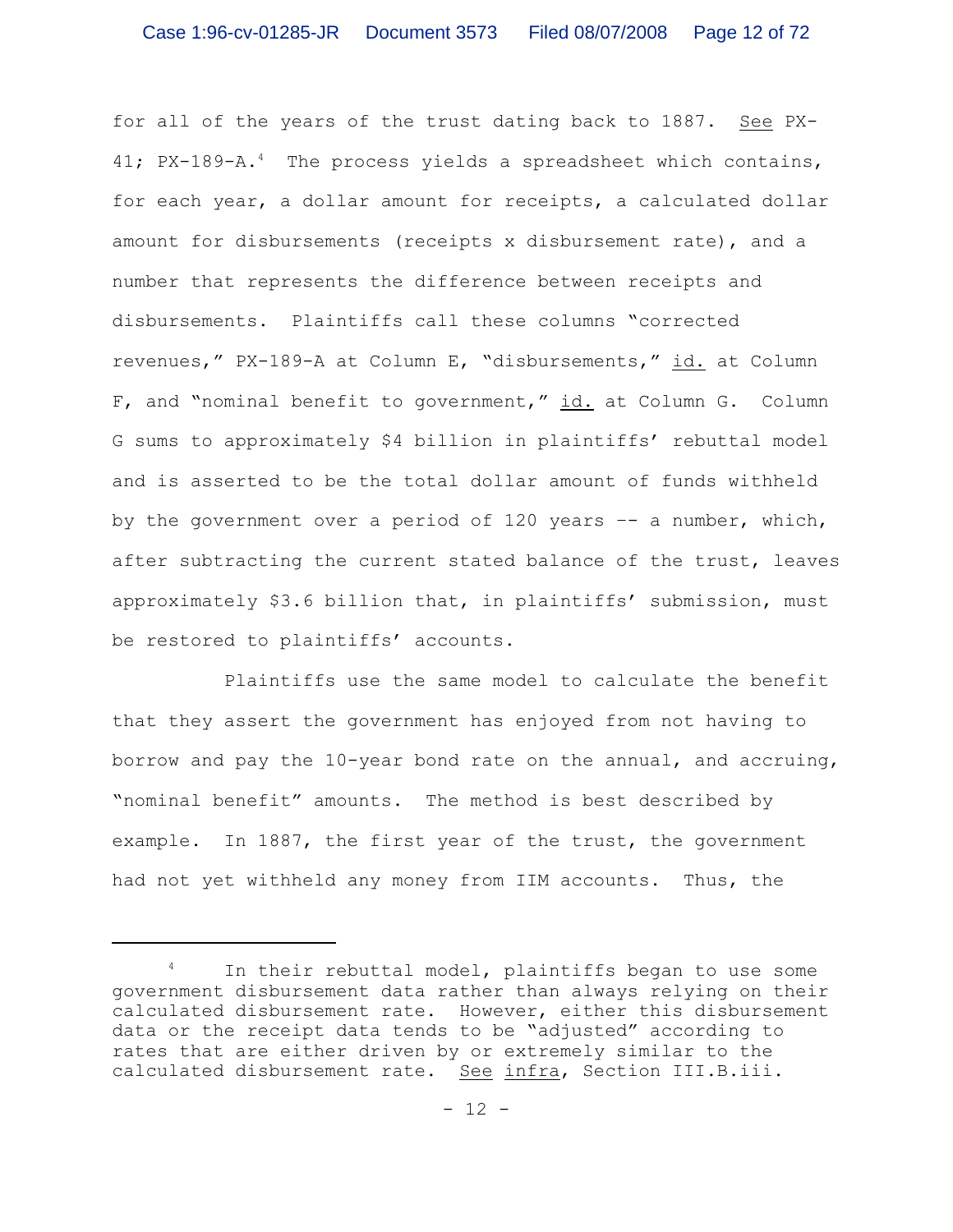for all of the years of the trust dating back to 1887. _See_ PX-41; PX-189-A.[4] The process yields a spreadsheet which contains, for each year, a dollar amount for receipts, a calculated dollar amount for disbursements (receipts x disbursement rate), and a number that represents the difference between receipts and disbursements. Plaintiffs call these columns "corrected revenues," PX-189-A at Column E, "disbursements," _id._ at Column F, and "nominal benefit to government," _id._ at Column G. Column G sums to approximately $4 billion in plaintiffs' rebuttal model and is asserted to be the total dollar amount of funds withheld by the government over a period of 120 years -- a number, which, after subtracting the current stated balance of the trust, leaves approximately $3.6 billion that, in plaintiffs' submission, must be restored to plaintiffs' accounts.

Plaintiffs use the same model to calculate the benefit that they assert the government has enjoyed from not having to borrow and pay the 10-year bond rate on the annual, and accruing, "nominal benefit" amounts. The method is best described by example. In 1887, the first year of the trust, the government had not yet withheld any money from IIM accounts. Thus, the

---

[4] In their rebuttal model, plaintiffs began to use some government disbursement data rather than always relying on their calculated disbursement rate. However, either this disbursement data or the receipt data tends to be "adjusted" according to rates that are either driven by or extremely similar to the calculated disbursement rate. _See_ _infra_, Section III.B.iii.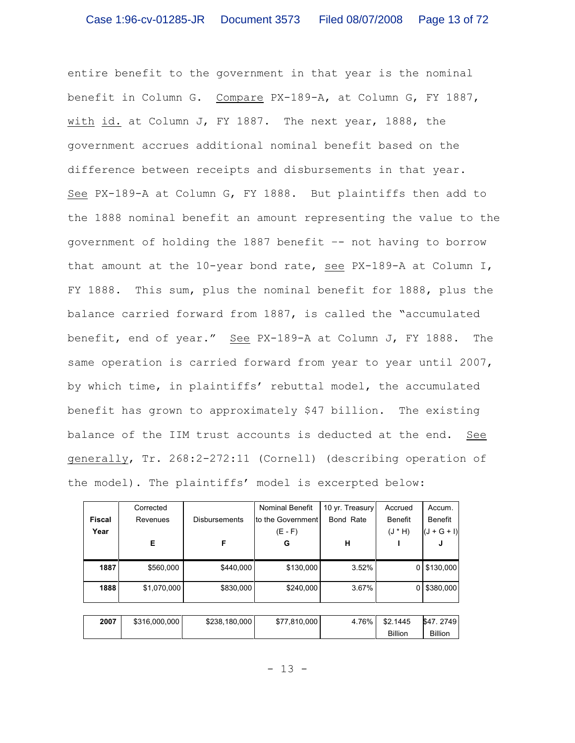entire benefit to the government in that year is the nominal benefit in Column G. Compare PX-189-A, at Column G, FY 1887, with id. at Column J, FY 1887. The next year, 1888, the government accrues additional nominal benefit based on the difference between receipts and disbursements in that year. See PX-189-A at Column G, FY 1888. But plaintiffs then add to the 1888 nominal benefit an amount representing the value to the government of holding the 1887 benefit -- not having to borrow that amount at the 10-year bond rate, see PX-189-A at Column I, FY 1888. This sum, plus the nominal benefit for 1888, plus the balance carried forward from 1887, is called the "accumulated benefit, end of year." See PX-189-A at Column J, FY 1888. The same operation is carried forward from year to year until 2007, by which time, in plaintiffs' rebuttal model, the accumulated benefit has grown to approximately $47 billion. The existing balance of the IIM trust accounts is deducted at the end. See generally, Tr. 268:2-272:11 (Cornell) (describing operation of the model). The plaintiffs' model is excerpted below:

| Fiscal Year | Corrected Revenues<br>E | Disbursements<br>F | Nominal Benefit to the Government (E - F)<br>G | 10 yr. Treasury Bond Rate<br>H | Accrued Benefit (J * H)<br>I | Accum. Benefit (J + G + I)<br>J |
|---|---|---|---|---|---|---|
| 1887 | $560,000 | $440,000 | $130,000 | 3.52% | 0 | $130,000 |
| 1888 | $1,070,000 | $830,000 | $240,000 | 3.67% | 0 | $380,000 |
| 2007 | $316,000,000 | $238,180,000 | $77,810,000 | 4.76% | $2.1445 Billion | $47. 2749 Billion |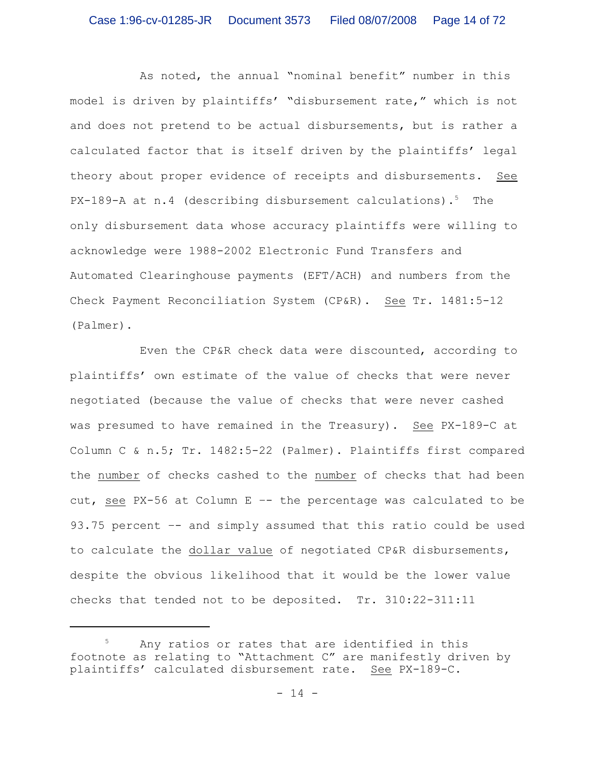As noted, the annual "nominal benefit" number in this model is driven by plaintiffs' "disbursement rate," which is not and does not pretend to be actual disbursements, but is rather a calculated factor that is itself driven by the plaintiffs' legal theory about proper evidence of receipts and disbursements. See PX-189-A at n.4 (describing disbursement calculations).[5] The only disbursement data whose accuracy plaintiffs were willing to acknowledge were 1988-2002 Electronic Fund Transfers and Automated Clearinghouse payments (EFT/ACH) and numbers from the Check Payment Reconciliation System (CP&R). See Tr. 1481:5-12 (Palmer).

Even the CP&R check data were discounted, according to plaintiffs' own estimate of the value of checks that were never negotiated (because the value of checks that were never cashed was presumed to have remained in the Treasury). See PX-189-C at Column C & n.5; Tr. 1482:5-22 (Palmer). Plaintiffs first compared the number of checks cashed to the number of checks that had been cut, see PX-56 at Column E -- the percentage was calculated to be 93.75 percent -- and simply assumed that this ratio could be used to calculate the dollar value of negotiated CP&R disbursements, despite the obvious likelihood that it would be the lower value checks that tended not to be deposited. Tr. 310:22-311:11

---

[5] Any ratios or rates that are identified in this footnote as relating to "Attachment C" are manifestly driven by plaintiffs' calculated disbursement rate. See PX-189-C.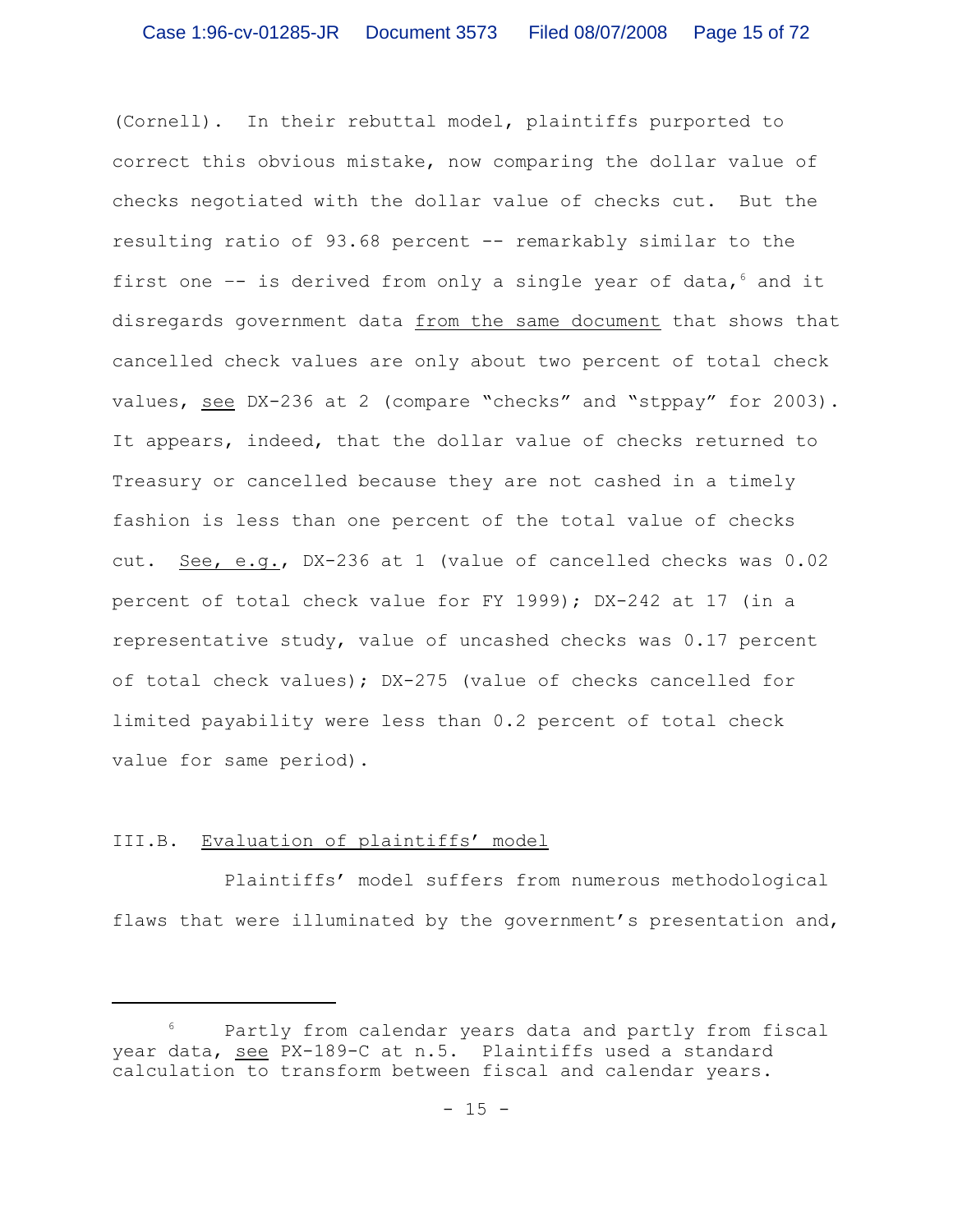(Cornell). In their rebuttal model, plaintiffs purported to correct this obvious mistake, now comparing the dollar value of checks negotiated with the dollar value of checks cut. But the resulting ratio of 93.68 percent -- remarkably similar to the first one -- is derived from only a single year of data,[6] and it disregards government data <u>from the same document</u> that shows that cancelled check values are only about two percent of total check values, <u>see</u> DX-236 at 2 (compare "checks" and "stppay" for 2003). It appears, indeed, that the dollar value of checks returned to Treasury or cancelled because they are not cashed in a timely fashion is less than one percent of the total value of checks cut. <u>See, e.g.</u>, DX-236 at 1 (value of cancelled checks was 0.02 percent of total check value for FY 1999); DX-242 at 17 (in a representative study, value of uncashed checks was 0.17 percent of total check values); DX-275 (value of checks cancelled for limited payability were less than 0.2 percent of total check value for same period).

## III.B. <u>Evaluation of plaintiffs' model</u>

Plaintiffs' model suffers from numerous methodological flaws that were illuminated by the government's presentation and,

---

[6] Partly from calendar years data and partly from fiscal year data, <u>see</u> PX-189-C at n.5. Plaintiffs used a standard calculation to transform between fiscal and calendar years.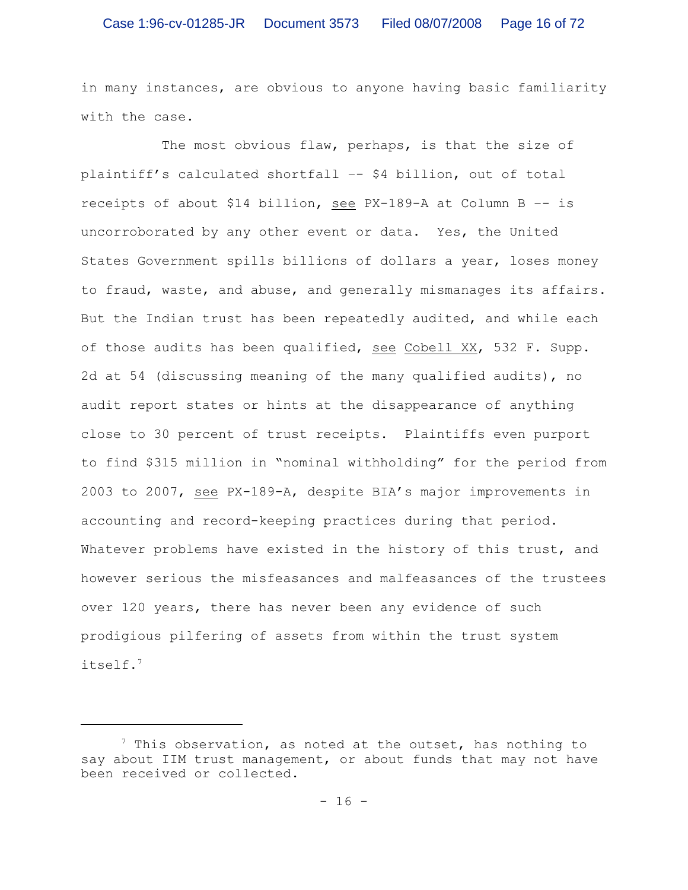in many instances, are obvious to anyone having basic familiarity with the case.

The most obvious flaw, perhaps, is that the size of plaintiff's calculated shortfall -- $4 billion, out of total receipts of about $14 billion, _see_ PX-189-A at Column B -- is uncorroborated by any other event or data. Yes, the United States Government spills billions of dollars a year, loses money to fraud, waste, and abuse, and generally mismanages its affairs. But the Indian trust has been repeatedly audited, and while each of those audits has been qualified, _see_ _Cobell XX_, 532 F. Supp. 2d at 54 (discussing meaning of the many qualified audits), no audit report states or hints at the disappearance of anything close to 30 percent of trust receipts. Plaintiffs even purport to find $315 million in "nominal withholding" for the period from 2003 to 2007, _see_ PX-189-A, despite BIA's major improvements in accounting and record-keeping practices during that period. Whatever problems have existed in the history of this trust, and however serious the misfeasances and malfeasances of the trustees over 120 years, there has never been any evidence of such prodigious pilfering of assets from within the trust system itself.[7]

---

[7] This observation, as noted at the outset, has nothing to say about IIM trust management, or about funds that may not have been received or collected.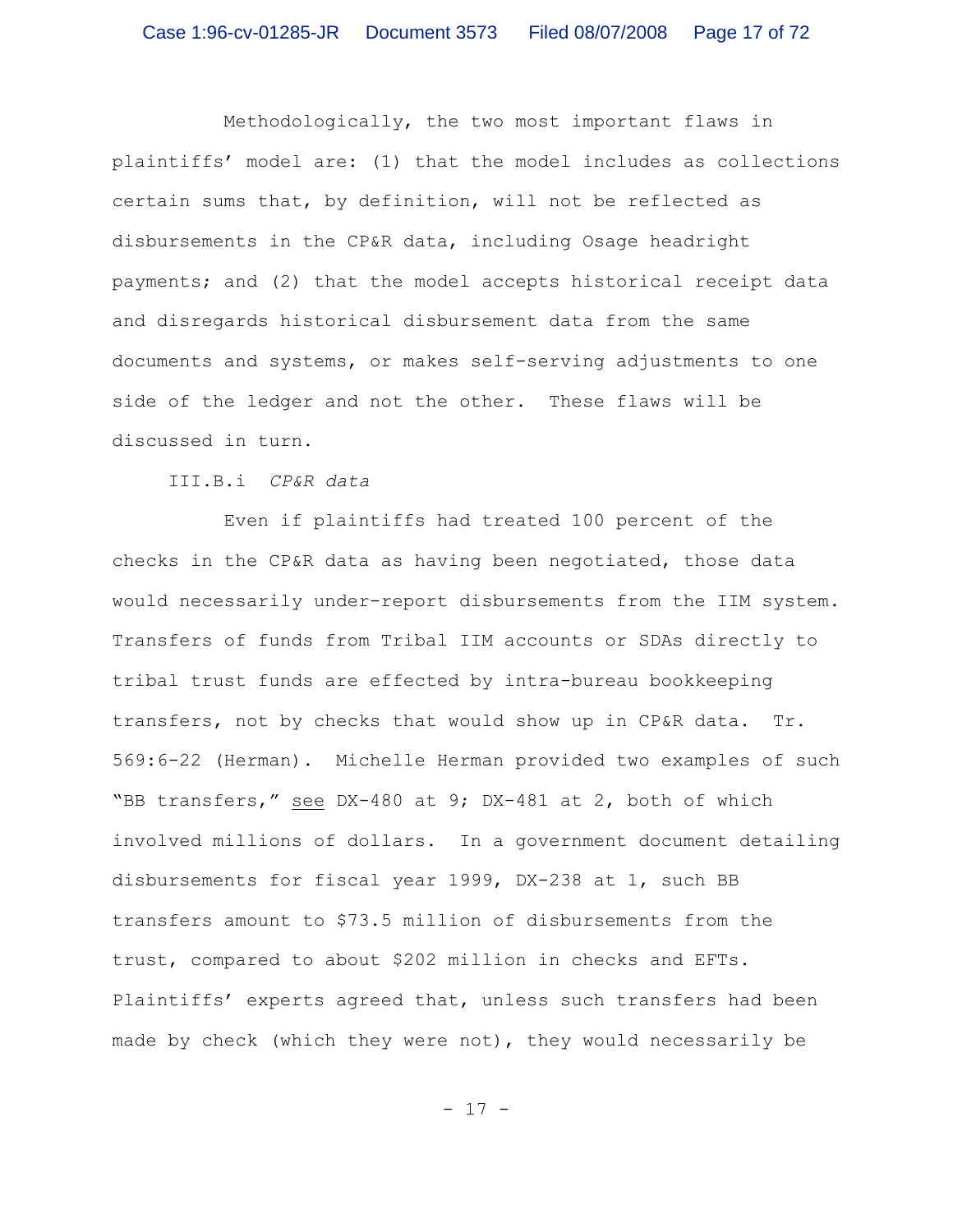Methodologically, the two most important flaws in plaintiffs' model are: (1) that the model includes as collections certain sums that, by definition, will not be reflected as disbursements in the CP&R data, including Osage headright payments; and (2) that the model accepts historical receipt data and disregards historical disbursement data from the same documents and systems, or makes self-serving adjustments to one side of the ledger and not the other. These flaws will be discussed in turn.

III.B.i *CP&R data*

Even if plaintiffs had treated 100 percent of the checks in the CP&R data as having been negotiated, those data would necessarily under-report disbursements from the IIM system. Transfers of funds from Tribal IIM accounts or SDAs directly to tribal trust funds are effected by intra-bureau bookkeeping transfers, not by checks that would show up in CP&R data. Tr. 569:6-22 (Herman). Michelle Herman provided two examples of such "BB transfers," see DX-480 at 9; DX-481 at 2, both of which involved millions of dollars. In a government document detailing disbursements for fiscal year 1999, DX-238 at 1, such BB transfers amount to $73.5 million of disbursements from the trust, compared to about $202 million in checks and EFTs. Plaintiffs' experts agreed that, unless such transfers had been made by check (which they were not), they would necessarily be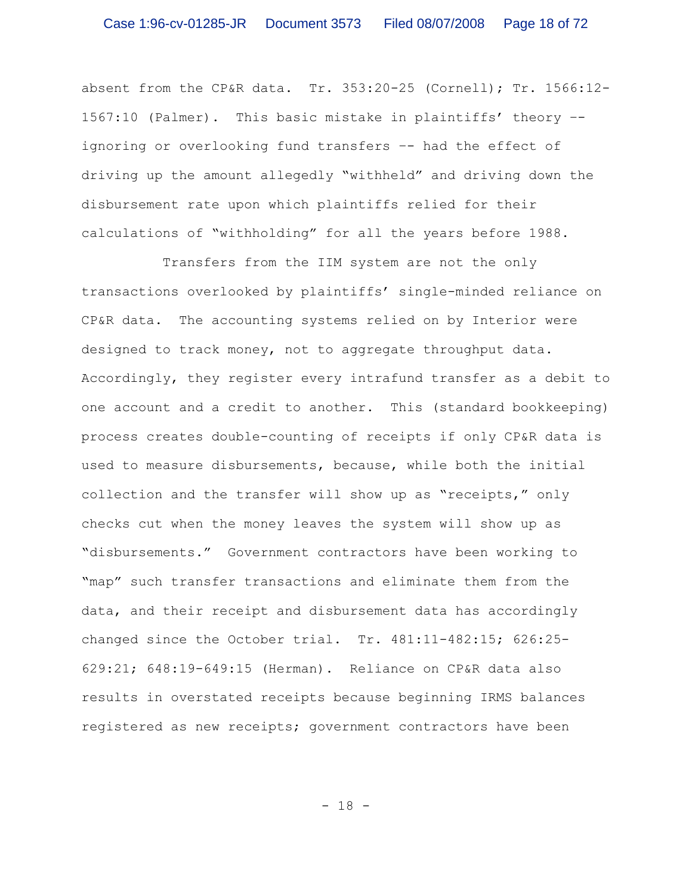absent from the CP&R data. Tr. 353:20-25 (Cornell); Tr. 1566:12-1567:10 (Palmer). This basic mistake in plaintiffs' theory -- ignoring or overlooking fund transfers -- had the effect of driving up the amount allegedly "withheld" and driving down the disbursement rate upon which plaintiffs relied for their calculations of "withholding" for all the years before 1988.

Transfers from the IIM system are not the only transactions overlooked by plaintiffs' single-minded reliance on CP&R data. The accounting systems relied on by Interior were designed to track money, not to aggregate throughput data. Accordingly, they register every intrafund transfer as a debit to one account and a credit to another. This (standard bookkeeping) process creates double-counting of receipts if only CP&R data is used to measure disbursements, because, while both the initial collection and the transfer will show up as "receipts," only checks cut when the money leaves the system will show up as "disbursements." Government contractors have been working to "map" such transfer transactions and eliminate them from the data, and their receipt and disbursement data has accordingly changed since the October trial. Tr. 481:11-482:15; 626:25-629:21; 648:19-649:15 (Herman). Reliance on CP&R data also results in overstated receipts because beginning IRMS balances registered as new receipts; government contractors have been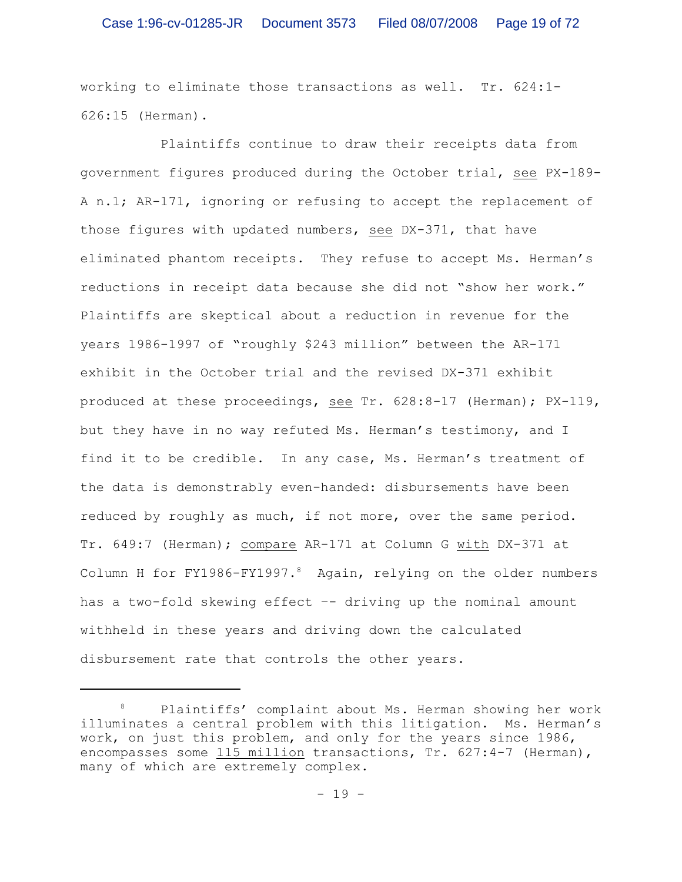working to eliminate those transactions as well. Tr. 624:1-626:15 (Herman).

Plaintiffs continue to draw their receipts data from government figures produced during the October trial, see PX-189-A n.1; AR-171, ignoring or refusing to accept the replacement of those figures with updated numbers, see DX-371, that have eliminated phantom receipts. They refuse to accept Ms. Herman's reductions in receipt data because she did not "show her work." Plaintiffs are skeptical about a reduction in revenue for the years 1986-1997 of "roughly $243 million" between the AR-171 exhibit in the October trial and the revised DX-371 exhibit produced at these proceedings, see Tr. 628:8-17 (Herman); PX-119, but they have in no way refuted Ms. Herman's testimony, and I find it to be credible. In any case, Ms. Herman's treatment of the data is demonstrably even-handed: disbursements have been reduced by roughly as much, if not more, over the same period. Tr. 649:7 (Herman); compare AR-171 at Column G with DX-371 at Column H for FY1986-FY1997.[8] Again, relying on the older numbers has a two-fold skewing effect -- driving up the nominal amount withheld in these years and driving down the calculated disbursement rate that controls the other years.

---

[8] Plaintiffs' complaint about Ms. Herman showing her work illuminates a central problem with this litigation. Ms. Herman's work, on just this problem, and only for the years since 1986, encompasses some 115 million transactions, Tr. 627:4-7 (Herman), many of which are extremely complex.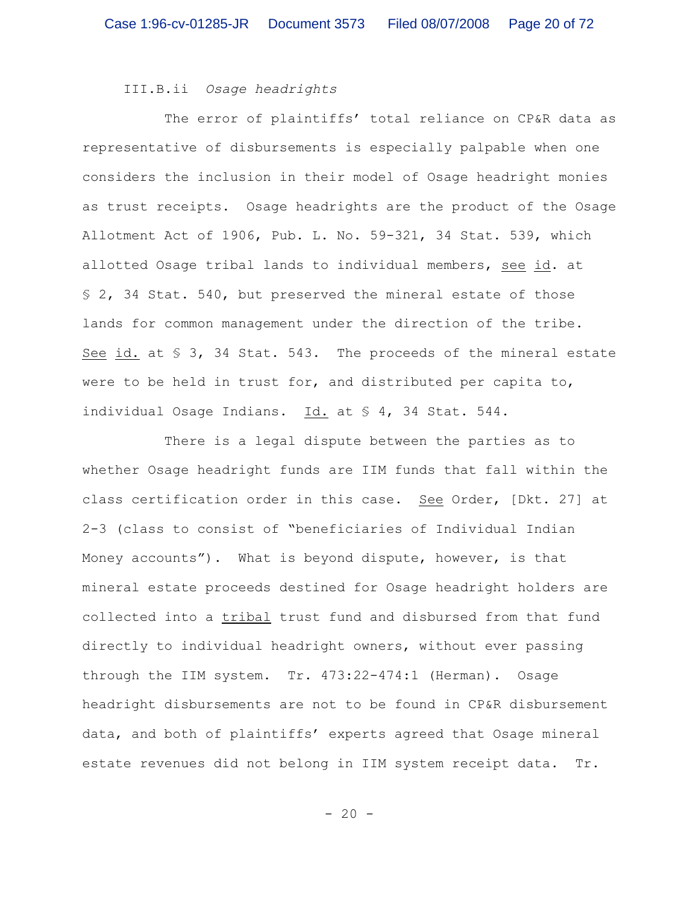III.B.ii *Osage headrights*

The error of plaintiffs' total reliance on CP&R data as representative of disbursements is especially palpable when one considers the inclusion in their model of Osage headright monies as trust receipts. Osage headrights are the product of the Osage Allotment Act of 1906, Pub. L. No. 59-321, 34 Stat. 539, which allotted Osage tribal lands to individual members, see id. at § 2, 34 Stat. 540, but preserved the mineral estate of those lands for common management under the direction of the tribe. See id. at § 3, 34 Stat. 543. The proceeds of the mineral estate were to be held in trust for, and distributed per capita to, individual Osage Indians. Id. at § 4, 34 Stat. 544.

There is a legal dispute between the parties as to whether Osage headright funds are IIM funds that fall within the class certification order in this case. See Order, [Dkt. 27] at 2-3 (class to consist of "beneficiaries of Individual Indian Money accounts"). What is beyond dispute, however, is that mineral estate proceeds destined for Osage headright holders are collected into a tribal trust fund and disbursed from that fund directly to individual headright owners, without ever passing through the IIM system. Tr. 473:22-474:1 (Herman). Osage headright disbursements are not to be found in CP&R disbursement data, and both of plaintiffs' experts agreed that Osage mineral estate revenues did not belong in IIM system receipt data. Tr.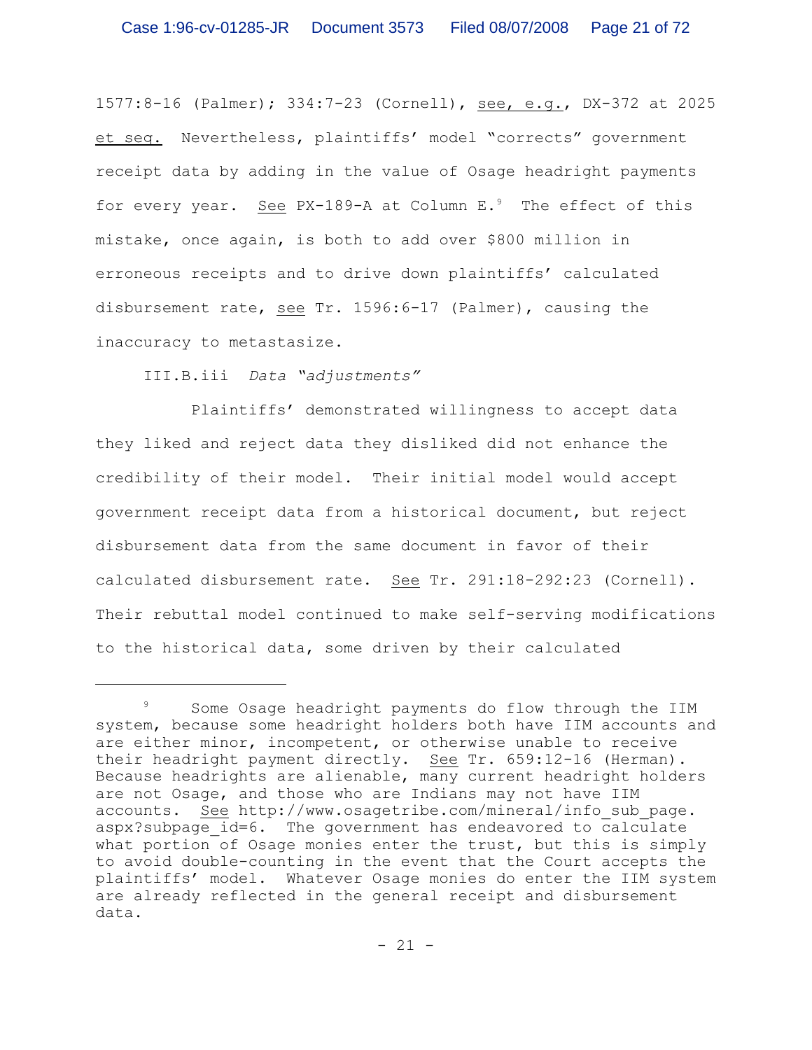1577:8-16 (Palmer); 334:7-23 (Cornell), see, e.g., DX-372 at 2025 et seq. Nevertheless, plaintiffs' model "corrects" government receipt data by adding in the value of Osage headright payments for every year. See PX-189-A at Column E.[9] The effect of this mistake, once again, is both to add over $800 million in erroneous receipts and to drive down plaintiffs' calculated disbursement rate, see Tr. 1596:6-17 (Palmer), causing the inaccuracy to metastasize.

III.B.iii *Data "adjustments"*

Plaintiffs' demonstrated willingness to accept data they liked and reject data they disliked did not enhance the credibility of their model. Their initial model would accept government receipt data from a historical document, but reject disbursement data from the same document in favor of their calculated disbursement rate. See Tr. 291:18-292:23 (Cornell). Their rebuttal model continued to make self-serving modifications to the historical data, some driven by their calculated

---

[9] Some Osage headright payments do flow through the IIM system, because some headright holders both have IIM accounts and are either minor, incompetent, or otherwise unable to receive their headright payment directly. See Tr. 659:12-16 (Herman). Because headrights are alienable, many current headright holders are not Osage, and those who are Indians may not have IIM accounts. See http://www.osagetribe.com/mineral/info_sub_page.aspx?subpage_id=6. The government has endeavored to calculate what portion of Osage monies enter the trust, but this is simply to avoid double-counting in the event that the Court accepts the plaintiffs' model. Whatever Osage monies do enter the IIM system are already reflected in the general receipt and disbursement data.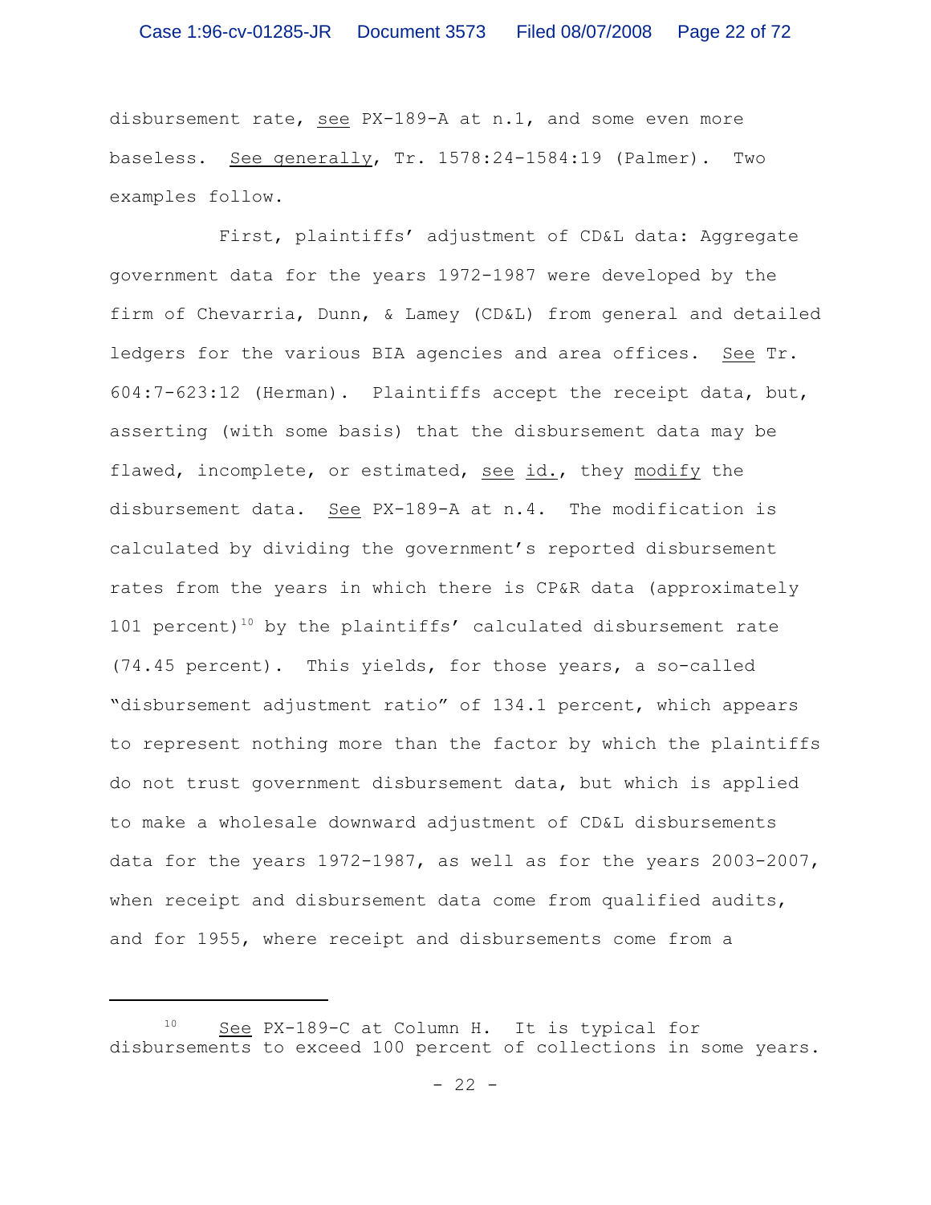disbursement rate, _see_ PX-189-A at n.1, and some even more baseless. _See generally_, Tr. 1578:24-1584:19 (Palmer). Two examples follow.

First, plaintiffs' adjustment of CD&L data: Aggregate government data for the years 1972-1987 were developed by the firm of Chevarria, Dunn, & Lamey (CD&L) from general and detailed ledgers for the various BIA agencies and area offices. _See_ Tr. 604:7-623:12 (Herman). Plaintiffs accept the receipt data, but, asserting (with some basis) that the disbursement data may be flawed, incomplete, or estimated, _see id._, they _modify_ the disbursement data. _See_ PX-189-A at n.4. The modification is calculated by dividing the government's reported disbursement rates from the years in which there is CP&R data (approximately 101 percent)[10] by the plaintiffs' calculated disbursement rate (74.45 percent). This yields, for those years, a so-called "disbursement adjustment ratio" of 134.1 percent, which appears to represent nothing more than the factor by which the plaintiffs do not trust government disbursement data, but which is applied to make a wholesale downward adjustment of CD&L disbursements data for the years 1972-1987, as well as for the years 2003-2007, when receipt and disbursement data come from qualified audits, and for 1955, where receipt and disbursements come from a

---

[10] _See_ PX-189-C at Column H. It is typical for disbursements to exceed 100 percent of collections in some years.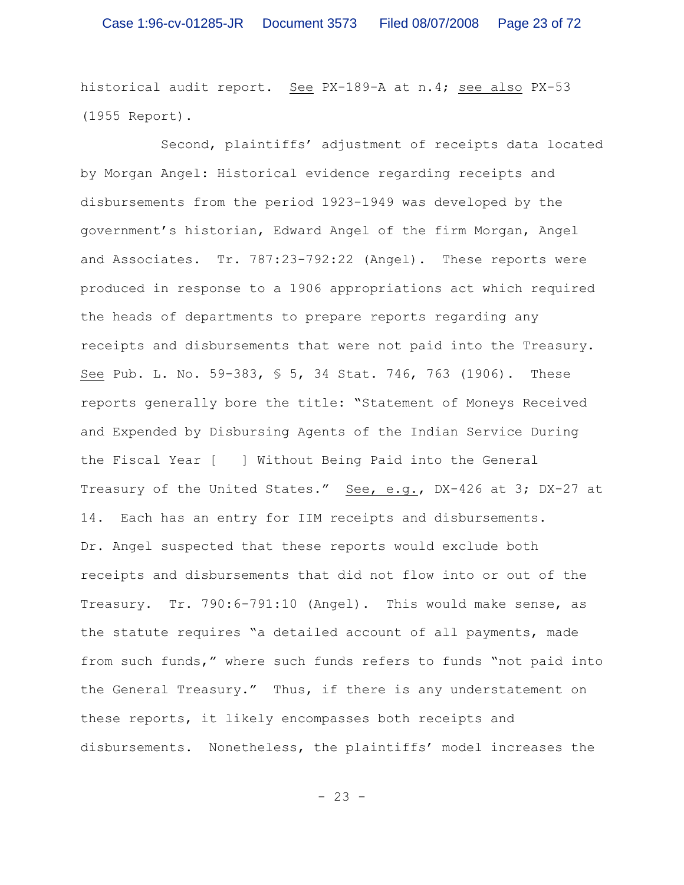historical audit report. <u>See</u> PX-189-A at n.4; <u>see also</u> PX-53 (1955 Report).

Second, plaintiffs' adjustment of receipts data located by Morgan Angel: Historical evidence regarding receipts and disbursements from the period 1923-1949 was developed by the government's historian, Edward Angel of the firm Morgan, Angel and Associates. Tr. 787:23-792:22 (Angel). These reports were produced in response to a 1906 appropriations act which required the heads of departments to prepare reports regarding any receipts and disbursements that were not paid into the Treasury. <u>See</u> Pub. L. No. 59-383, § 5, 34 Stat. 746, 763 (1906). These reports generally bore the title: "Statement of Moneys Received and Expended by Disbursing Agents of the Indian Service During the Fiscal Year [ ] Without Being Paid into the General Treasury of the United States." <u>See, e.g.</u>, DX-426 at 3; DX-27 at 14. Each has an entry for IIM receipts and disbursements. Dr. Angel suspected that these reports would exclude both receipts and disbursements that did not flow into or out of the Treasury. Tr. 790:6-791:10 (Angel). This would make sense, as the statute requires "a detailed account of all payments, made from such funds," where such funds refers to funds "not paid into the General Treasury." Thus, if there is any understatement on these reports, it likely encompasses both receipts and disbursements. Nonetheless, the plaintiffs' model increases the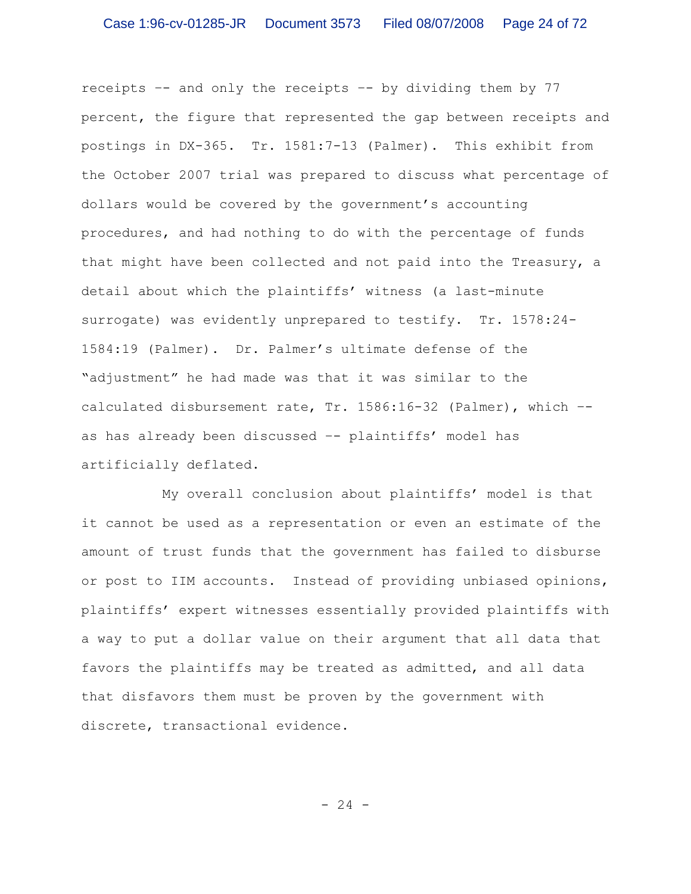receipts -- and only the receipts -- by dividing them by 77 percent, the figure that represented the gap between receipts and postings in DX-365. Tr. 1581:7-13 (Palmer). This exhibit from the October 2007 trial was prepared to discuss what percentage of dollars would be covered by the government's accounting procedures, and had nothing to do with the percentage of funds that might have been collected and not paid into the Treasury, a detail about which the plaintiffs' witness (a last-minute surrogate) was evidently unprepared to testify. Tr. 1578:24-1584:19 (Palmer). Dr. Palmer's ultimate defense of the "adjustment" he had made was that it was similar to the calculated disbursement rate, Tr. 1586:16-32 (Palmer), which -- as has already been discussed -- plaintiffs' model has artificially deflated.

My overall conclusion about plaintiffs' model is that it cannot be used as a representation or even an estimate of the amount of trust funds that the government has failed to disburse or post to IIM accounts. Instead of providing unbiased opinions, plaintiffs' expert witnesses essentially provided plaintiffs with a way to put a dollar value on their argument that all data that favors the plaintiffs may be treated as admitted, and all data that disfavors them must be proven by the government with discrete, transactional evidence.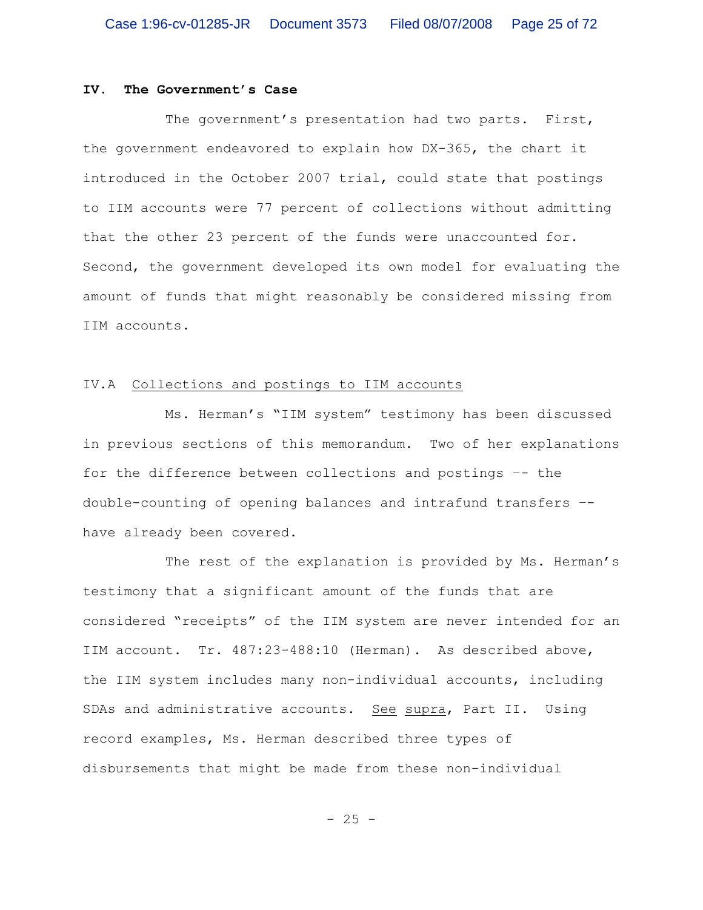## IV. The Government's Case

The government's presentation had two parts. First, the government endeavored to explain how DX-365, the chart it introduced in the October 2007 trial, could state that postings to IIM accounts were 77 percent of collections without admitting that the other 23 percent of the funds were unaccounted for. Second, the government developed its own model for evaluating the amount of funds that might reasonably be considered missing from IIM accounts.

### IV.A Collections and postings to IIM accounts

Ms. Herman's "IIM system" testimony has been discussed in previous sections of this memorandum. Two of her explanations for the difference between collections and postings -- the double-counting of opening balances and intrafund transfers -- have already been covered.

The rest of the explanation is provided by Ms. Herman's testimony that a significant amount of the funds that are considered "receipts" of the IIM system are never intended for an IIM account. Tr. 487:23-488:10 (Herman). As described above, the IIM system includes many non-individual accounts, including SDAs and administrative accounts. See supra, Part II. Using record examples, Ms. Herman described three types of disbursements that might be made from these non-individual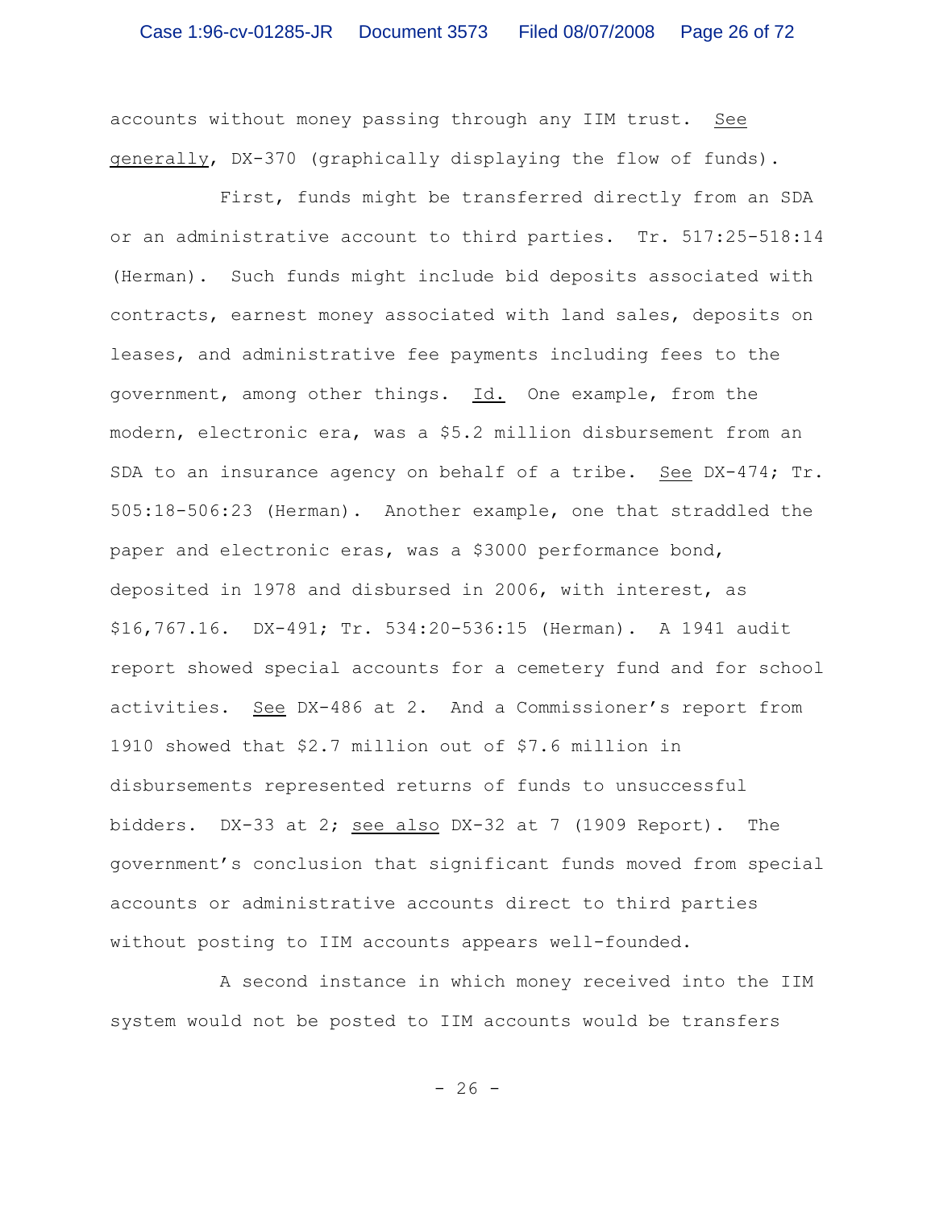accounts without money passing through any IIM trust. _See generally_, DX-370 (graphically displaying the flow of funds).

First, funds might be transferred directly from an SDA or an administrative account to third parties. Tr. 517:25-518:14 (Herman). Such funds might include bid deposits associated with contracts, earnest money associated with land sales, deposits on leases, and administrative fee payments including fees to the government, among other things. _Id._ One example, from the modern, electronic era, was a $5.2 million disbursement from an SDA to an insurance agency on behalf of a tribe. _See_ DX-474; Tr. 505:18-506:23 (Herman). Another example, one that straddled the paper and electronic eras, was a $3000 performance bond, deposited in 1978 and disbursed in 2006, with interest, as $16,767.16. DX-491; Tr. 534:20-536:15 (Herman). A 1941 audit report showed special accounts for a cemetery fund and for school activities. _See_ DX-486 at 2. And a Commissioner's report from 1910 showed that $2.7 million out of $7.6 million in disbursements represented returns of funds to unsuccessful bidders. DX-33 at 2; _see also_ DX-32 at 7 (1909 Report). The government's conclusion that significant funds moved from special accounts or administrative accounts direct to third parties without posting to IIM accounts appears well-founded.

A second instance in which money received into the IIM system would not be posted to IIM accounts would be transfers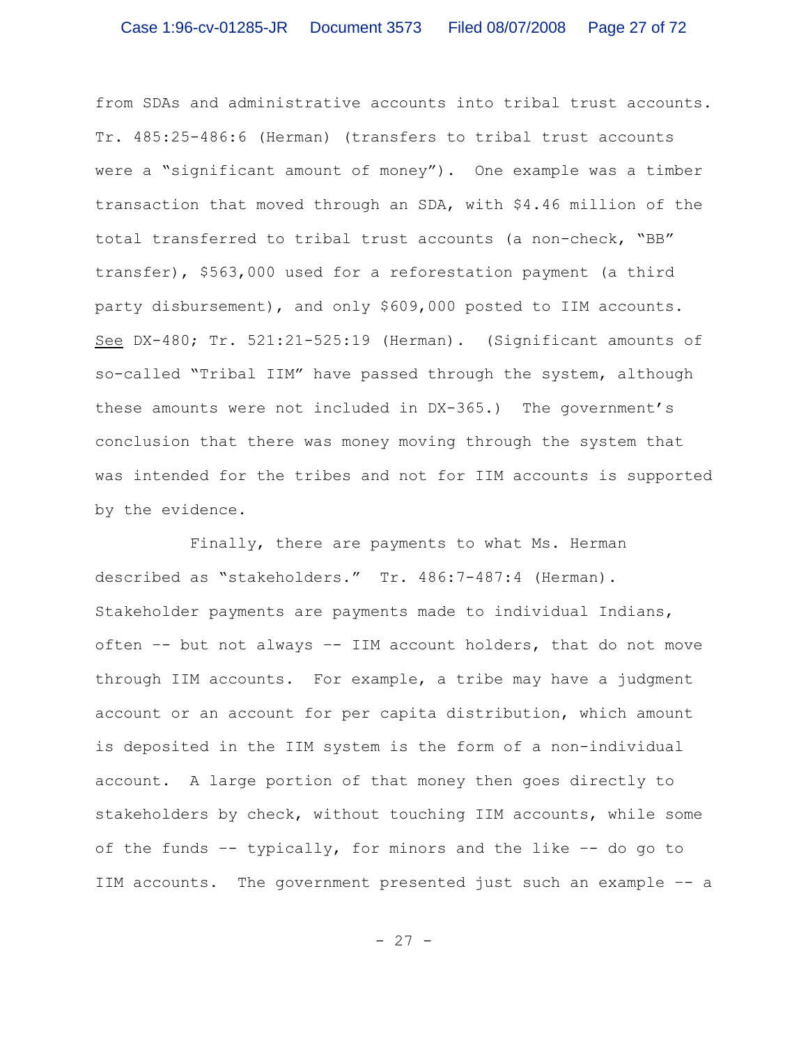from SDAs and administrative accounts into tribal trust accounts. Tr. 485:25-486:6 (Herman) (transfers to tribal trust accounts were a "significant amount of money"). One example was a timber transaction that moved through an SDA, with $4.46 million of the total transferred to tribal trust accounts (a non-check, "BB" transfer), $563,000 used for a reforestation payment (a third party disbursement), and only $609,000 posted to IIM accounts. See DX-480; Tr. 521:21-525:19 (Herman). (Significant amounts of so-called "Tribal IIM" have passed through the system, although these amounts were not included in DX-365.) The government's conclusion that there was money moving through the system that was intended for the tribes and not for IIM accounts is supported by the evidence.

Finally, there are payments to what Ms. Herman described as "stakeholders." Tr. 486:7-487:4 (Herman). Stakeholder payments are payments made to individual Indians, often -- but not always -- IIM account holders, that do not move through IIM accounts. For example, a tribe may have a judgment account or an account for per capita distribution, which amount is deposited in the IIM system is the form of a non-individual account. A large portion of that money then goes directly to stakeholders by check, without touching IIM accounts, while some of the funds -- typically, for minors and the like -- do go to IIM accounts. The government presented just such an example -- a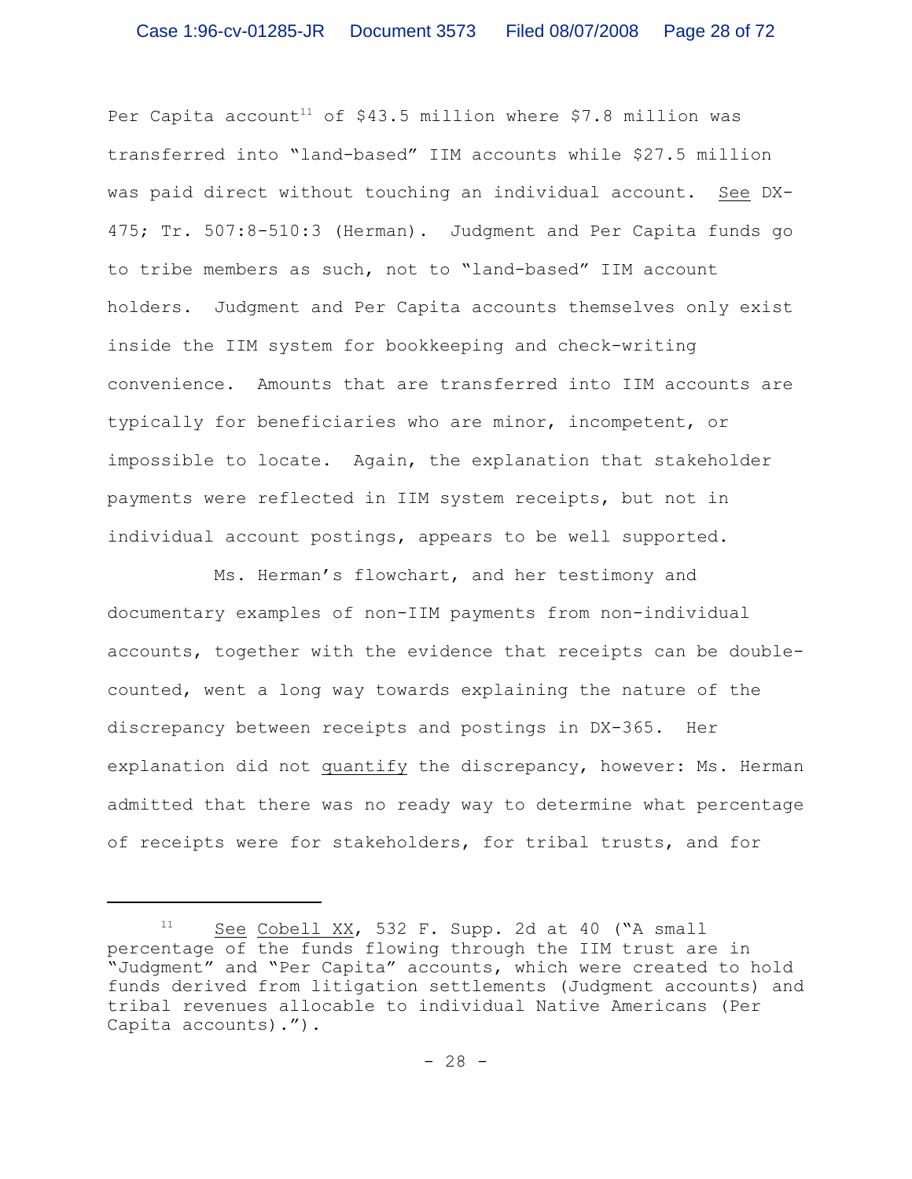Per Capita account[11] of $43.5 million where $7.8 million was transferred into "land-based" IIM accounts while $27.5 million was paid direct without touching an individual account. See DX-475; Tr. 507:8-510:3 (Herman). Judgment and Per Capita funds go to tribe members as such, not to "land-based" IIM account holders. Judgment and Per Capita accounts themselves only exist inside the IIM system for bookkeeping and check-writing convenience. Amounts that are transferred into IIM accounts are typically for beneficiaries who are minor, incompetent, or impossible to locate. Again, the explanation that stakeholder payments were reflected in IIM system receipts, but not in individual account postings, appears to be well supported.

Ms. Herman's flowchart, and her testimony and documentary examples of non-IIM payments from non-individual accounts, together with the evidence that receipts can be double-counted, went a long way towards explaining the nature of the discrepancy between receipts and postings in DX-365. Her explanation did not quantify the discrepancy, however: Ms. Herman admitted that there was no ready way to determine what percentage of receipts were for stakeholders, for tribal trusts, and for

---

[11] See Cobell XX, 532 F. Supp. 2d at 40 ("A small percentage of the funds flowing through the IIM trust are in "Judgment" and "Per Capita" accounts, which were created to hold funds derived from litigation settlements (Judgment accounts) and tribal revenues allocable to individual Native Americans (Per Capita accounts).").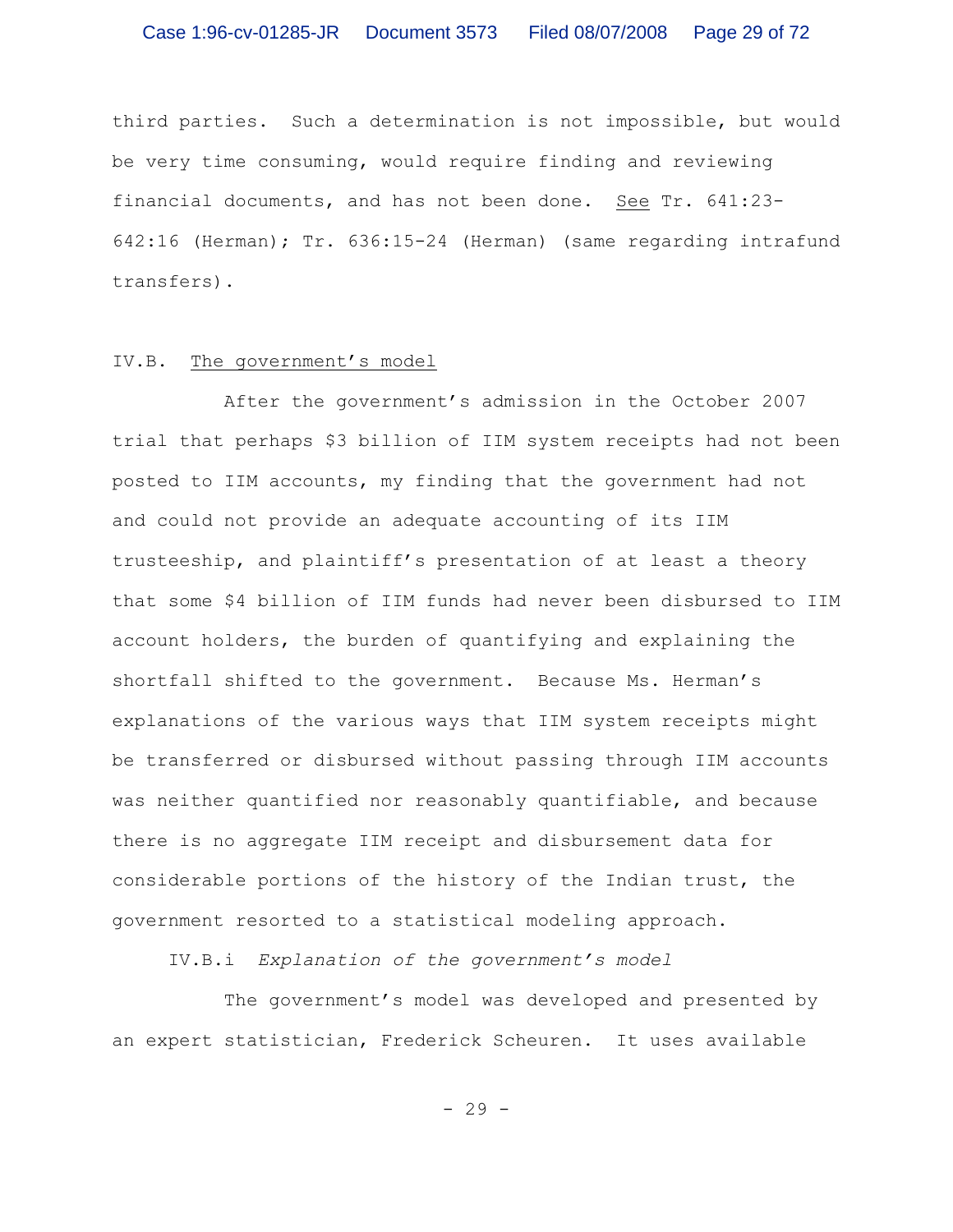third parties. Such a determination is not impossible, but would be very time consuming, would require finding and reviewing financial documents, and has not been done. See Tr. 641:23-642:16 (Herman); Tr. 636:15-24 (Herman) (same regarding intrafund transfers).

## IV.B. The government's model

After the government's admission in the October 2007 trial that perhaps $3 billion of IIM system receipts had not been posted to IIM accounts, my finding that the government had not and could not provide an adequate accounting of its IIM trusteeship, and plaintiff's presentation of at least a theory that some $4 billion of IIM funds had never been disbursed to IIM account holders, the burden of quantifying and explaining the shortfall shifted to the government. Because Ms. Herman's explanations of the various ways that IIM system receipts might be transferred or disbursed without passing through IIM accounts was neither quantified nor reasonably quantifiable, and because there is no aggregate IIM receipt and disbursement data for considerable portions of the history of the Indian trust, the government resorted to a statistical modeling approach.

### IV.B.i *Explanation of the government's model*

The government's model was developed and presented by an expert statistician, Frederick Scheuren. It uses available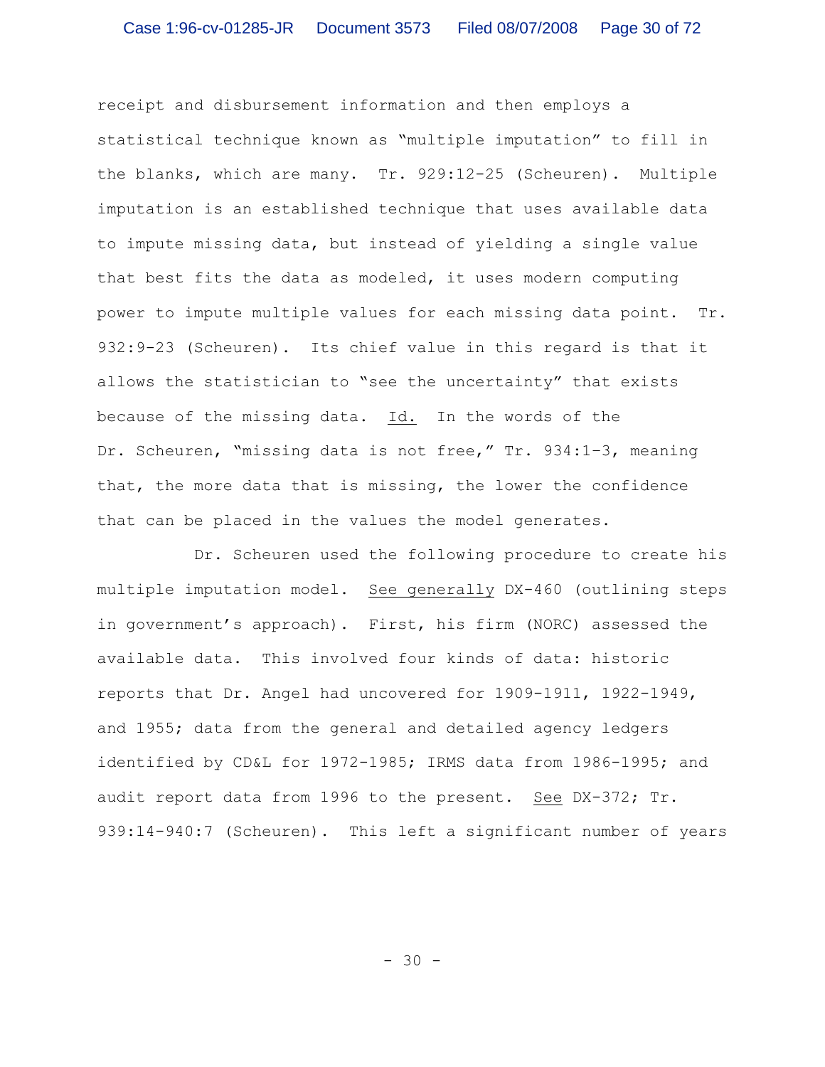receipt and disbursement information and then employs a statistical technique known as "multiple imputation" to fill in the blanks, which are many. Tr. 929:12-25 (Scheuren). Multiple imputation is an established technique that uses available data to impute missing data, but instead of yielding a single value that best fits the data as modeled, it uses modern computing power to impute multiple values for each missing data point. Tr. 932:9-23 (Scheuren). Its chief value in this regard is that it allows the statistician to "see the uncertainty" that exists because of the missing data. Id. In the words of the Dr. Scheuren, "missing data is not free," Tr. 934:1-3, meaning that, the more data that is missing, the lower the confidence that can be placed in the values the model generates.

Dr. Scheuren used the following procedure to create his multiple imputation model. See generally DX-460 (outlining steps in government's approach). First, his firm (NORC) assessed the available data. This involved four kinds of data: historic reports that Dr. Angel had uncovered for 1909-1911, 1922-1949, and 1955; data from the general and detailed agency ledgers identified by CD&L for 1972-1985; IRMS data from 1986-1995; and audit report data from 1996 to the present. See DX-372; Tr. 939:14-940:7 (Scheuren). This left a significant number of years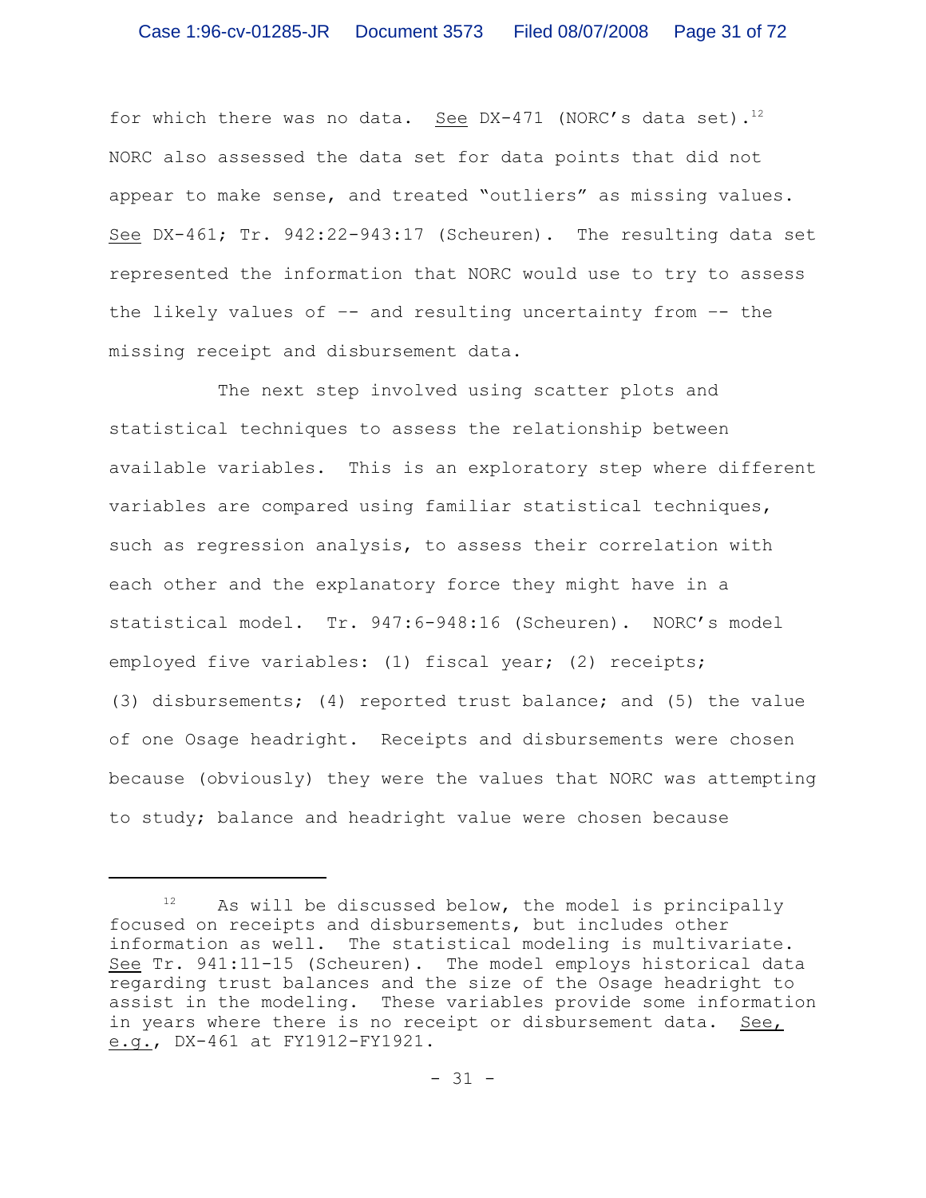for which there was no data. See DX-471 (NORC's data set).[12] NORC also assessed the data set for data points that did not appear to make sense, and treated "outliers" as missing values. See DX-461; Tr. 942:22-943:17 (Scheuren). The resulting data set represented the information that NORC would use to try to assess the likely values of -- and resulting uncertainty from -- the missing receipt and disbursement data.

The next step involved using scatter plots and statistical techniques to assess the relationship between available variables. This is an exploratory step where different variables are compared using familiar statistical techniques, such as regression analysis, to assess their correlation with each other and the explanatory force they might have in a statistical model. Tr. 947:6-948:16 (Scheuren). NORC's model employed five variables: (1) fiscal year; (2) receipts; (3) disbursements; (4) reported trust balance; and (5) the value of one Osage headright. Receipts and disbursements were chosen because (obviously) they were the values that NORC was attempting to study; balance and headright value were chosen because

---

[12] As will be discussed below, the model is principally focused on receipts and disbursements, but includes other information as well. The statistical modeling is multivariate. See Tr. 941:11-15 (Scheuren). The model employs historical data regarding trust balances and the size of the Osage headright to assist in the modeling. These variables provide some information in years where there is no receipt or disbursement data. See, e.g., DX-461 at FY1912-FY1921.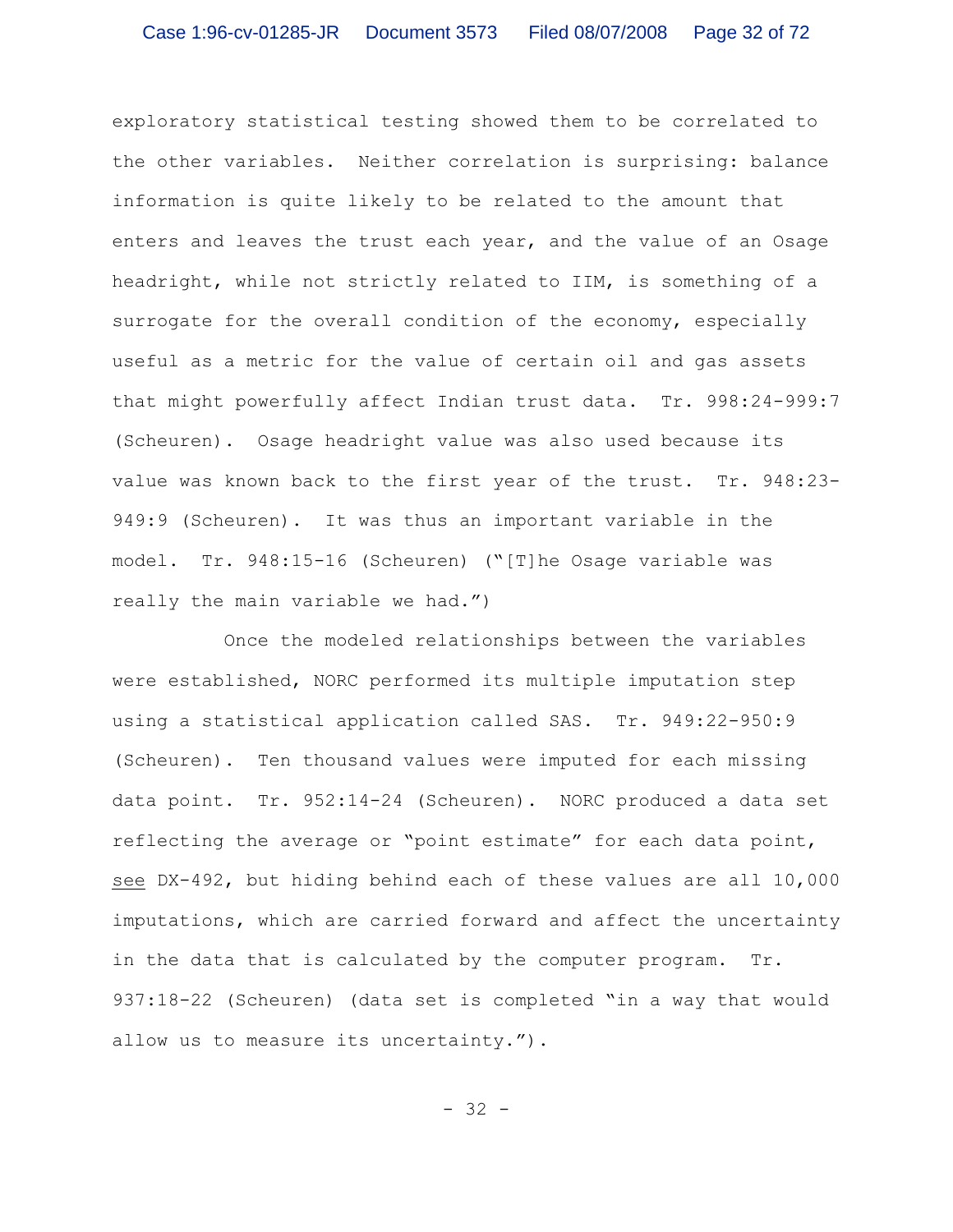exploratory statistical testing showed them to be correlated to the other variables. Neither correlation is surprising: balance information is quite likely to be related to the amount that enters and leaves the trust each year, and the value of an Osage headright, while not strictly related to IIM, is something of a surrogate for the overall condition of the economy, especially useful as a metric for the value of certain oil and gas assets that might powerfully affect Indian trust data. Tr. 998:24-999:7 (Scheuren). Osage headright value was also used because its value was known back to the first year of the trust. Tr. 948:23-949:9 (Scheuren). It was thus an important variable in the model. Tr. 948:15-16 (Scheuren) ("[T]he Osage variable was really the main variable we had.")

Once the modeled relationships between the variables were established, NORC performed its multiple imputation step using a statistical application called SAS. Tr. 949:22-950:9 (Scheuren). Ten thousand values were imputed for each missing data point. Tr. 952:14-24 (Scheuren). NORC produced a data set reflecting the average or "point estimate" for each data point, _see_ DX-492, but hiding behind each of these values are all 10,000 imputations, which are carried forward and affect the uncertainty in the data that is calculated by the computer program. Tr. 937:18-22 (Scheuren) (data set is completed "in a way that would allow us to measure its uncertainty.").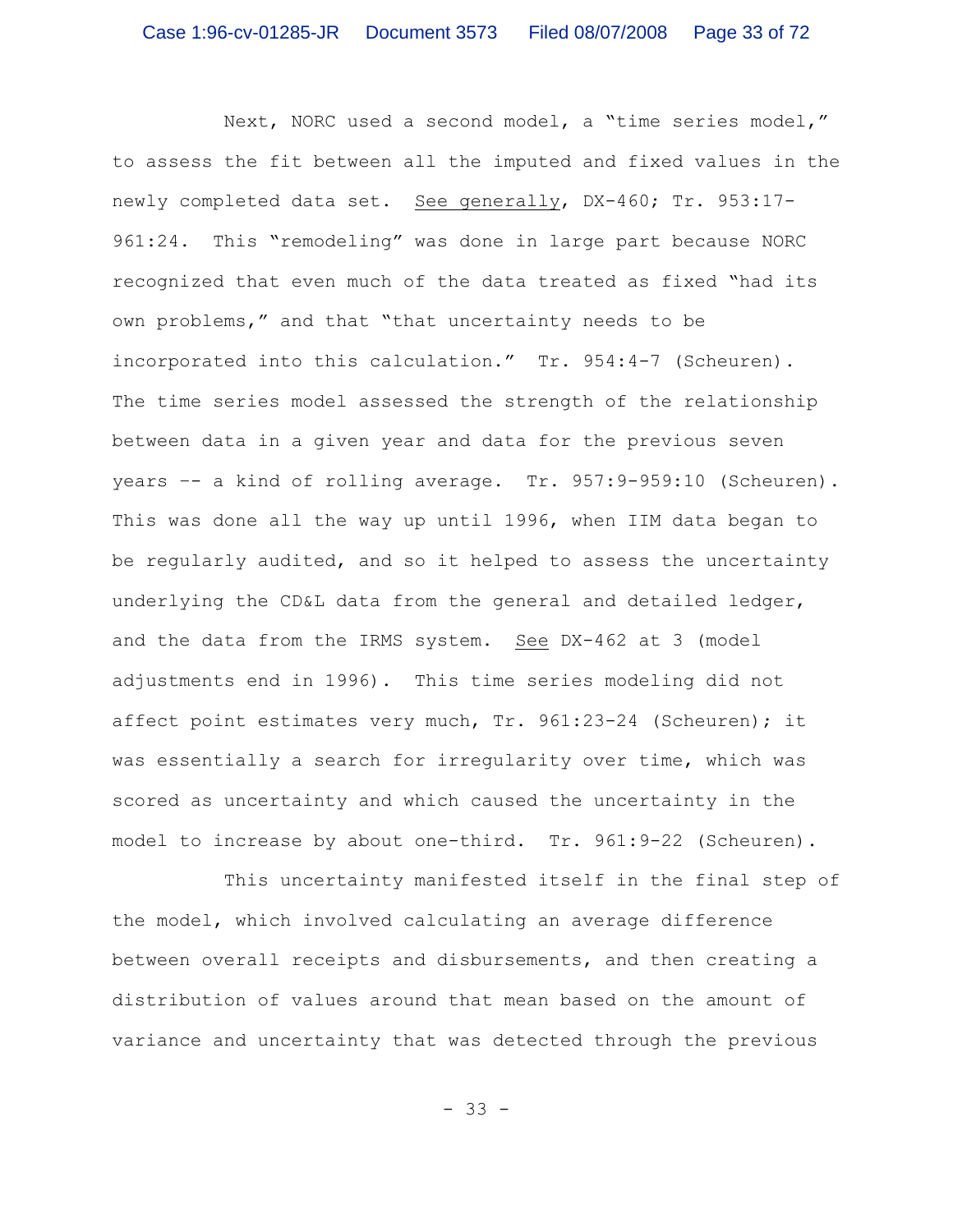Next, NORC used a second model, a "time series model," to assess the fit between all the imputed and fixed values in the newly completed data set. See generally, DX-460; Tr. 953:17-961:24. This "remodeling" was done in large part because NORC recognized that even much of the data treated as fixed "had its own problems," and that "that uncertainty needs to be incorporated into this calculation." Tr. 954:4-7 (Scheuren). The time series model assessed the strength of the relationship between data in a given year and data for the previous seven years -- a kind of rolling average. Tr. 957:9-959:10 (Scheuren). This was done all the way up until 1996, when IIM data began to be regularly audited, and so it helped to assess the uncertainty underlying the CD&L data from the general and detailed ledger, and the data from the IRMS system. See DX-462 at 3 (model adjustments end in 1996). This time series modeling did not affect point estimates very much, Tr. 961:23-24 (Scheuren); it was essentially a search for irregularity over time, which was scored as uncertainty and which caused the uncertainty in the model to increase by about one-third. Tr. 961:9-22 (Scheuren).

This uncertainty manifested itself in the final step of the model, which involved calculating an average difference between overall receipts and disbursements, and then creating a distribution of values around that mean based on the amount of variance and uncertainty that was detected through the previous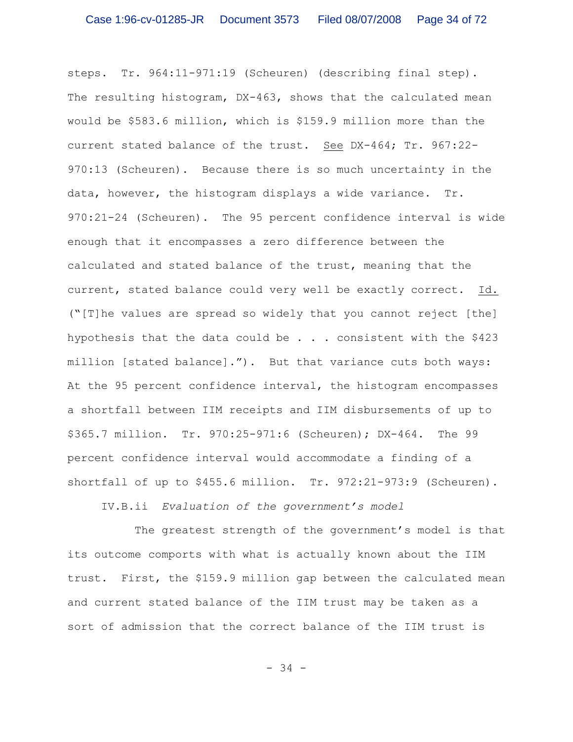steps. Tr. 964:11-971:19 (Scheuren) (describing final step). The resulting histogram, DX-463, shows that the calculated mean would be $583.6 million, which is $159.9 million more than the current stated balance of the trust. See DX-464; Tr. 967:22-970:13 (Scheuren). Because there is so much uncertainty in the data, however, the histogram displays a wide variance. Tr. 970:21-24 (Scheuren). The 95 percent confidence interval is wide enough that it encompasses a zero difference between the calculated and stated balance of the trust, meaning that the current, stated balance could very well be exactly correct. Id. ("[T]he values are spread so widely that you cannot reject [the] hypothesis that the data could be . . . consistent with the $423 million [stated balance]."). But that variance cuts both ways: At the 95 percent confidence interval, the histogram encompasses a shortfall between IIM receipts and IIM disbursements of up to $365.7 million. Tr. 970:25-971:6 (Scheuren); DX-464. The 99 percent confidence interval would accommodate a finding of a shortfall of up to $455.6 million. Tr. 972:21-973:9 (Scheuren).

IV.B.ii *Evaluation of the government's model*

The greatest strength of the government's model is that its outcome comports with what is actually known about the IIM trust. First, the $159.9 million gap between the calculated mean and current stated balance of the IIM trust may be taken as a sort of admission that the correct balance of the IIM trust is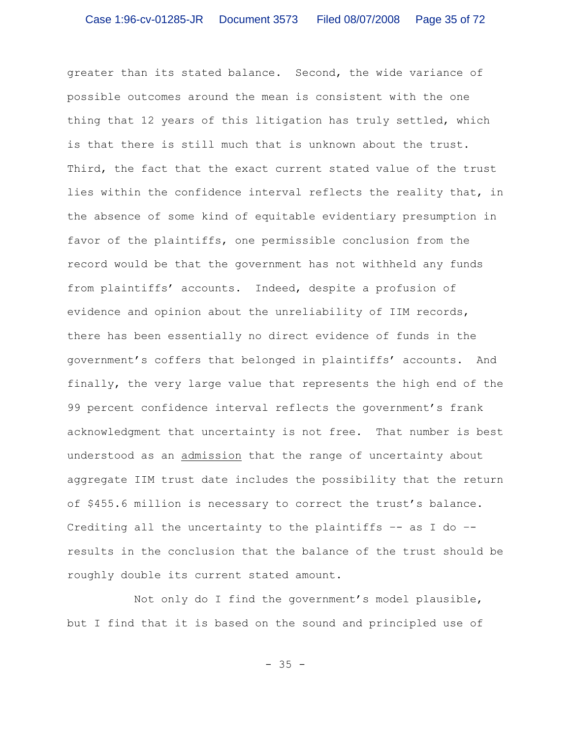greater than its stated balance. Second, the wide variance of possible outcomes around the mean is consistent with the one thing that 12 years of this litigation has truly settled, which is that there is still much that is unknown about the trust. Third, the fact that the exact current stated value of the trust lies within the confidence interval reflects the reality that, in the absence of some kind of equitable evidentiary presumption in favor of the plaintiffs, one permissible conclusion from the record would be that the government has not withheld any funds from plaintiffs' accounts. Indeed, despite a profusion of evidence and opinion about the unreliability of IIM records, there has been essentially no direct evidence of funds in the government's coffers that belonged in plaintiffs' accounts. And finally, the very large value that represents the high end of the 99 percent confidence interval reflects the government's frank acknowledgment that uncertainty is not free. That number is best understood as an <u>admission</u> that the range of uncertainty about aggregate IIM trust date includes the possibility that the return of $455.6 million is necessary to correct the trust's balance. Crediting all the uncertainty to the plaintiffs -- as I do -- results in the conclusion that the balance of the trust should be roughly double its current stated amount.

Not only do I find the government's model plausible, but I find that it is based on the sound and principled use of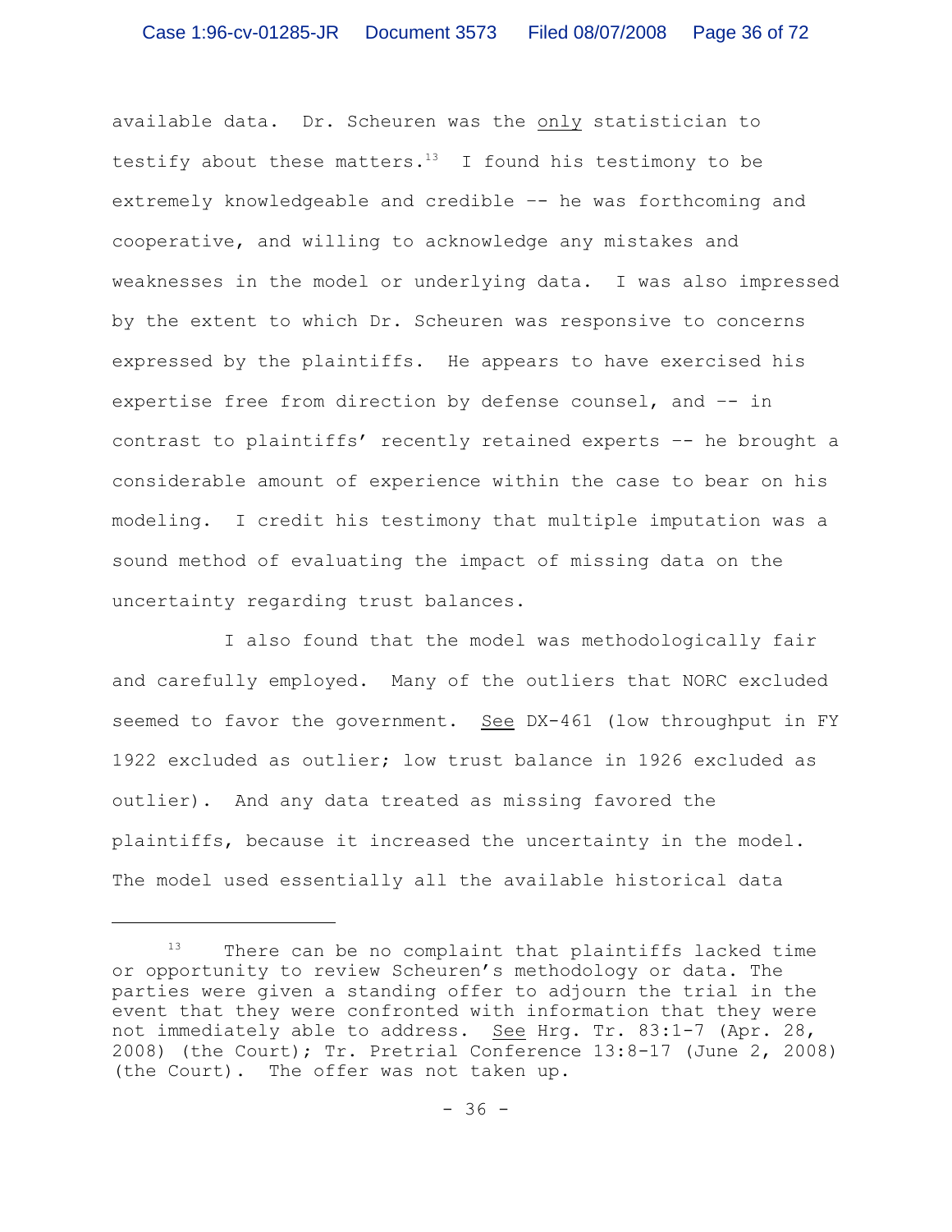available data. Dr. Scheuren was the <u>only</u> statistician to testify about these matters.[13] I found his testimony to be extremely knowledgeable and credible -- he was forthcoming and cooperative, and willing to acknowledge any mistakes and weaknesses in the model or underlying data. I was also impressed by the extent to which Dr. Scheuren was responsive to concerns expressed by the plaintiffs. He appears to have exercised his expertise free from direction by defense counsel, and –- in contrast to plaintiffs' recently retained experts –- he brought a considerable amount of experience within the case to bear on his modeling. I credit his testimony that multiple imputation was a sound method of evaluating the impact of missing data on the uncertainty regarding trust balances.

I also found that the model was methodologically fair and carefully employed. Many of the outliers that NORC excluded seemed to favor the government. <u>See</u> DX-461 (low throughput in FY 1922 excluded as outlier; low trust balance in 1926 excluded as outlier). And any data treated as missing favored the plaintiffs, because it increased the uncertainty in the model. The model used essentially all the available historical data

---

[13] There can be no complaint that plaintiffs lacked time or opportunity to review Scheuren's methodology or data. The parties were given a standing offer to adjourn the trial in the event that they were confronted with information that they were not immediately able to address. <u>See</u> Hrg. Tr. 83:1-7 (Apr. 28, 2008) (the Court); Tr. Pretrial Conference 13:8-17 (June 2, 2008) (the Court). The offer was not taken up.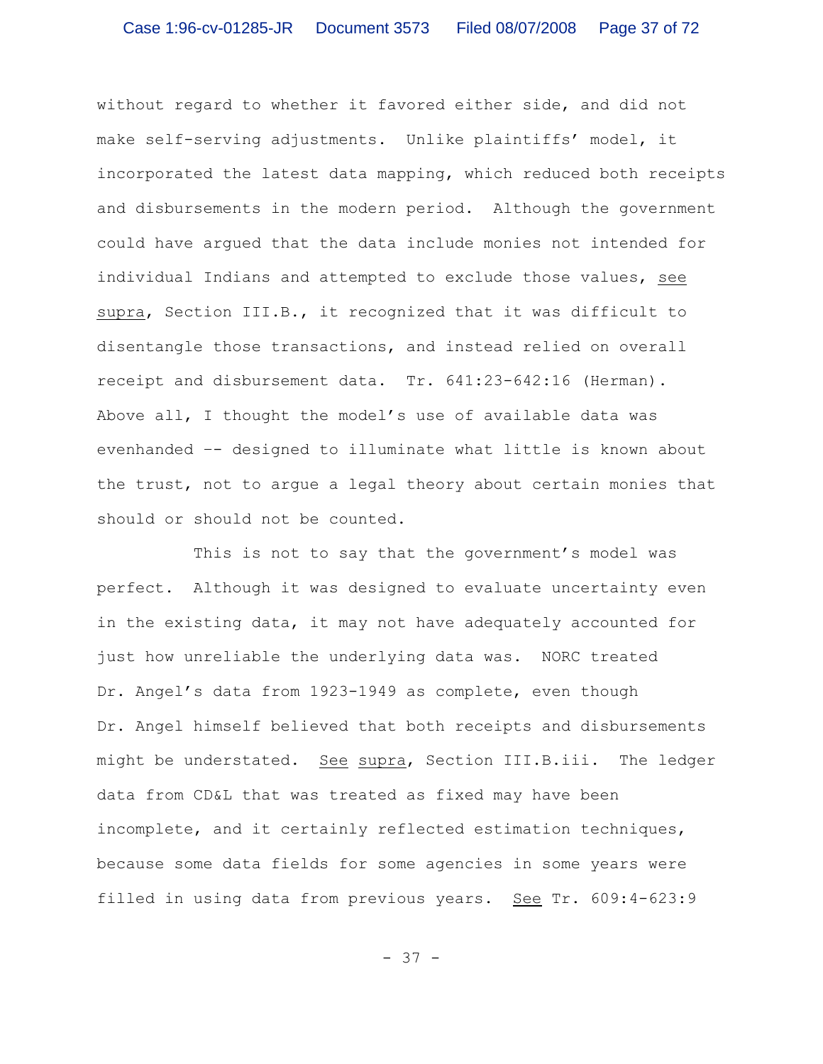without regard to whether it favored either side, and did not make self-serving adjustments. Unlike plaintiffs' model, it incorporated the latest data mapping, which reduced both receipts and disbursements in the modern period. Although the government could have argued that the data include monies not intended for individual Indians and attempted to exclude those values, see supra, Section III.B., it recognized that it was difficult to disentangle those transactions, and instead relied on overall receipt and disbursement data. Tr. 641:23-642:16 (Herman). Above all, I thought the model's use of available data was evenhanded -- designed to illuminate what little is known about the trust, not to argue a legal theory about certain monies that should or should not be counted.

This is not to say that the government's model was perfect. Although it was designed to evaluate uncertainty even in the existing data, it may not have adequately accounted for just how unreliable the underlying data was. NORC treated Dr. Angel's data from 1923-1949 as complete, even though Dr. Angel himself believed that both receipts and disbursements might be understated. See supra, Section III.B.iii. The ledger data from CD&L that was treated as fixed may have been incomplete, and it certainly reflected estimation techniques, because some data fields for some agencies in some years were filled in using data from previous years. See Tr. 609:4-623:9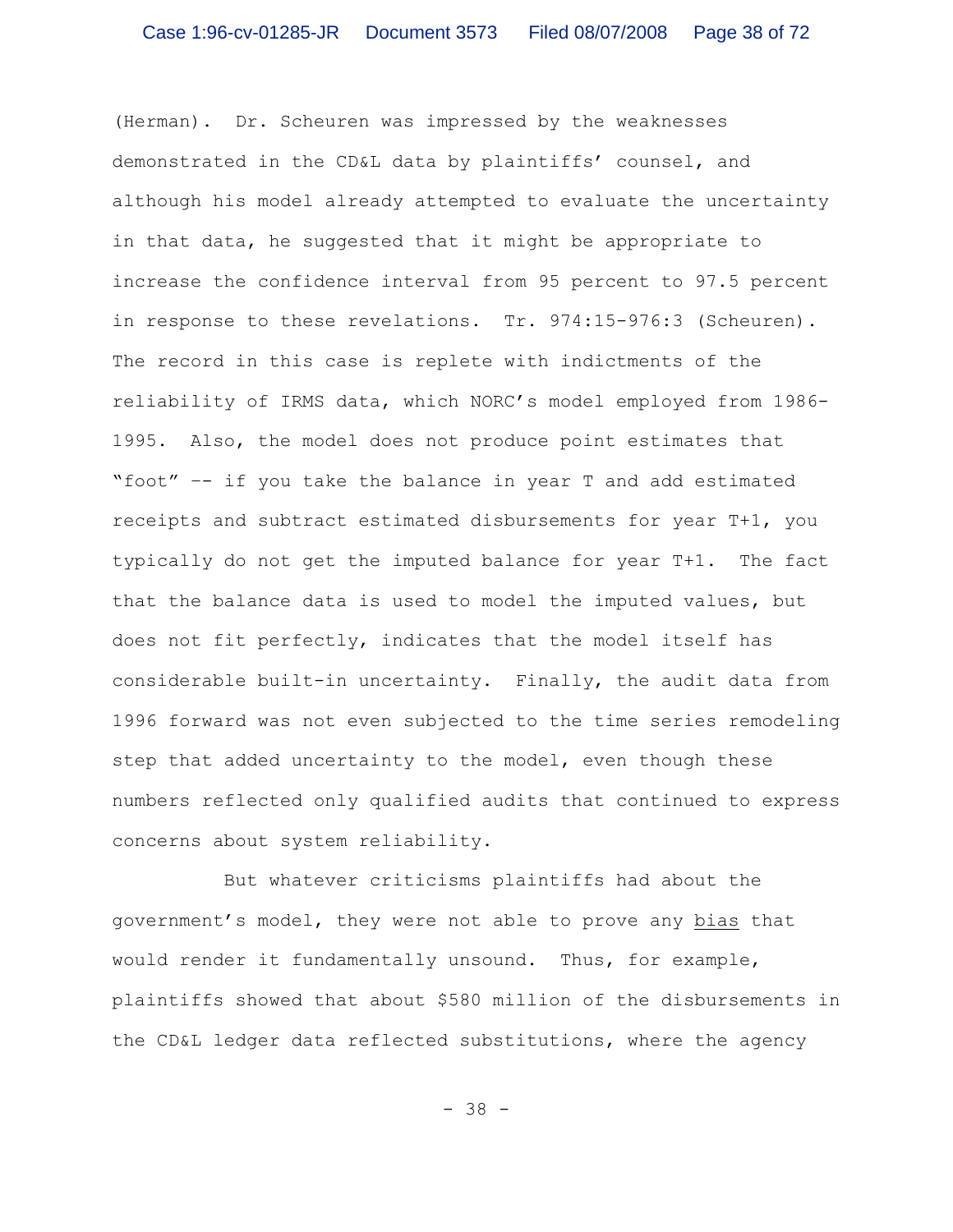(Herman). Dr. Scheuren was impressed by the weaknesses demonstrated in the CD&L data by plaintiffs' counsel, and although his model already attempted to evaluate the uncertainty in that data, he suggested that it might be appropriate to increase the confidence interval from 95 percent to 97.5 percent in response to these revelations. Tr. 974:15-976:3 (Scheuren). The record in this case is replete with indictments of the reliability of IRMS data, which NORC's model employed from 1986-1995. Also, the model does not produce point estimates that "foot" -- if you take the balance in year T and add estimated receipts and subtract estimated disbursements for year T+1, you typically do not get the imputed balance for year T+1. The fact that the balance data is used to model the imputed values, but does not fit perfectly, indicates that the model itself has considerable built-in uncertainty. Finally, the audit data from 1996 forward was not even subjected to the time series remodeling step that added uncertainty to the model, even though these numbers reflected only qualified audits that continued to express concerns about system reliability.

But whatever criticisms plaintiffs had about the government's model, they were not able to prove any <u>bias</u> that would render it fundamentally unsound. Thus, for example, plaintiffs showed that about $580 million of the disbursements in the CD&L ledger data reflected substitutions, where the agency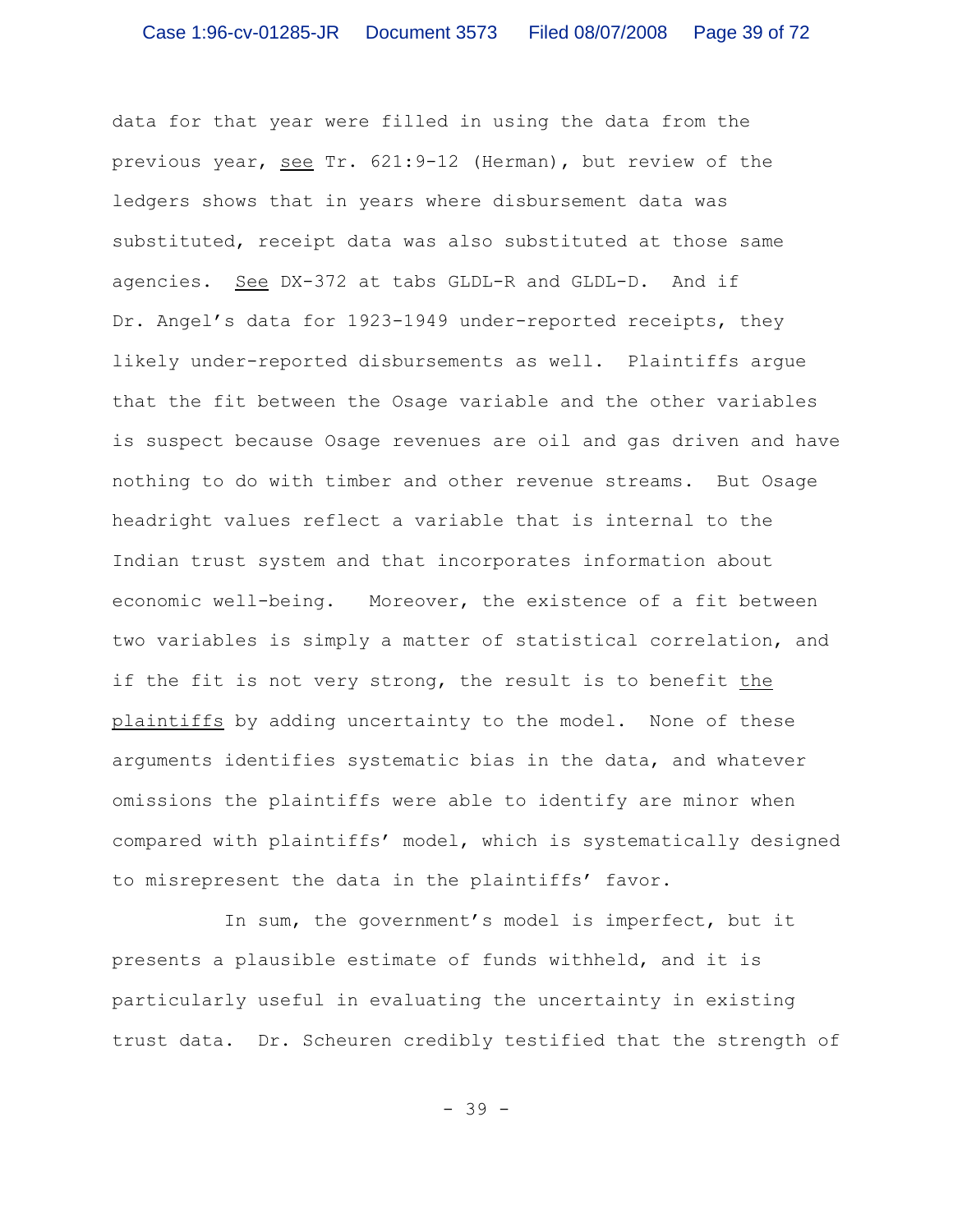data for that year were filled in using the data from the previous year, see Tr. 621:9-12 (Herman), but review of the ledgers shows that in years where disbursement data was substituted, receipt data was also substituted at those same agencies. See DX-372 at tabs GLDL-R and GLDL-D. And if Dr. Angel's data for 1923-1949 under-reported receipts, they likely under-reported disbursements as well. Plaintiffs argue that the fit between the Osage variable and the other variables is suspect because Osage revenues are oil and gas driven and have nothing to do with timber and other revenue streams. But Osage headright values reflect a variable that is internal to the Indian trust system and that incorporates information about economic well-being. Moreover, the existence of a fit between two variables is simply a matter of statistical correlation, and if the fit is not very strong, the result is to benefit the plaintiffs by adding uncertainty to the model. None of these arguments identifies systematic bias in the data, and whatever omissions the plaintiffs were able to identify are minor when compared with plaintiffs' model, which is systematically designed to misrepresent the data in the plaintiffs' favor.

In sum, the government's model is imperfect, but it presents a plausible estimate of funds withheld, and it is particularly useful in evaluating the uncertainty in existing trust data. Dr. Scheuren credibly testified that the strength of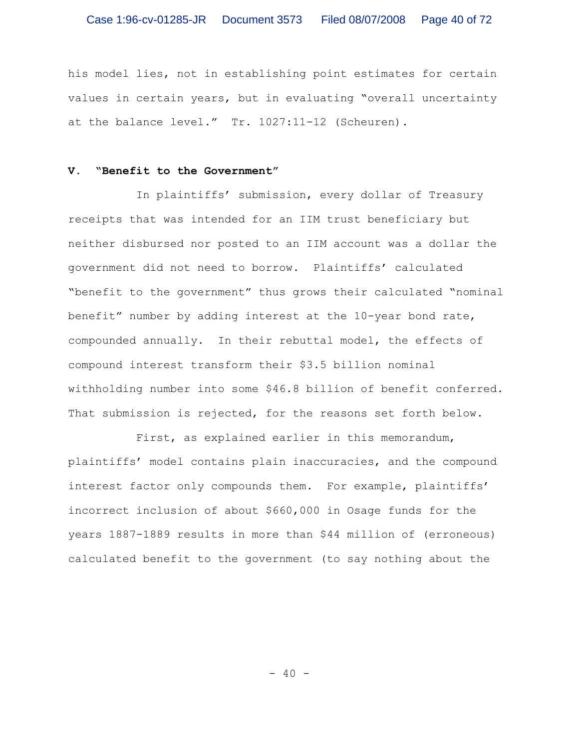his model lies, not in establishing point estimates for certain values in certain years, but in evaluating "overall uncertainty at the balance level." Tr. 1027:11-12 (Scheuren).

## V. "Benefit to the Government"

In plaintiffs' submission, every dollar of Treasury receipts that was intended for an IIM trust beneficiary but neither disbursed nor posted to an IIM account was a dollar the government did not need to borrow. Plaintiffs' calculated "benefit to the government" thus grows their calculated "nominal benefit" number by adding interest at the 10-year bond rate, compounded annually. In their rebuttal model, the effects of compound interest transform their $3.5 billion nominal withholding number into some $46.8 billion of benefit conferred. That submission is rejected, for the reasons set forth below.

First, as explained earlier in this memorandum, plaintiffs' model contains plain inaccuracies, and the compound interest factor only compounds them. For example, plaintiffs' incorrect inclusion of about $660,000 in Osage funds for the years 1887-1889 results in more than $44 million of (erroneous) calculated benefit to the government (to say nothing about the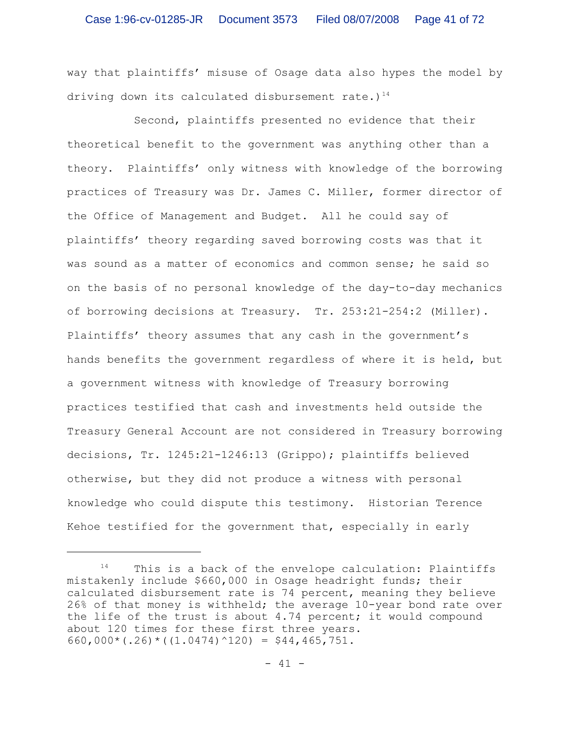way that plaintiffs' misuse of Osage data also hypes the model by driving down its calculated disbursement rate.)[14]

Second, plaintiffs presented no evidence that their theoretical benefit to the government was anything other than a theory. Plaintiffs' only witness with knowledge of the borrowing practices of Treasury was Dr. James C. Miller, former director of the Office of Management and Budget. All he could say of plaintiffs' theory regarding saved borrowing costs was that it was sound as a matter of economics and common sense; he said so on the basis of no personal knowledge of the day-to-day mechanics of borrowing decisions at Treasury. Tr. 253:21-254:2 (Miller). Plaintiffs' theory assumes that any cash in the government's hands benefits the government regardless of where it is held, but a government witness with knowledge of Treasury borrowing practices testified that cash and investments held outside the Treasury General Account are not considered in Treasury borrowing decisions, Tr. 1245:21-1246:13 (Grippo); plaintiffs believed otherwise, but they did not produce a witness with personal knowledge who could dispute this testimony. Historian Terence Kehoe testified for the government that, especially in early

---

[14] This is a back of the envelope calculation: Plaintiffs mistakenly include $660,000 in Osage headright funds; their calculated disbursement rate is 74 percent, meaning they believe 26% of that money is withheld; the average 10-year bond rate over the life of the trust is about 4.74 percent; it would compound about 120 times for these first three years. 660,000*(.26)*((1.0474)^120) = $44,465,751.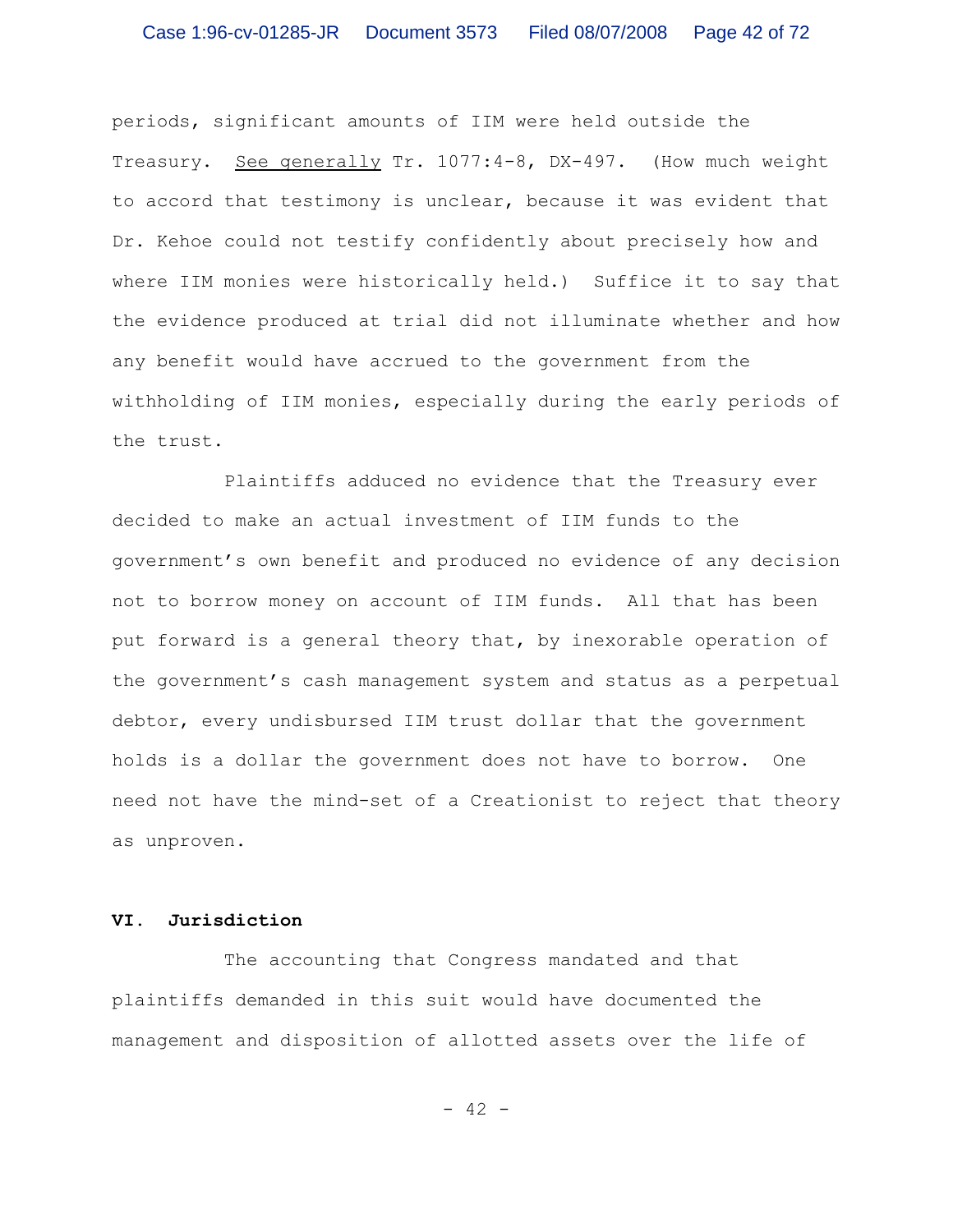periods, significant amounts of IIM were held outside the Treasury. See generally Tr. 1077:4-8, DX-497. (How much weight to accord that testimony is unclear, because it was evident that Dr. Kehoe could not testify confidently about precisely how and where IIM monies were historically held.) Suffice it to say that the evidence produced at trial did not illuminate whether and how any benefit would have accrued to the government from the withholding of IIM monies, especially during the early periods of the trust.

Plaintiffs adduced no evidence that the Treasury ever decided to make an actual investment of IIM funds to the government's own benefit and produced no evidence of any decision not to borrow money on account of IIM funds. All that has been put forward is a general theory that, by inexorable operation of the government's cash management system and status as a perpetual debtor, every undisbursed IIM trust dollar that the government holds is a dollar the government does not have to borrow. One need not have the mind-set of a Creationist to reject that theory as unproven.

## VI. Jurisdiction

The accounting that Congress mandated and that plaintiffs demanded in this suit would have documented the management and disposition of allotted assets over the life of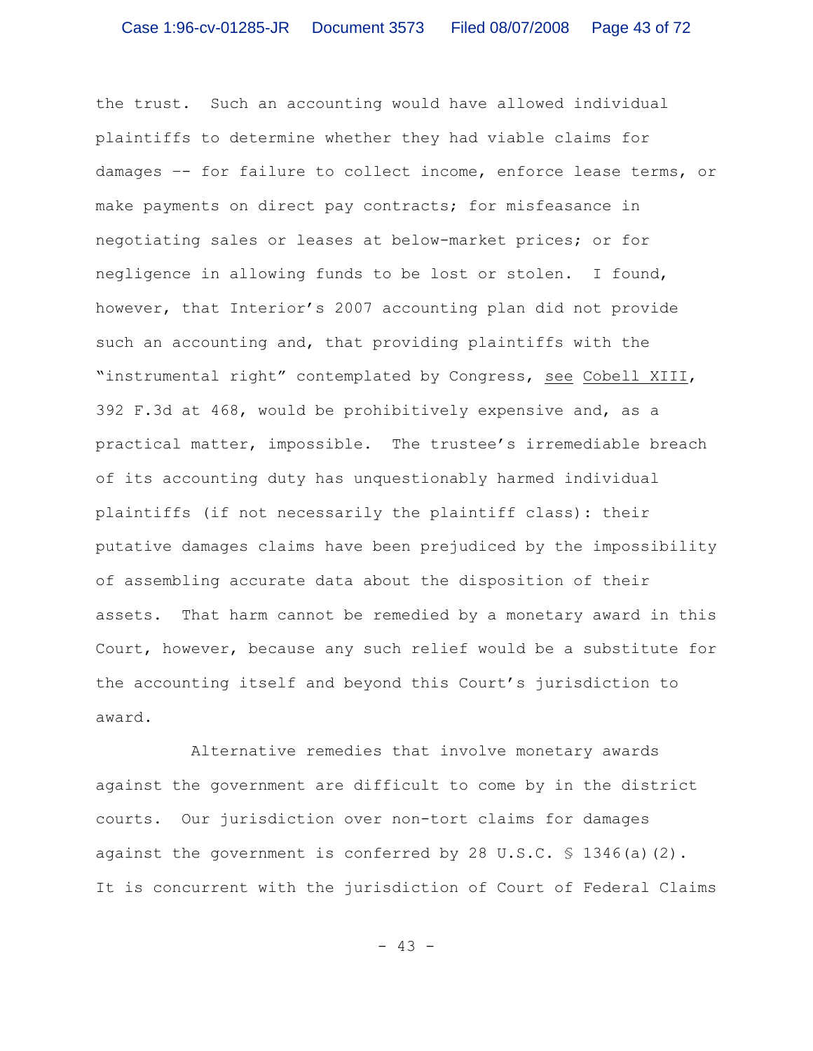the trust. Such an accounting would have allowed individual plaintiffs to determine whether they had viable claims for damages -- for failure to collect income, enforce lease terms, or make payments on direct pay contracts; for misfeasance in negotiating sales or leases at below-market prices; or for negligence in allowing funds to be lost or stolen. I found, however, that Interior's 2007 accounting plan did not provide such an accounting and, that providing plaintiffs with the "instrumental right" contemplated by Congress, <u>see</u> <u>Cobell XIII</u>, 392 F.3d at 468, would be prohibitively expensive and, as a practical matter, impossible. The trustee's irremediable breach of its accounting duty has unquestionably harmed individual plaintiffs (if not necessarily the plaintiff class): their putative damages claims have been prejudiced by the impossibility of assembling accurate data about the disposition of their assets. That harm cannot be remedied by a monetary award in this Court, however, because any such relief would be a substitute for the accounting itself and beyond this Court's jurisdiction to award.

Alternative remedies that involve monetary awards against the government are difficult to come by in the district courts. Our jurisdiction over non-tort claims for damages against the government is conferred by 28 U.S.C. § 1346(a)(2). It is concurrent with the jurisdiction of Court of Federal Claims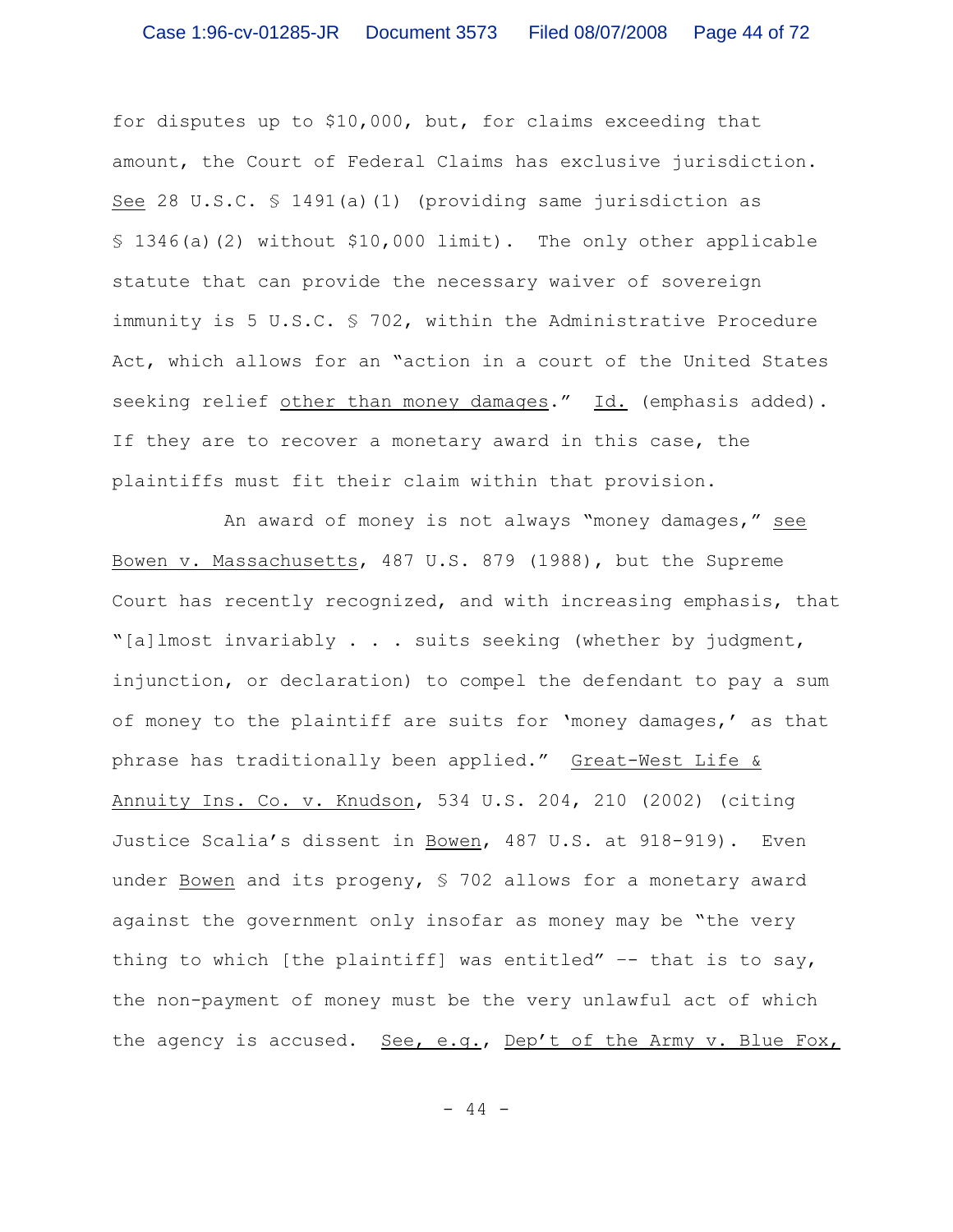for disputes up to $10,000, but, for claims exceeding that amount, the Court of Federal Claims has exclusive jurisdiction. See 28 U.S.C. § 1491(a)(1) (providing same jurisdiction as § 1346(a)(2) without $10,000 limit). The only other applicable statute that can provide the necessary waiver of sovereign immunity is 5 U.S.C. § 702, within the Administrative Procedure Act, which allows for an "action in a court of the United States seeking relief other than money damages." Id. (emphasis added). If they are to recover a monetary award in this case, the plaintiffs must fit their claim within that provision.

An award of money is not always "money damages," see Bowen v. Massachusetts, 487 U.S. 879 (1988), but the Supreme Court has recently recognized, and with increasing emphasis, that "[a]lmost invariably . . . suits seeking (whether by judgment, injunction, or declaration) to compel the defendant to pay a sum of money to the plaintiff are suits for 'money damages,' as that phrase has traditionally been applied." Great-West Life & Annuity Ins. Co. v. Knudson, 534 U.S. 204, 210 (2002) (citing Justice Scalia's dissent in Bowen, 487 U.S. at 918-919). Even under Bowen and its progeny, § 702 allows for a monetary award against the government only insofar as money may be "the very thing to which [the plaintiff] was entitled" -- that is to say, the non-payment of money must be the very unlawful act of which the agency is accused. See, e.g., Dep't of the Army v. Blue Fox,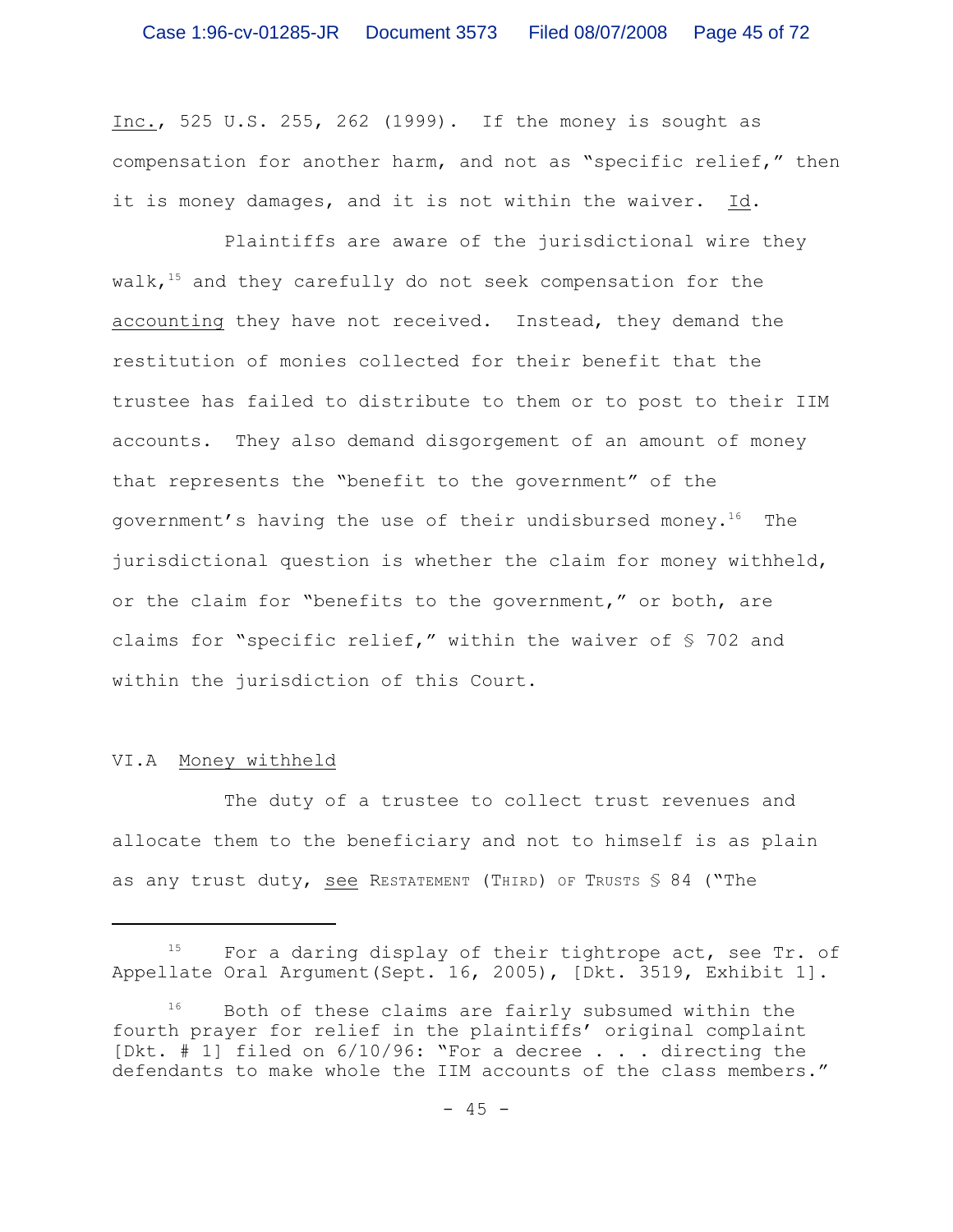Inc., 525 U.S. 255, 262 (1999). If the money is sought as compensation for another harm, and not as "specific relief," then it is money damages, and it is not within the waiver. Id.

Plaintiffs are aware of the jurisdictional wire they walk,[15] and they carefully do not seek compensation for the accounting they have not received. Instead, they demand the restitution of monies collected for their benefit that the trustee has failed to distribute to them or to post to their IIM accounts. They also demand disgorgement of an amount of money that represents the "benefit to the government" of the government's having the use of their undisbursed money.[16] The jurisdictional question is whether the claim for money withheld, or the claim for "benefits to the government," or both, are claims for "specific relief," within the waiver of § 702 and within the jurisdiction of this Court.

VI.A Money withheld

The duty of a trustee to collect trust revenues and allocate them to the beneficiary and not to himself is as plain as any trust duty, see RESTATEMENT (THIRD) OF TRUSTS § 84 ("The

---

[15] For a daring display of their tightrope act, see Tr. of Appellate Oral Argument(Sept. 16, 2005), [Dkt. 3519, Exhibit 1].

[16] Both of these claims are fairly subsumed within the fourth prayer for relief in the plaintiffs' original complaint [Dkt. # 1] filed on 6/10/96: "For a decree . . . directing the defendants to make whole the IIM accounts of the class members."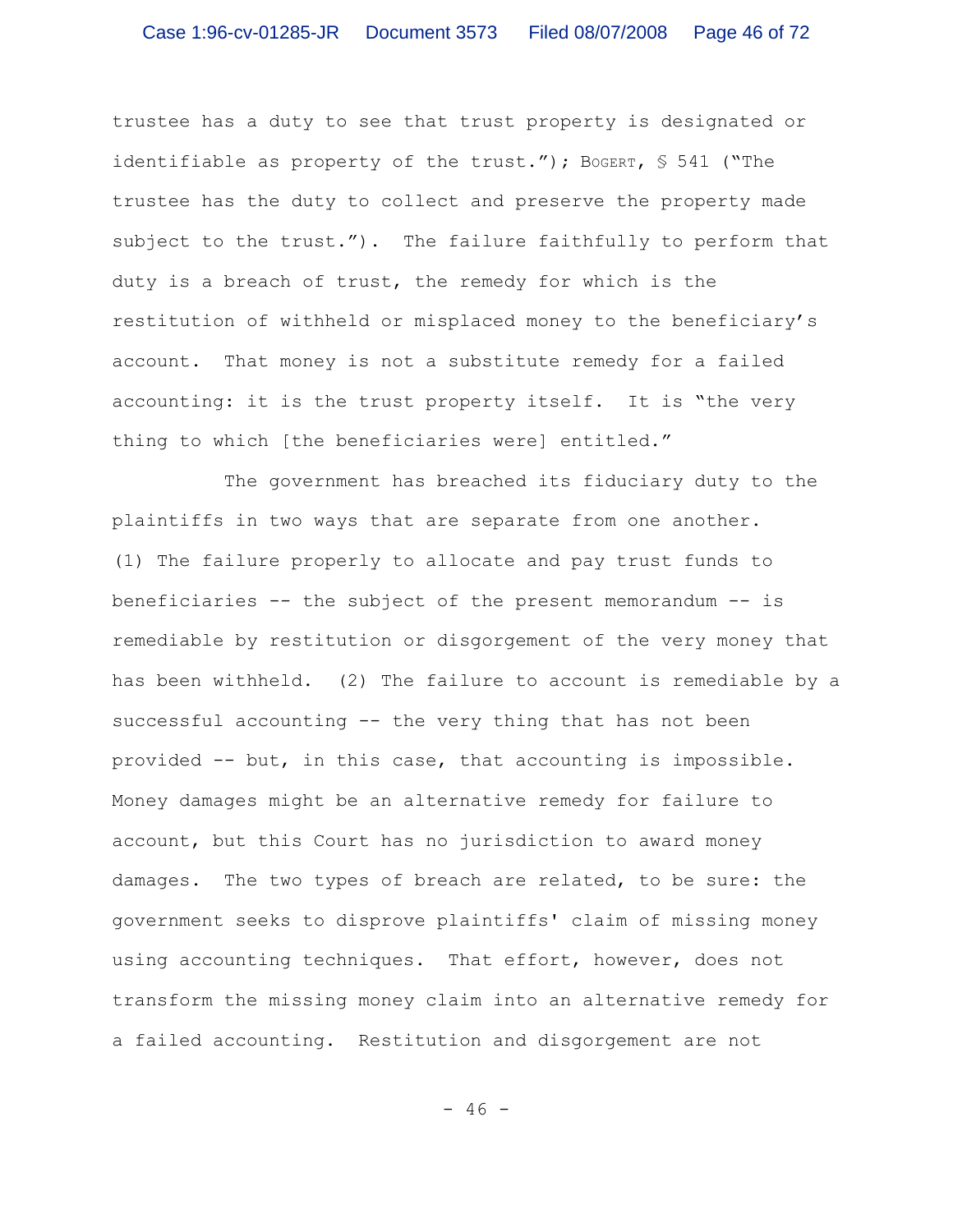trustee has a duty to see that trust property is designated or identifiable as property of the trust."); BOGERT, § 541 ("The trustee has the duty to collect and preserve the property made subject to the trust."). The failure faithfully to perform that duty is a breach of trust, the remedy for which is the restitution of withheld or misplaced money to the beneficiary's account. That money is not a substitute remedy for a failed accounting: it is the trust property itself. It is "the very thing to which [the beneficiaries were] entitled."

The government has breached its fiduciary duty to the plaintiffs in two ways that are separate from one another. (1) The failure properly to allocate and pay trust funds to beneficiaries -- the subject of the present memorandum -- is remediable by restitution or disgorgement of the very money that has been withheld. (2) The failure to account is remediable by a successful accounting -- the very thing that has not been provided -- but, in this case, that accounting is impossible. Money damages might be an alternative remedy for failure to account, but this Court has no jurisdiction to award money damages. The two types of breach are related, to be sure: the government seeks to disprove plaintiffs' claim of missing money using accounting techniques. That effort, however, does not transform the missing money claim into an alternative remedy for a failed accounting. Restitution and disgorgement are not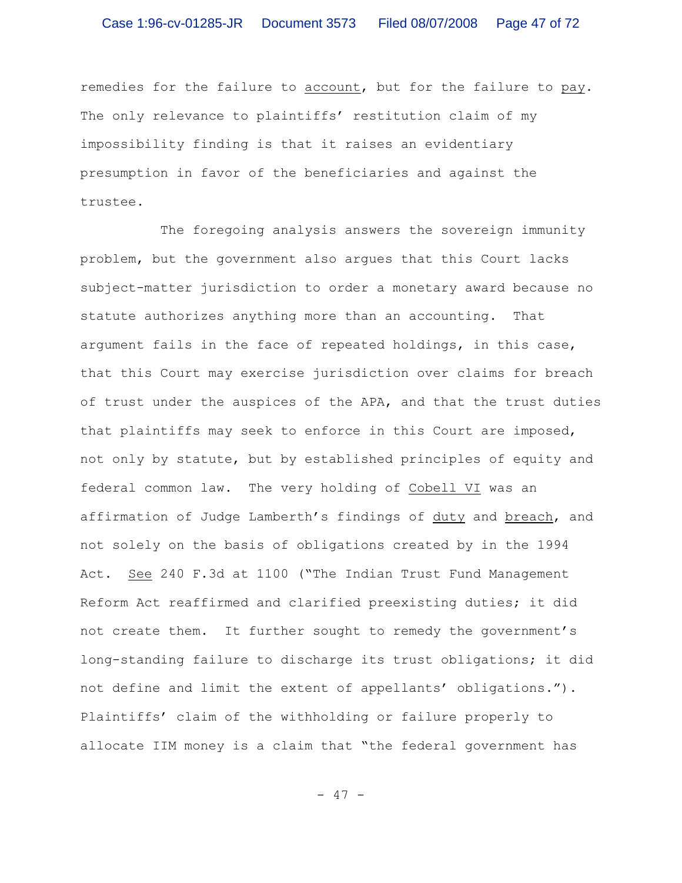remedies for the failure to account, but for the failure to pay. The only relevance to plaintiffs' restitution claim of my impossibility finding is that it raises an evidentiary presumption in favor of the beneficiaries and against the trustee.

The foregoing analysis answers the sovereign immunity problem, but the government also argues that this Court lacks subject-matter jurisdiction to order a monetary award because no statute authorizes anything more than an accounting. That argument fails in the face of repeated holdings, in this case, that this Court may exercise jurisdiction over claims for breach of trust under the auspices of the APA, and that the trust duties that plaintiffs may seek to enforce in this Court are imposed, not only by statute, but by established principles of equity and federal common law. The very holding of Cobell VI was an affirmation of Judge Lamberth's findings of duty and breach, and not solely on the basis of obligations created by in the 1994 Act. See 240 F.3d at 1100 ("The Indian Trust Fund Management Reform Act reaffirmed and clarified preexisting duties; it did not create them. It further sought to remedy the government's long-standing failure to discharge its trust obligations; it did not define and limit the extent of appellants' obligations."). Plaintiffs' claim of the withholding or failure properly to allocate IIM money is a claim that "the federal government has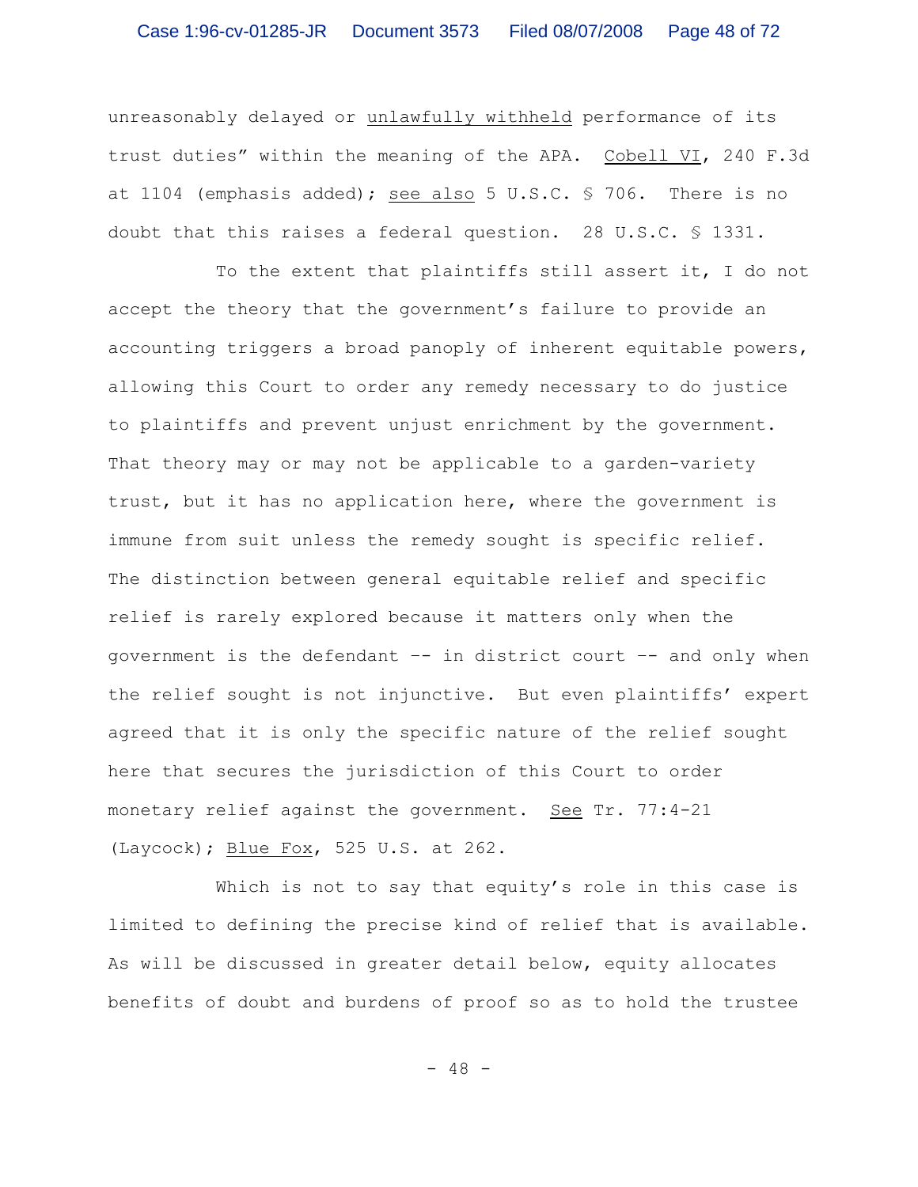unreasonably delayed or <u>unlawfully withheld</u> performance of its trust duties" within the meaning of the APA. <u>Cobell VI</u>, 240 F.3d at 1104 (emphasis added); <u>see also</u> 5 U.S.C. § 706. There is no doubt that this raises a federal question. 28 U.S.C. § 1331.

To the extent that plaintiffs still assert it, I do not accept the theory that the government's failure to provide an accounting triggers a broad panoply of inherent equitable powers, allowing this Court to order any remedy necessary to do justice to plaintiffs and prevent unjust enrichment by the government. That theory may or may not be applicable to a garden-variety trust, but it has no application here, where the government is immune from suit unless the remedy sought is specific relief. The distinction between general equitable relief and specific relief is rarely explored because it matters only when the government is the defendant -- in district court -- and only when the relief sought is not injunctive. But even plaintiffs' expert agreed that it is only the specific nature of the relief sought here that secures the jurisdiction of this Court to order monetary relief against the government. <u>See</u> Tr. 77:4-21 (Laycock); <u>Blue Fox</u>, 525 U.S. at 262.

Which is not to say that equity's role in this case is limited to defining the precise kind of relief that is available. As will be discussed in greater detail below, equity allocates benefits of doubt and burdens of proof so as to hold the trustee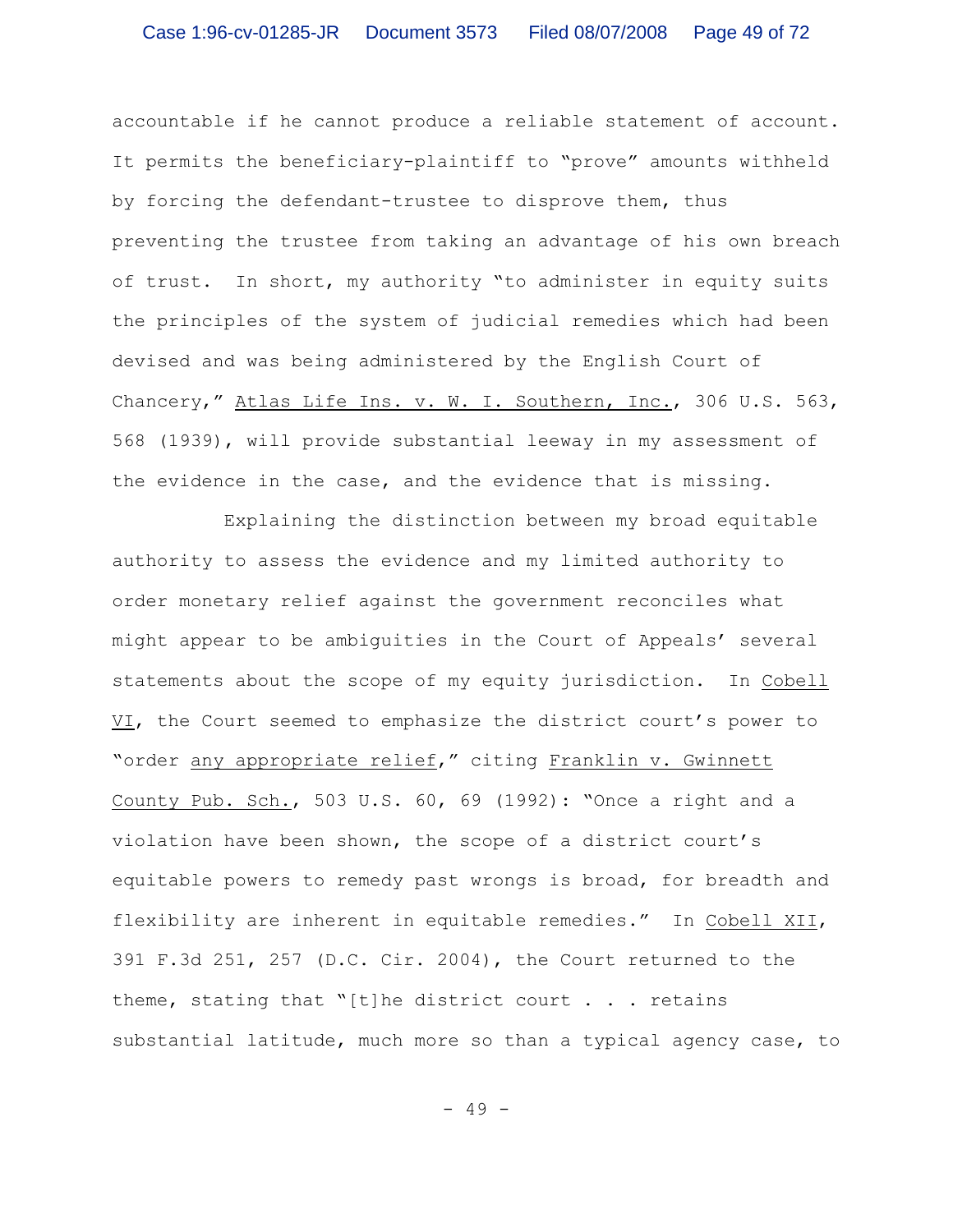accountable if he cannot produce a reliable statement of account. It permits the beneficiary-plaintiff to "prove" amounts withheld by forcing the defendant-trustee to disprove them, thus preventing the trustee from taking an advantage of his own breach of trust. In short, my authority "to administer in equity suits the principles of the system of judicial remedies which had been devised and was being administered by the English Court of Chancery," Atlas Life Ins. v. W. I. Southern, Inc., 306 U.S. 563, 568 (1939), will provide substantial leeway in my assessment of the evidence in the case, and the evidence that is missing.

Explaining the distinction between my broad equitable authority to assess the evidence and my limited authority to order monetary relief against the government reconciles what might appear to be ambiguities in the Court of Appeals' several statements about the scope of my equity jurisdiction. In Cobell VI, the Court seemed to emphasize the district court's power to "order any appropriate relief," citing Franklin v. Gwinnett County Pub. Sch., 503 U.S. 60, 69 (1992): "Once a right and a violation have been shown, the scope of a district court's equitable powers to remedy past wrongs is broad, for breadth and flexibility are inherent in equitable remedies." In Cobell XII, 391 F.3d 251, 257 (D.C. Cir. 2004), the Court returned to the theme, stating that "[t]he district court . . . retains substantial latitude, much more so than a typical agency case, to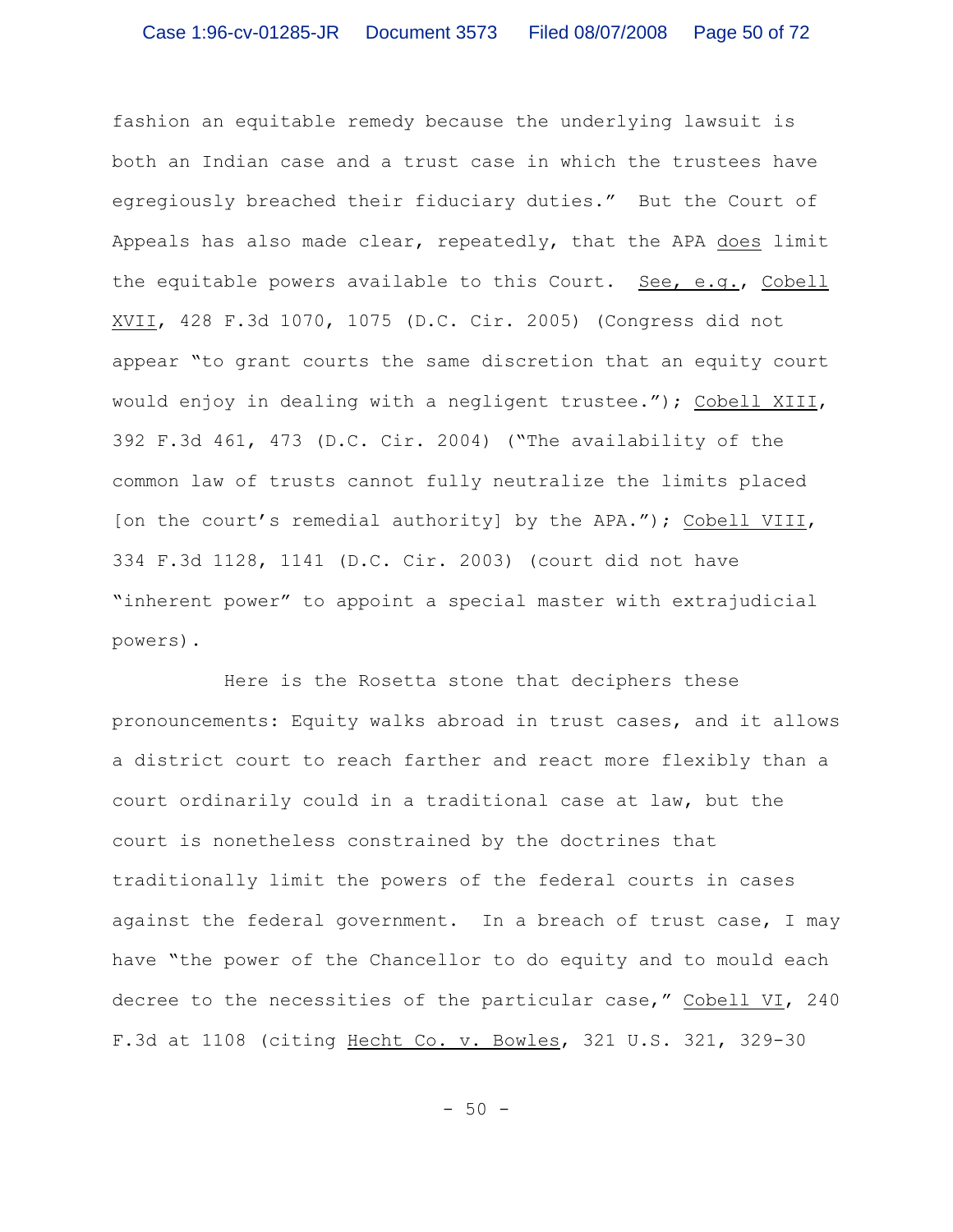fashion an equitable remedy because the underlying lawsuit is both an Indian case and a trust case in which the trustees have egregiously breached their fiduciary duties." But the Court of Appeals has also made clear, repeatedly, that the APA does limit the equitable powers available to this Court. See, e.g., Cobell XVII, 428 F.3d 1070, 1075 (D.C. Cir. 2005) (Congress did not appear "to grant courts the same discretion that an equity court would enjoy in dealing with a negligent trustee."); Cobell XIII, 392 F.3d 461, 473 (D.C. Cir. 2004) ("The availability of the common law of trusts cannot fully neutralize the limits placed [on the court's remedial authority] by the APA."); Cobell VIII, 334 F.3d 1128, 1141 (D.C. Cir. 2003) (court did not have "inherent power" to appoint a special master with extrajudicial powers).

Here is the Rosetta stone that deciphers these pronouncements: Equity walks abroad in trust cases, and it allows a district court to reach farther and react more flexibly than a court ordinarily could in a traditional case at law, but the court is nonetheless constrained by the doctrines that traditionally limit the powers of the federal courts in cases against the federal government. In a breach of trust case, I may have "the power of the Chancellor to do equity and to mould each decree to the necessities of the particular case," Cobell VI, 240 F.3d at 1108 (citing Hecht Co. v. Bowles, 321 U.S. 321, 329-30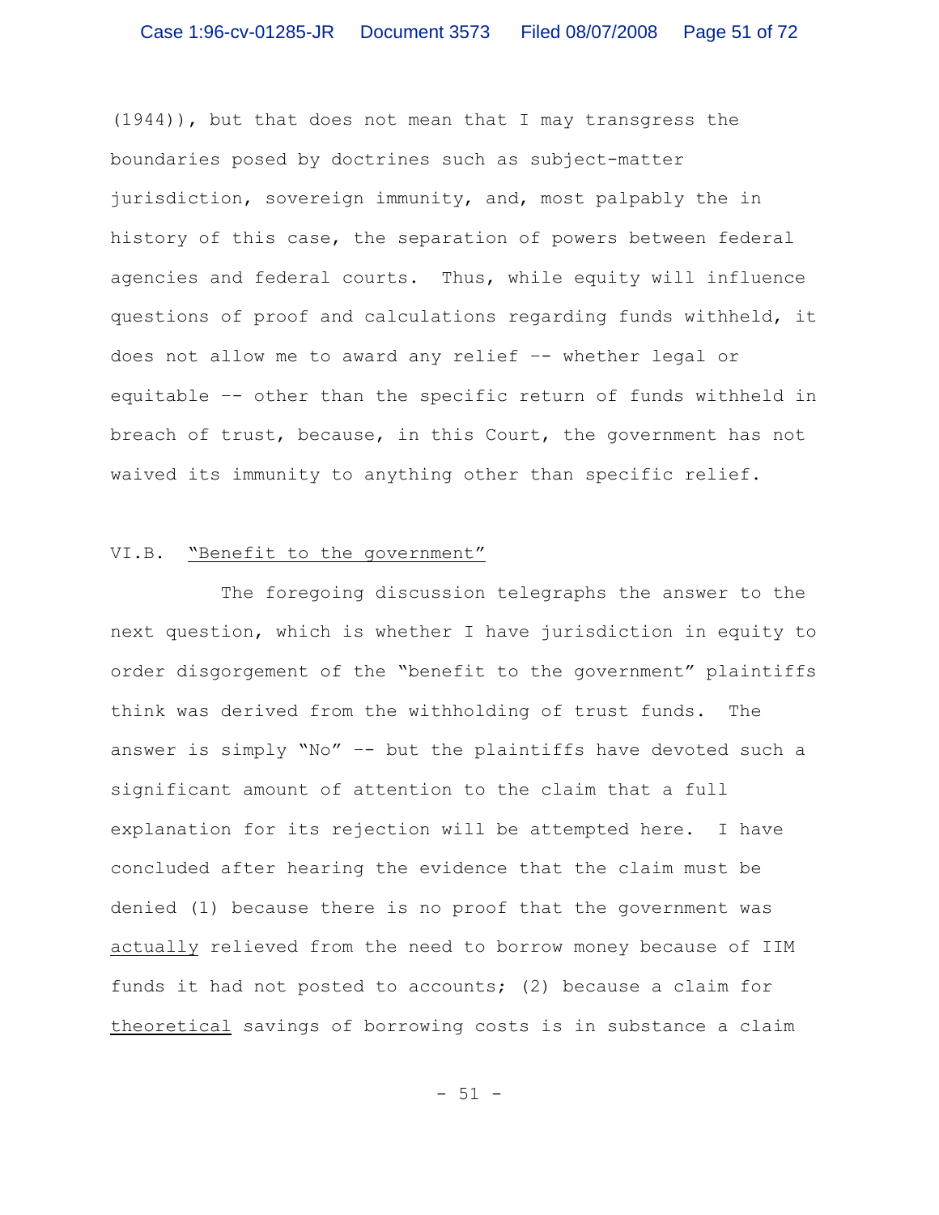(1944)), but that does not mean that I may transgress the boundaries posed by doctrines such as subject-matter jurisdiction, sovereign immunity, and, most palpably the in history of this case, the separation of powers between federal agencies and federal courts. Thus, while equity will influence questions of proof and calculations regarding funds withheld, it does not allow me to award any relief -- whether legal or equitable -- other than the specific return of funds withheld in breach of trust, because, in this Court, the government has not waived its immunity to anything other than specific relief.

## VI.B. <u>"Benefit to the government"</u>

The foregoing discussion telegraphs the answer to the next question, which is whether I have jurisdiction in equity to order disgorgement of the "benefit to the government" plaintiffs think was derived from the withholding of trust funds. The answer is simply "No" -- but the plaintiffs have devoted such a significant amount of attention to the claim that a full explanation for its rejection will be attempted here. I have concluded after hearing the evidence that the claim must be denied (1) because there is no proof that the government was <u>actually</u> relieved from the need to borrow money because of IIM funds it had not posted to accounts; (2) because a claim for <u>theoretical</u> savings of borrowing costs is in substance a claim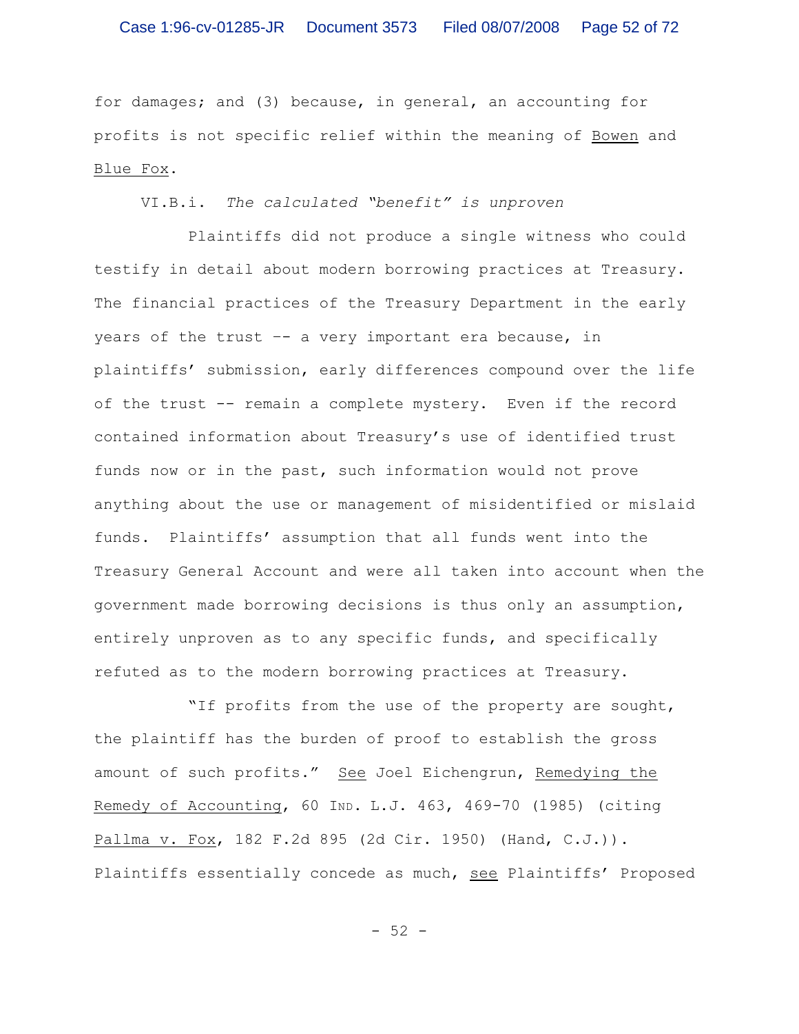for damages; and (3) because, in general, an accounting for profits is not specific relief within the meaning of Bowen and Blue Fox.

VI.B.i. *The calculated "benefit" is unproven*

Plaintiffs did not produce a single witness who could testify in detail about modern borrowing practices at Treasury. The financial practices of the Treasury Department in the early years of the trust -- a very important era because, in plaintiffs' submission, early differences compound over the life of the trust -- remain a complete mystery. Even if the record contained information about Treasury's use of identified trust funds now or in the past, such information would not prove anything about the use or management of misidentified or mislaid funds. Plaintiffs' assumption that all funds went into the Treasury General Account and were all taken into account when the government made borrowing decisions is thus only an assumption, entirely unproven as to any specific funds, and specifically refuted as to the modern borrowing practices at Treasury.

"If profits from the use of the property are sought, the plaintiff has the burden of proof to establish the gross amount of such profits." See Joel Eichengrun, Remedying the Remedy of Accounting, 60 IND. L.J. 463, 469-70 (1985) (citing Pallma v. Fox, 182 F.2d 895 (2d Cir. 1950) (Hand, C.J.)). Plaintiffs essentially concede as much, see Plaintiffs' Proposed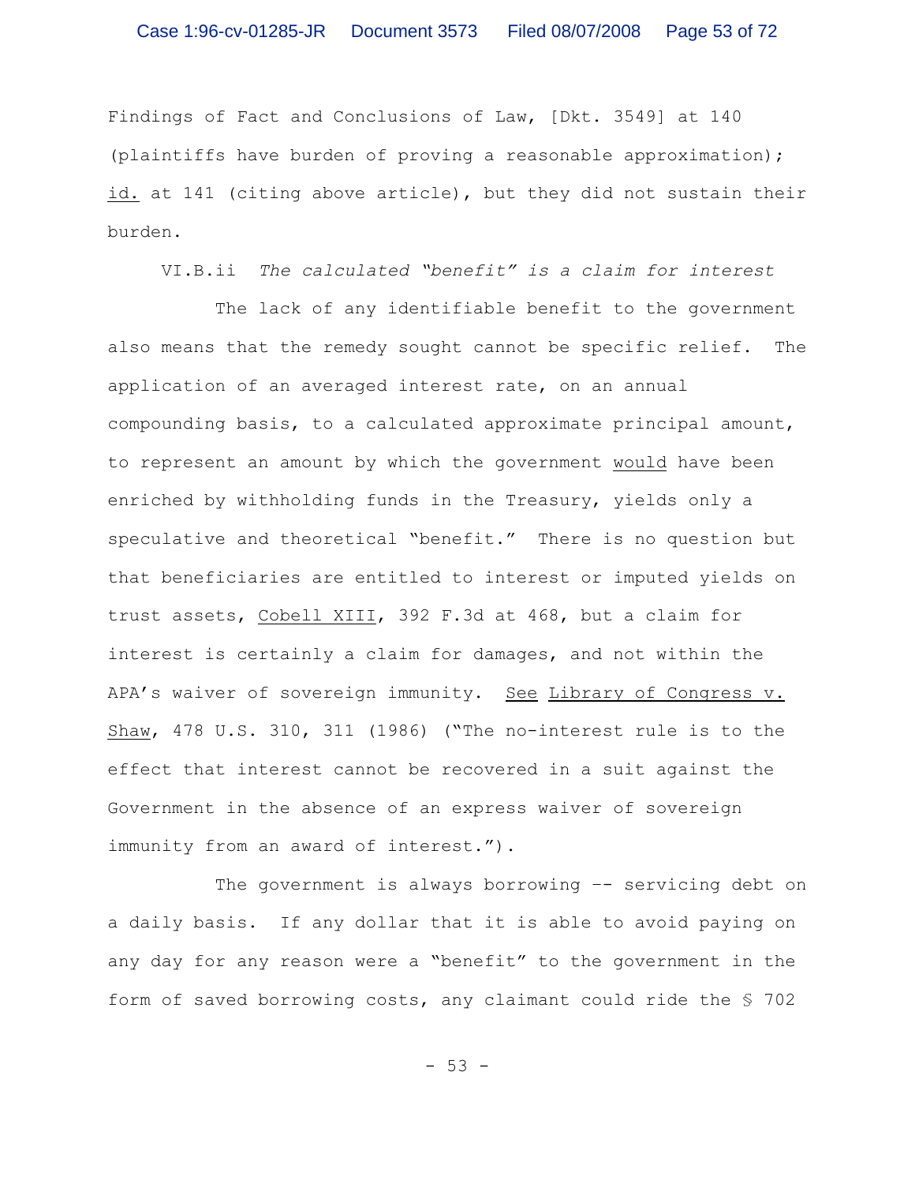Findings of Fact and Conclusions of Law, [Dkt. 3549] at 140 (plaintiffs have burden of proving a reasonable approximation); id. at 141 (citing above article), but they did not sustain their burden.

VI.B.ii *The calculated "benefit" is a claim for interest*

The lack of any identifiable benefit to the government also means that the remedy sought cannot be specific relief. The application of an averaged interest rate, on an annual compounding basis, to a calculated approximate principal amount, to represent an amount by which the government would have been enriched by withholding funds in the Treasury, yields only a speculative and theoretical "benefit." There is no question but that beneficiaries are entitled to interest or imputed yields on trust assets, Cobell XIII, 392 F.3d at 468, but a claim for interest is certainly a claim for damages, and not within the APA's waiver of sovereign immunity. See Library of Congress v. Shaw, 478 U.S. 310, 311 (1986) ("The no-interest rule is to the effect that interest cannot be recovered in a suit against the Government in the absence of an express waiver of sovereign immunity from an award of interest.").

The government is always borrowing -- servicing debt on a daily basis. If any dollar that it is able to avoid paying on any day for any reason were a "benefit" to the government in the form of saved borrowing costs, any claimant could ride the § 702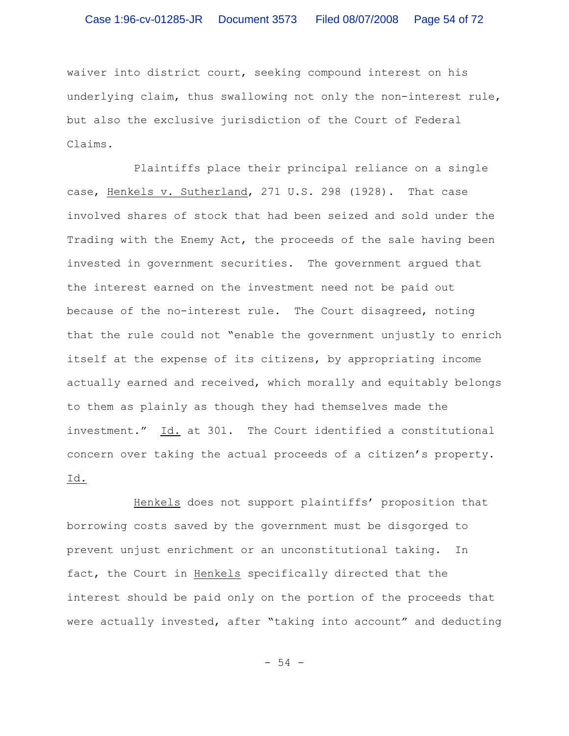waiver into district court, seeking compound interest on his underlying claim, thus swallowing not only the non-interest rule, but also the exclusive jurisdiction of the Court of Federal Claims.

Plaintiffs place their principal reliance on a single case, Henkels v. Sutherland, 271 U.S. 298 (1928). That case involved shares of stock that had been seized and sold under the Trading with the Enemy Act, the proceeds of the sale having been invested in government securities. The government argued that the interest earned on the investment need not be paid out because of the no-interest rule. The Court disagreed, noting that the rule could not "enable the government unjustly to enrich itself at the expense of its citizens, by appropriating income actually earned and received, which morally and equitably belongs to them as plainly as though they had themselves made the investment." Id. at 301. The Court identified a constitutional concern over taking the actual proceeds of a citizen's property. Id.

Henkels does not support plaintiffs' proposition that borrowing costs saved by the government must be disgorged to prevent unjust enrichment or an unconstitutional taking. In fact, the Court in Henkels specifically directed that the interest should be paid only on the portion of the proceeds that were actually invested, after "taking into account" and deducting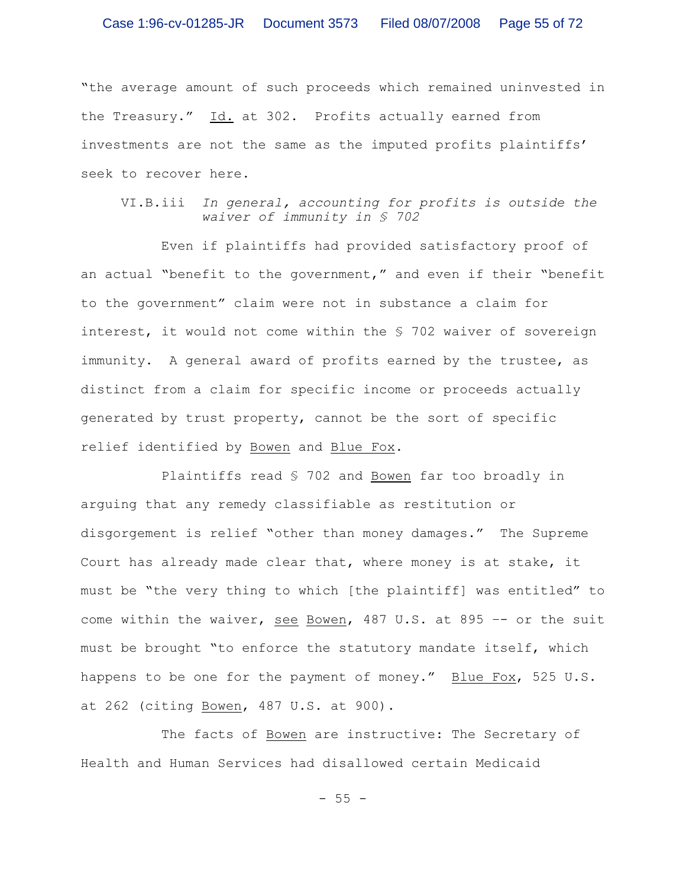"the average amount of such proceeds which remained uninvested in the Treasury." Id. at 302. Profits actually earned from investments are not the same as the imputed profits plaintiffs' seek to recover here.

### VI.B.iii *In general, accounting for profits is outside the waiver of immunity in § 702*

Even if plaintiffs had provided satisfactory proof of an actual "benefit to the government," and even if their "benefit to the government" claim were not in substance a claim for interest, it would not come within the § 702 waiver of sovereign immunity. A general award of profits earned by the trustee, as distinct from a claim for specific income or proceeds actually generated by trust property, cannot be the sort of specific relief identified by Bowen and Blue Fox.

Plaintiffs read § 702 and Bowen far too broadly in arguing that any remedy classifiable as restitution or disgorgement is relief "other than money damages." The Supreme Court has already made clear that, where money is at stake, it must be "the very thing to which [the plaintiff] was entitled" to come within the waiver, see Bowen, 487 U.S. at 895 -- or the suit must be brought "to enforce the statutory mandate itself, which happens to be one for the payment of money." Blue Fox, 525 U.S. at 262 (citing Bowen, 487 U.S. at 900).

The facts of Bowen are instructive: The Secretary of Health and Human Services had disallowed certain Medicaid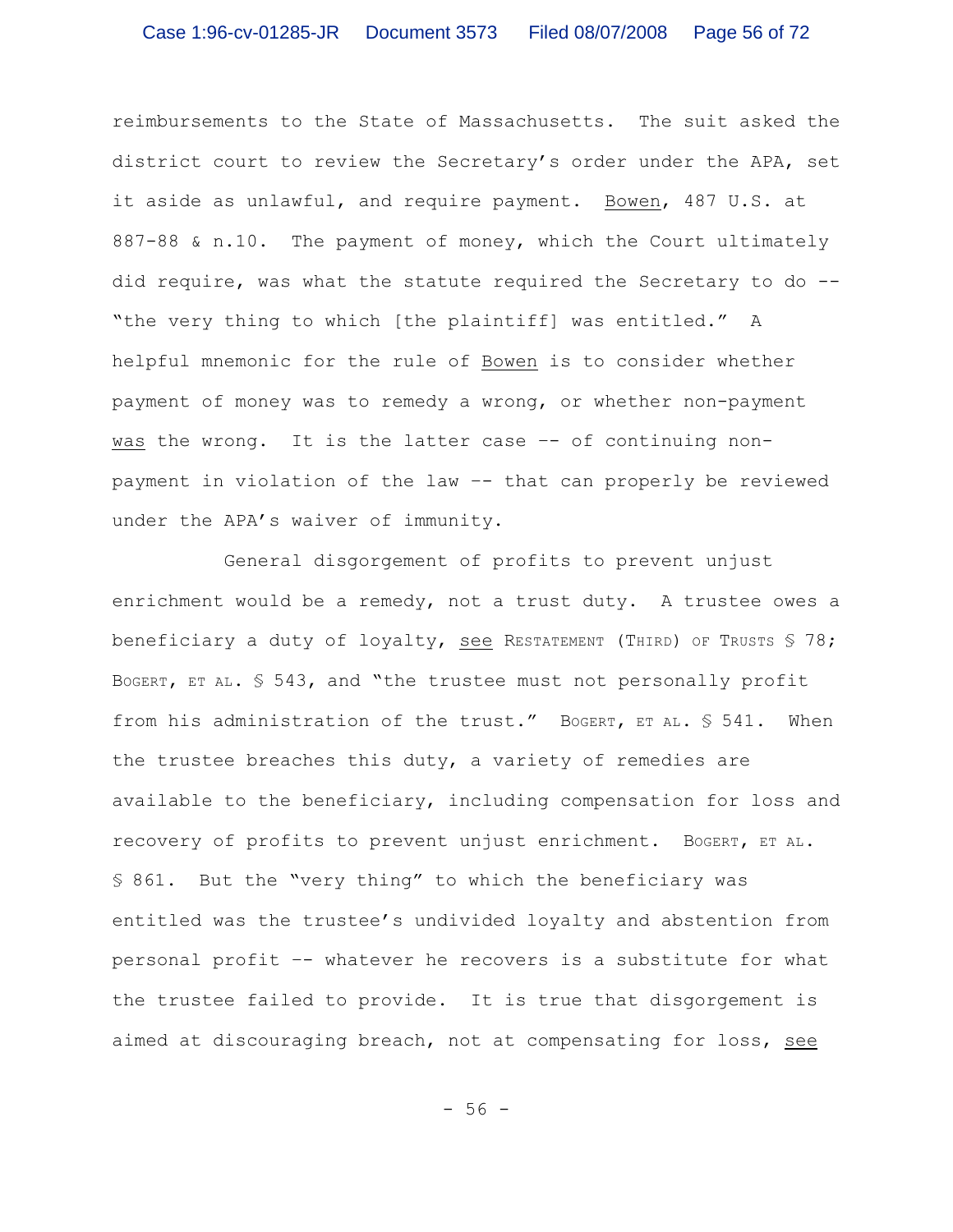reimbursements to the State of Massachusetts. The suit asked the district court to review the Secretary's order under the APA, set it aside as unlawful, and require payment. Bowen, 487 U.S. at 887-88 & n.10. The payment of money, which the Court ultimately did require, was what the statute required the Secretary to do -- "the very thing to which [the plaintiff] was entitled." A helpful mnemonic for the rule of Bowen is to consider whether payment of money was to remedy a wrong, or whether non-payment *was* the wrong. It is the latter case -- of continuing non-payment in violation of the law -- that can properly be reviewed under the APA's waiver of immunity.

General disgorgement of profits to prevent unjust enrichment would be a remedy, not a trust duty. A trustee owes a beneficiary a duty of loyalty, see RESTATEMENT (THIRD) OF TRUSTS § 78; BOGERT, ET AL. § 543, and "the trustee must not personally profit from his administration of the trust." BOGERT, ET AL. § 541. When the trustee breaches this duty, a variety of remedies are available to the beneficiary, including compensation for loss and recovery of profits to prevent unjust enrichment. BOGERT, ET AL. § 861. But the "very thing" to which the beneficiary was entitled was the trustee's undivided loyalty and abstention from personal profit -- whatever he recovers is a substitute for what the trustee failed to provide. It is true that disgorgement is aimed at discouraging breach, not at compensating for loss, see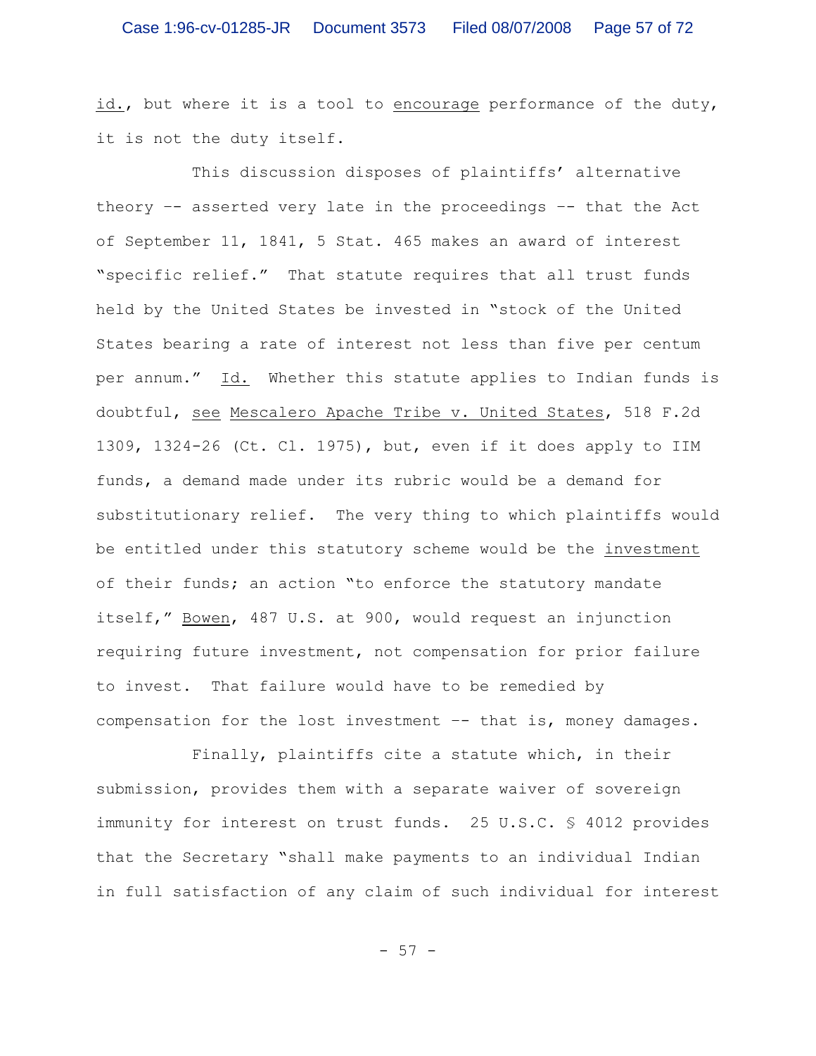*id.*, but where it is a tool to *encourage* performance of the duty, it is not the duty itself.

This discussion disposes of plaintiffs' alternative theory -- asserted very late in the proceedings -- that the Act of September 11, 1841, 5 Stat. 465 makes an award of interest "specific relief." That statute requires that all trust funds held by the United States be invested in "stock of the United States bearing a rate of interest not less than five per centum per annum." *Id.* Whether this statute applies to Indian funds is doubtful, *see* *Mescalero Apache Tribe v. United States*, 518 F.2d 1309, 1324-26 (Ct. Cl. 1975), but, even if it does apply to IIM funds, a demand made under its rubric would be a demand for substitutionary relief. The very thing to which plaintiffs would be entitled under this statutory scheme would be the *investment* of their funds; an action "to enforce the statutory mandate itself," *Bowen*, 487 U.S. at 900, would request an injunction requiring future investment, not compensation for prior failure to invest. That failure would have to be remedied by compensation for the lost investment -- that is, money damages.

Finally, plaintiffs cite a statute which, in their submission, provides them with a separate waiver of sovereign immunity for interest on trust funds. 25 U.S.C. § 4012 provides that the Secretary "shall make payments to an individual Indian in full satisfaction of any claim of such individual for interest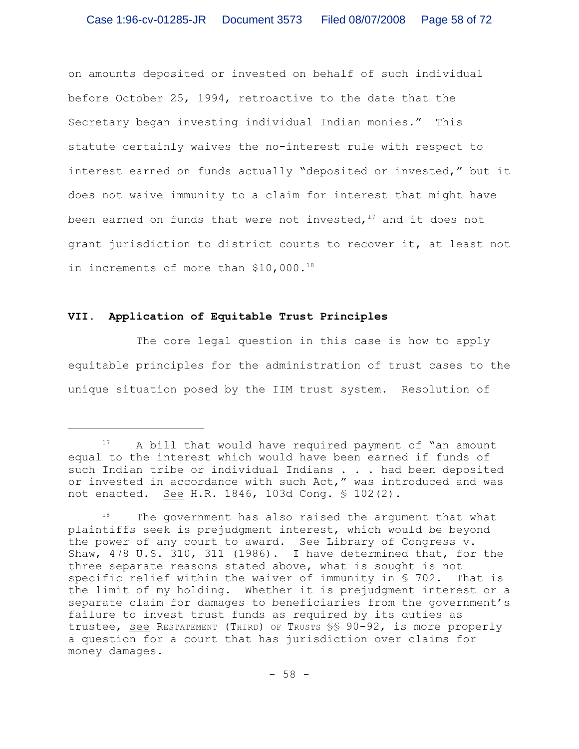on amounts deposited or invested on behalf of such individual before October 25, 1994, retroactive to the date that the Secretary began investing individual Indian monies." This statute certainly waives the no-interest rule with respect to interest earned on funds actually "deposited or invested," but it does not waive immunity to a claim for interest that might have been earned on funds that were not invested,[17] and it does not grant jurisdiction to district courts to recover it, at least not in increments of more than $10,000.[18]

## VII. Application of Equitable Trust Principles

The core legal question in this case is how to apply equitable principles for the administration of trust cases to the unique situation posed by the IIM trust system. Resolution of

---

[17] A bill that would have required payment of "an amount equal to the interest which would have been earned if funds of such Indian tribe or individual Indians . . . had been deposited or invested in accordance with such Act," was introduced and was not enacted. See H.R. 1846, 103d Cong. § 102(2).

[18] The government has also raised the argument that what plaintiffs seek is prejudgment interest, which would be beyond the power of any court to award. See Library of Congress v. Shaw, 478 U.S. 310, 311 (1986). I have determined that, for the three separate reasons stated above, what is sought is not specific relief within the waiver of immunity in § 702. That is the limit of my holding. Whether it is prejudgment interest or a separate claim for damages to beneficiaries from the government's failure to invest trust funds as required by its duties as trustee, see RESTATEMENT (THIRD) OF TRUSTS §§ 90-92, is more properly a question for a court that has jurisdiction over claims for money damages.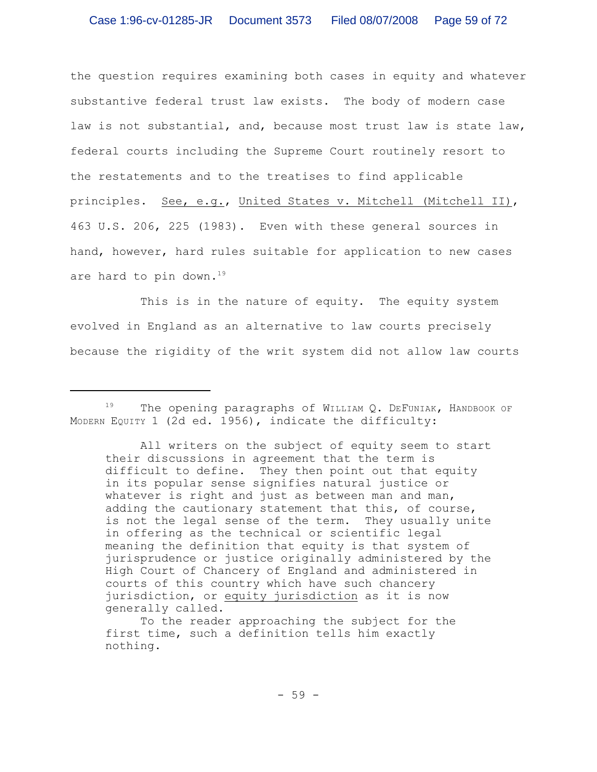the question requires examining both cases in equity and whatever substantive federal trust law exists. The body of modern case law is not substantial, and, because most trust law is state law, federal courts including the Supreme Court routinely resort to the restatements and to the treatises to find applicable principles. See, e.g., United States v. Mitchell (Mitchell II), 463 U.S. 206, 225 (1983). Even with these general sources in hand, however, hard rules suitable for application to new cases are hard to pin down.[19]

This is in the nature of equity. The equity system evolved in England as an alternative to law courts precisely because the rigidity of the writ system did not allow law courts

---

[19] The opening paragraphs of WILLIAM Q. DEFUNIAK, HANDBOOK OF MODERN EQUITY 1 (2d ed. 1956), indicate the difficulty:

> All writers on the subject of equity seem to start their discussions in agreement that the term is difficult to define. They then point out that equity in its popular sense signifies natural justice or whatever is right and just as between man and man, adding the cautionary statement that this, of course, is not the legal sense of the term. They usually unite in offering as the technical or scientific legal meaning the definition that equity is that system of jurisprudence or justice originally administered by the High Court of Chancery of England and administered in courts of this country which have such chancery jurisdiction, or equity jurisdiction as it is now generally called.
>
> To the reader approaching the subject for the first time, such a definition tells him exactly nothing.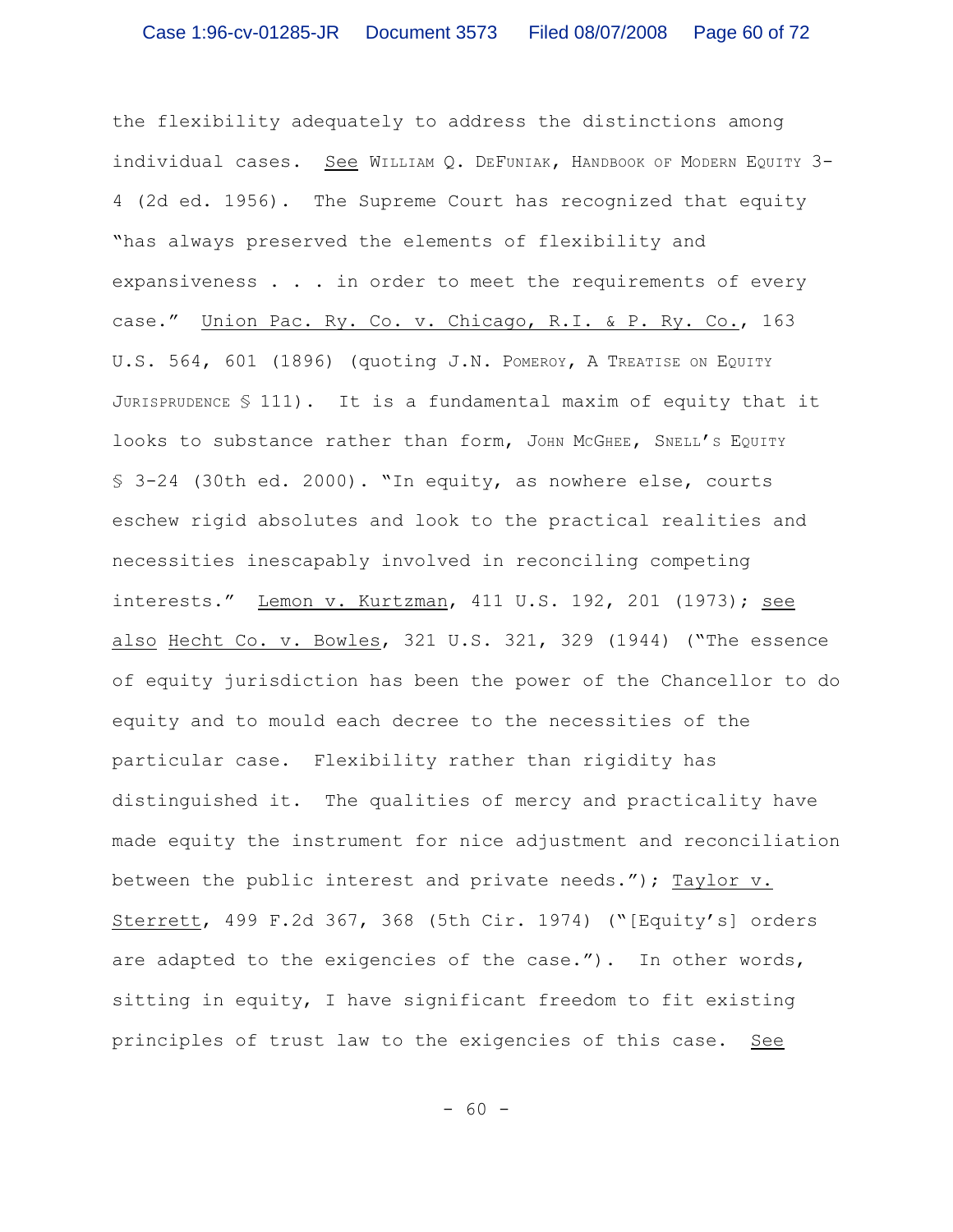the flexibility adequately to address the distinctions among individual cases. See WILLIAM Q. DEFUNIAK, HANDBOOK OF MODERN EQUITY 3-4 (2d ed. 1956). The Supreme Court has recognized that equity "has always preserved the elements of flexibility and expansiveness . . . in order to meet the requirements of every case." Union Pac. Ry. Co. v. Chicago, R.I. & P. Ry. Co., 163 U.S. 564, 601 (1896) (quoting J.N. POMEROY, A TREATISE ON EQUITY JURISPRUDENCE § 111). It is a fundamental maxim of equity that it looks to substance rather than form, JOHN MCGHEE, SNELL'S EQUITY § 3-24 (30th ed. 2000). "In equity, as nowhere else, courts eschew rigid absolutes and look to the practical realities and necessities inescapably involved in reconciling competing interests." Lemon v. Kurtzman, 411 U.S. 192, 201 (1973); see also Hecht Co. v. Bowles, 321 U.S. 321, 329 (1944) ("The essence of equity jurisdiction has been the power of the Chancellor to do equity and to mould each decree to the necessities of the particular case. Flexibility rather than rigidity has distinguished it. The qualities of mercy and practicality have made equity the instrument for nice adjustment and reconciliation between the public interest and private needs."); Taylor v. Sterrett, 499 F.2d 367, 368 (5th Cir. 1974) ("[Equity's] orders are adapted to the exigencies of the case."). In other words, sitting in equity, I have significant freedom to fit existing principles of trust law to the exigencies of this case. See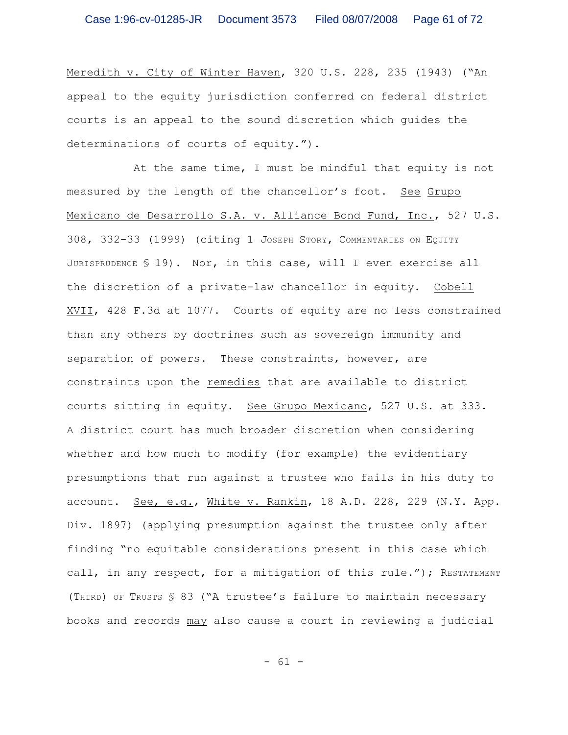Meredith v. City of Winter Haven, 320 U.S. 228, 235 (1943) ("An appeal to the equity jurisdiction conferred on federal district courts is an appeal to the sound discretion which guides the determinations of courts of equity.").

At the same time, I must be mindful that equity is not measured by the length of the chancellor's foot. See Grupo Mexicano de Desarrollo S.A. v. Alliance Bond Fund, Inc., 527 U.S. 308, 332-33 (1999) (citing 1 JOSEPH STORY, COMMENTARIES ON EQUITY JURISPRUDENCE § 19). Nor, in this case, will I even exercise all the discretion of a private-law chancellor in equity. Cobell XVII, 428 F.3d at 1077. Courts of equity are no less constrained than any others by doctrines such as sovereign immunity and separation of powers. These constraints, however, are constraints upon the remedies that are available to district courts sitting in equity. See Grupo Mexicano, 527 U.S. at 333. A district court has much broader discretion when considering whether and how much to modify (for example) the evidentiary presumptions that run against a trustee who fails in his duty to account. See, e.g., White v. Rankin, 18 A.D. 228, 229 (N.Y. App. Div. 1897) (applying presumption against the trustee only after finding "no equitable considerations present in this case which call, in any respect, for a mitigation of this rule."); RESTATEMENT (THIRD) OF TRUSTS § 83 ("A trustee's failure to maintain necessary books and records may also cause a court in reviewing a judicial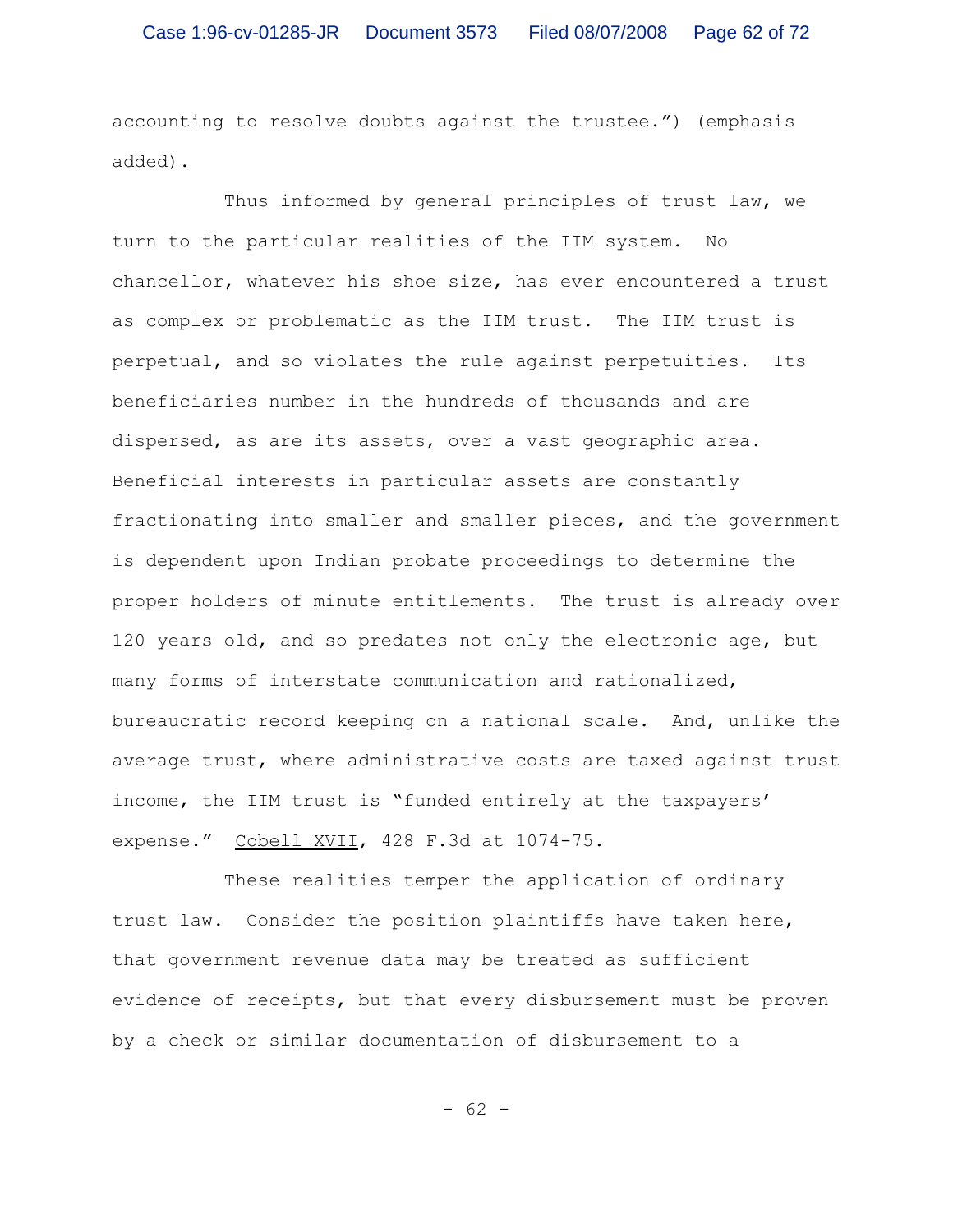accounting to resolve doubts against the trustee.") (emphasis added).

Thus informed by general principles of trust law, we turn to the particular realities of the IIM system. No chancellor, whatever his shoe size, has ever encountered a trust as complex or problematic as the IIM trust. The IIM trust is perpetual, and so violates the rule against perpetuities. Its beneficiaries number in the hundreds of thousands and are dispersed, as are its assets, over a vast geographic area. Beneficial interests in particular assets are constantly fractionating into smaller and smaller pieces, and the government is dependent upon Indian probate proceedings to determine the proper holders of minute entitlements. The trust is already over 120 years old, and so predates not only the electronic age, but many forms of interstate communication and rationalized, bureaucratic record keeping on a national scale. And, unlike the average trust, where administrative costs are taxed against trust income, the IIM trust is "funded entirely at the taxpayers' expense." Cobell XVII, 428 F.3d at 1074-75.

These realities temper the application of ordinary trust law. Consider the position plaintiffs have taken here, that government revenue data may be treated as sufficient evidence of receipts, but that every disbursement must be proven by a check or similar documentation of disbursement to a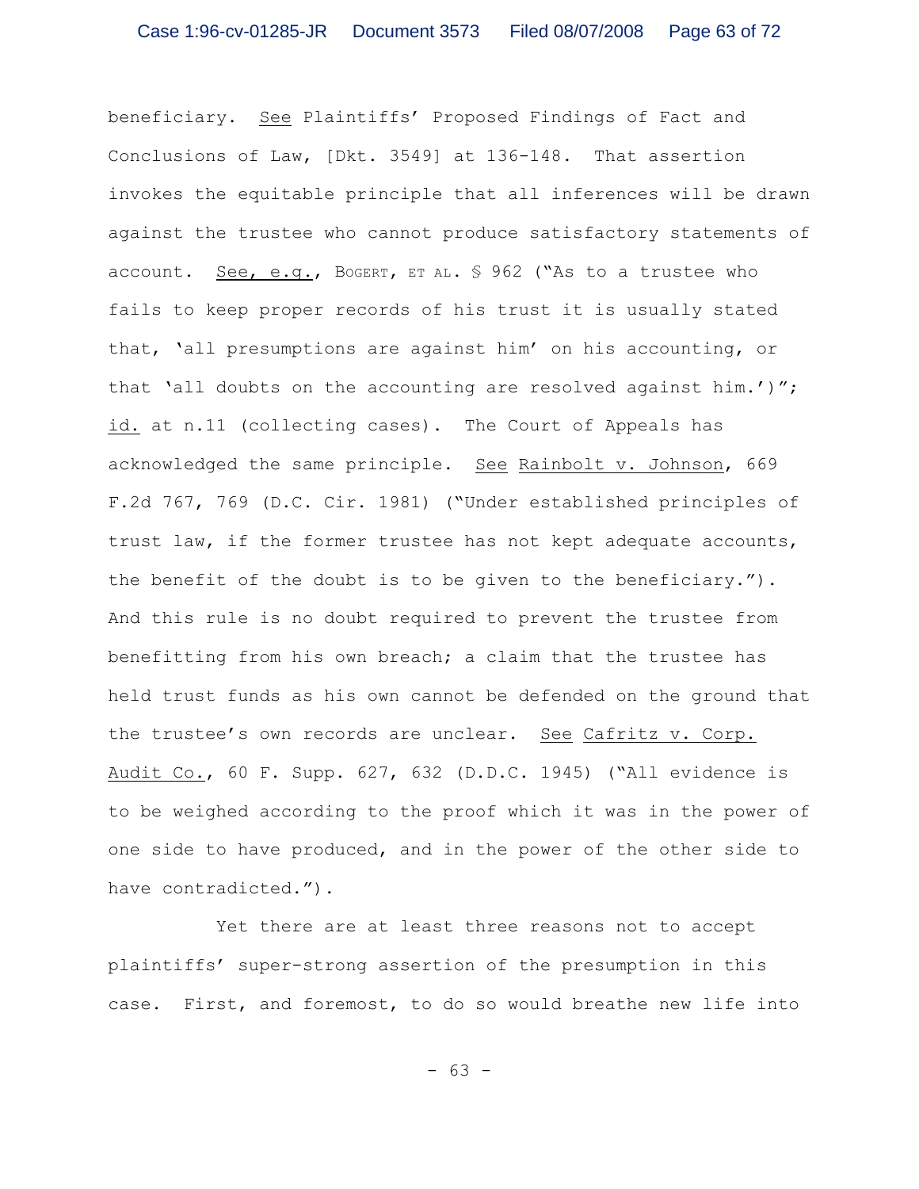beneficiary. See Plaintiffs' Proposed Findings of Fact and Conclusions of Law, [Dkt. 3549] at 136-148. That assertion invokes the equitable principle that all inferences will be drawn against the trustee who cannot produce satisfactory statements of account. See, e.g., BOGERT, ET AL. § 962 ("As to a trustee who fails to keep proper records of his trust it is usually stated that, 'all presumptions are against him' on his accounting, or that 'all doubts on the accounting are resolved against him.')"; id. at n.11 (collecting cases). The Court of Appeals has acknowledged the same principle. See Rainbolt v. Johnson, 669 F.2d 767, 769 (D.C. Cir. 1981) ("Under established principles of trust law, if the former trustee has not kept adequate accounts, the benefit of the doubt is to be given to the beneficiary."). And this rule is no doubt required to prevent the trustee from benefitting from his own breach; a claim that the trustee has held trust funds as his own cannot be defended on the ground that the trustee's own records are unclear. See Cafritz v. Corp. Audit Co., 60 F. Supp. 627, 632 (D.D.C. 1945) ("All evidence is to be weighed according to the proof which it was in the power of one side to have produced, and in the power of the other side to have contradicted.").

Yet there are at least three reasons not to accept plaintiffs' super-strong assertion of the presumption in this case. First, and foremost, to do so would breathe new life into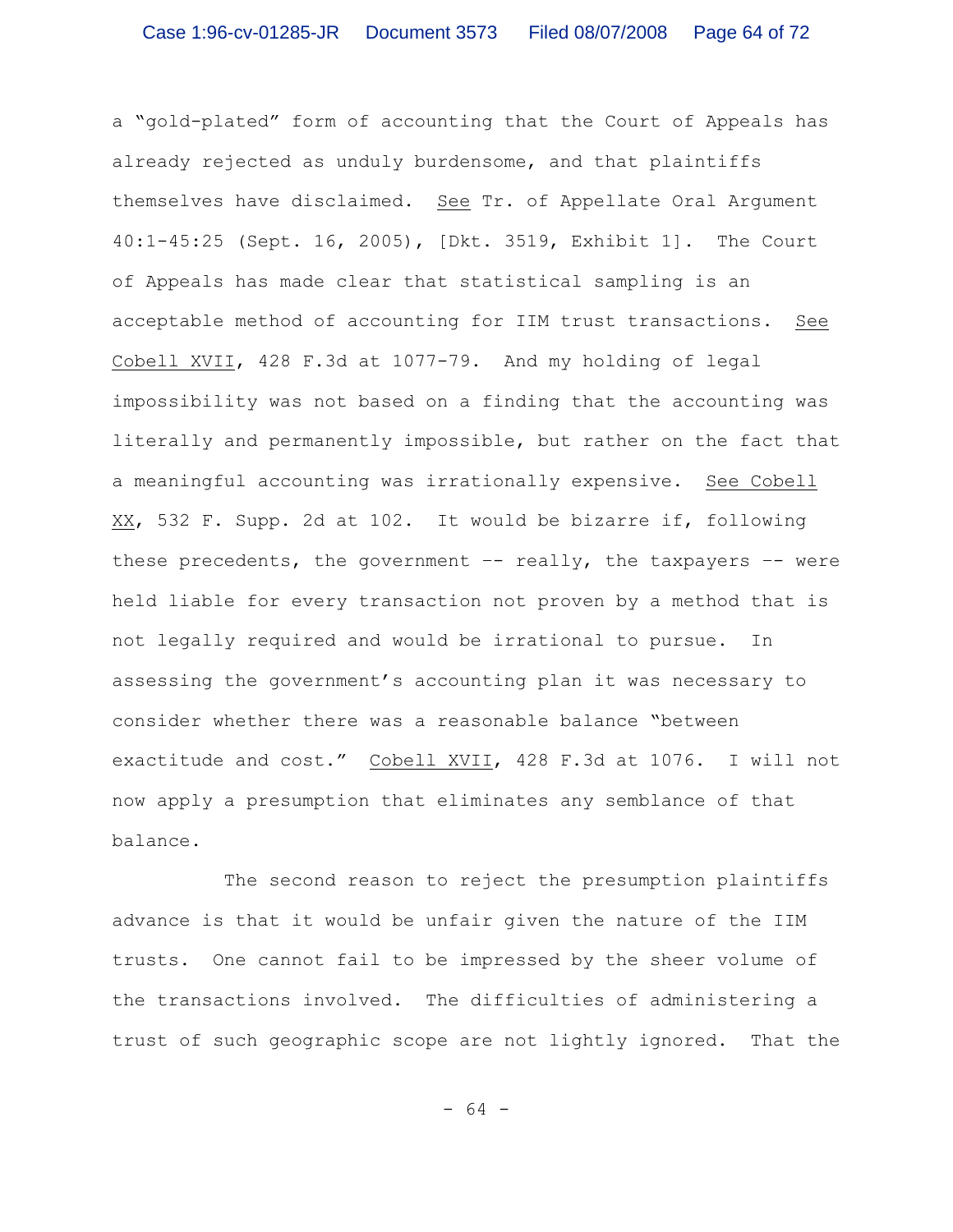a "gold-plated" form of accounting that the Court of Appeals has already rejected as unduly burdensome, and that plaintiffs themselves have disclaimed. See Tr. of Appellate Oral Argument 40:1-45:25 (Sept. 16, 2005), [Dkt. 3519, Exhibit 1]. The Court of Appeals has made clear that statistical sampling is an acceptable method of accounting for IIM trust transactions. See Cobell XVII, 428 F.3d at 1077-79. And my holding of legal impossibility was not based on a finding that the accounting was literally and permanently impossible, but rather on the fact that a meaningful accounting was irrationally expensive. See Cobell XX, 532 F. Supp. 2d at 102. It would be bizarre if, following these precedents, the government -- really, the taxpayers -- were held liable for every transaction not proven by a method that is not legally required and would be irrational to pursue. In assessing the government's accounting plan it was necessary to consider whether there was a reasonable balance "between exactitude and cost." Cobell XVII, 428 F.3d at 1076. I will not now apply a presumption that eliminates any semblance of that balance.

The second reason to reject the presumption plaintiffs advance is that it would be unfair given the nature of the IIM trusts. One cannot fail to be impressed by the sheer volume of the transactions involved. The difficulties of administering a trust of such geographic scope are not lightly ignored. That the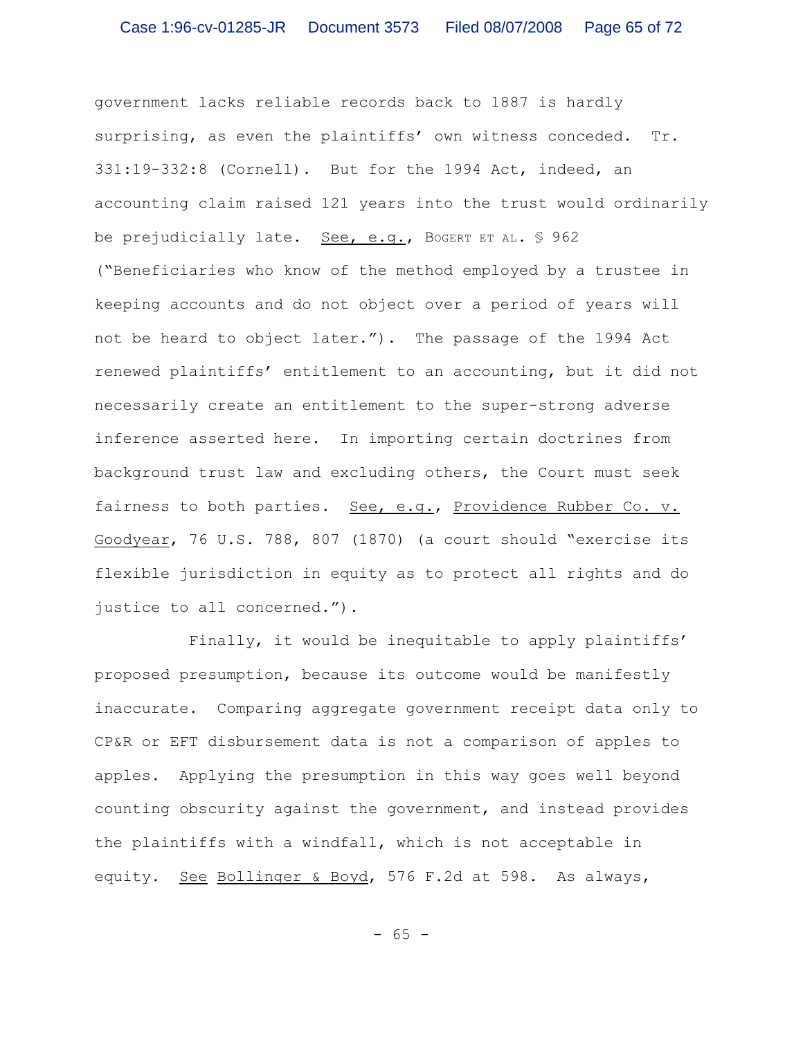government lacks reliable records back to 1887 is hardly surprising, as even the plaintiffs' own witness conceded. Tr. 331:19-332:8 (Cornell). But for the 1994 Act, indeed, an accounting claim raised 121 years into the trust would ordinarily be prejudicially late. See, e.g., BOGERT ET AL. § 962 ("Beneficiaries who know of the method employed by a trustee in keeping accounts and do not object over a period of years will not be heard to object later."). The passage of the 1994 Act renewed plaintiffs' entitlement to an accounting, but it did not necessarily create an entitlement to the super-strong adverse inference asserted here. In importing certain doctrines from background trust law and excluding others, the Court must seek fairness to both parties. See, e.g., Providence Rubber Co. v. Goodyear, 76 U.S. 788, 807 (1870) (a court should "exercise its flexible jurisdiction in equity as to protect all rights and do justice to all concerned.").

Finally, it would be inequitable to apply plaintiffs' proposed presumption, because its outcome would be manifestly inaccurate. Comparing aggregate government receipt data only to CP&R or EFT disbursement data is not a comparison of apples to apples. Applying the presumption in this way goes well beyond counting obscurity against the government, and instead provides the plaintiffs with a windfall, which is not acceptable in equity. See Bollinger & Boyd, 576 F.2d at 598. As always,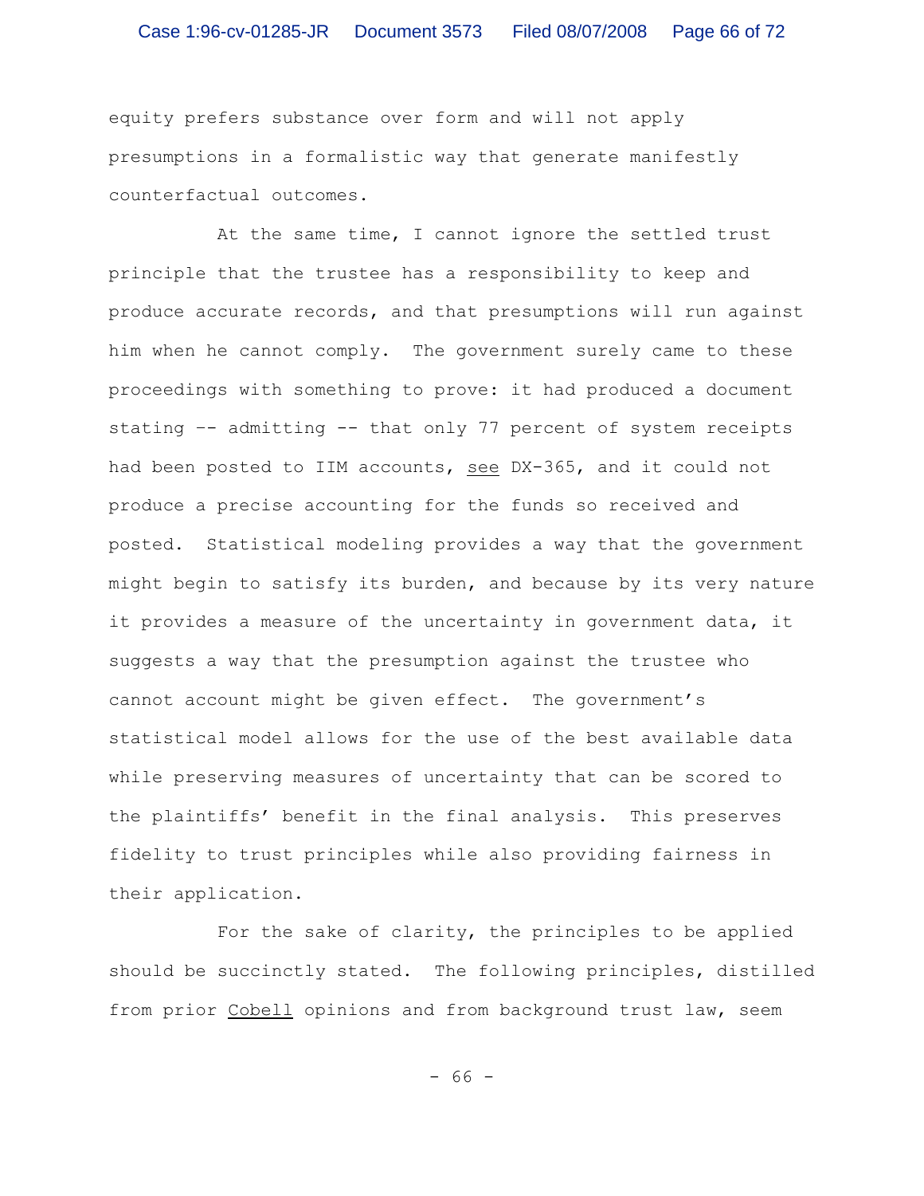equity prefers substance over form and will not apply presumptions in a formalistic way that generate manifestly counterfactual outcomes.

At the same time, I cannot ignore the settled trust principle that the trustee has a responsibility to keep and produce accurate records, and that presumptions will run against him when he cannot comply. The government surely came to these proceedings with something to prove: it had produced a document stating -- admitting -- that only 77 percent of system receipts had been posted to IIM accounts, see DX-365, and it could not produce a precise accounting for the funds so received and posted. Statistical modeling provides a way that the government might begin to satisfy its burden, and because by its very nature it provides a measure of the uncertainty in government data, it suggests a way that the presumption against the trustee who cannot account might be given effect. The government's statistical model allows for the use of the best available data while preserving measures of uncertainty that can be scored to the plaintiffs' benefit in the final analysis. This preserves fidelity to trust principles while also providing fairness in their application.

For the sake of clarity, the principles to be applied should be succinctly stated. The following principles, distilled from prior Cobell opinions and from background trust law, seem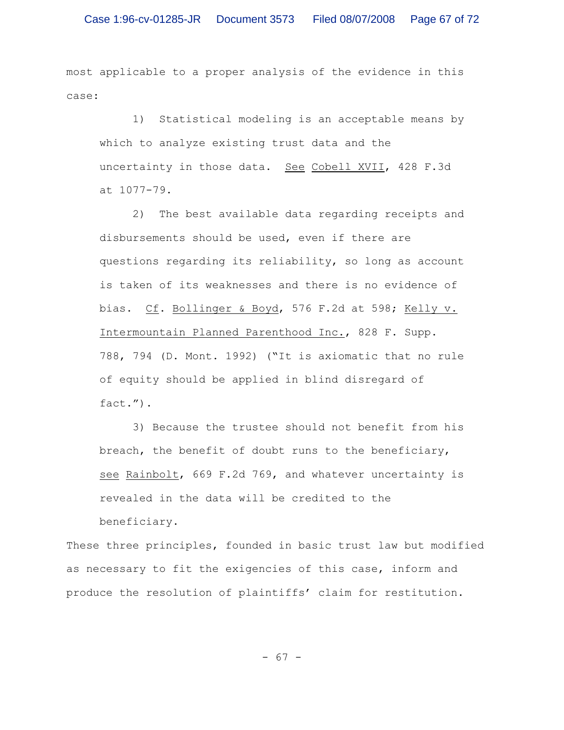most applicable to a proper analysis of the evidence in this case:

> 1) Statistical modeling is an acceptable means by which to analyze existing trust data and the uncertainty in those data. _See_ _Cobell XVII_, 428 F.3d at 1077-79.
>
> 2) The best available data regarding receipts and disbursements should be used, even if there are questions regarding its reliability, so long as account is taken of its weaknesses and there is no evidence of bias. _Cf_. _Bollinger & Boyd_, 576 F.2d at 598; _Kelly v. Intermountain Planned Parenthood Inc._, 828 F. Supp. 788, 794 (D. Mont. 1992) ("It is axiomatic that no rule of equity should be applied in blind disregard of fact.").
>
> 3) Because the trustee should not benefit from his breach, the benefit of doubt runs to the beneficiary, _see_ _Rainbolt_, 669 F.2d 769, and whatever uncertainty is revealed in the data will be credited to the beneficiary.

These three principles, founded in basic trust law but modified as necessary to fit the exigencies of this case, inform and produce the resolution of plaintiffs' claim for restitution.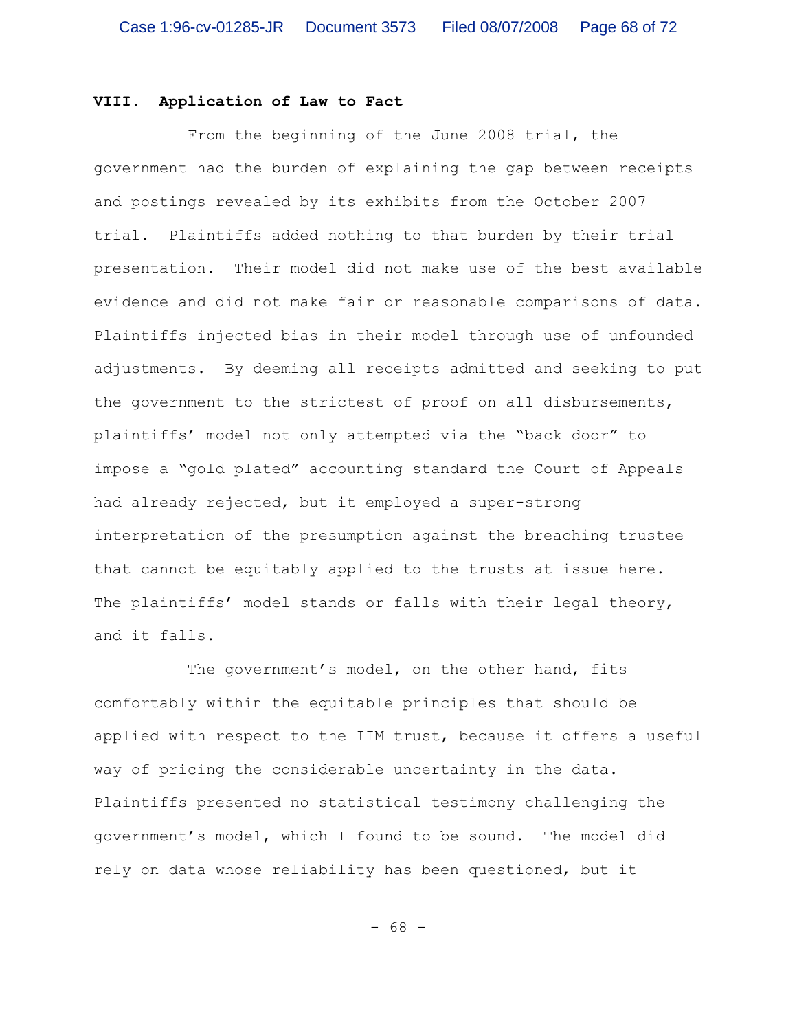## VIII. Application of Law to Fact

From the beginning of the June 2008 trial, the government had the burden of explaining the gap between receipts and postings revealed by its exhibits from the October 2007 trial. Plaintiffs added nothing to that burden by their trial presentation. Their model did not make use of the best available evidence and did not make fair or reasonable comparisons of data. Plaintiffs injected bias in their model through use of unfounded adjustments. By deeming all receipts admitted and seeking to put the government to the strictest of proof on all disbursements, plaintiffs' model not only attempted via the "back door" to impose a "gold plated" accounting standard the Court of Appeals had already rejected, but it employed a super-strong interpretation of the presumption against the breaching trustee that cannot be equitably applied to the trusts at issue here. The plaintiffs' model stands or falls with their legal theory, and it falls.

The government's model, on the other hand, fits comfortably within the equitable principles that should be applied with respect to the IIM trust, because it offers a useful way of pricing the considerable uncertainty in the data. Plaintiffs presented no statistical testimony challenging the government's model, which I found to be sound. The model did rely on data whose reliability has been questioned, but it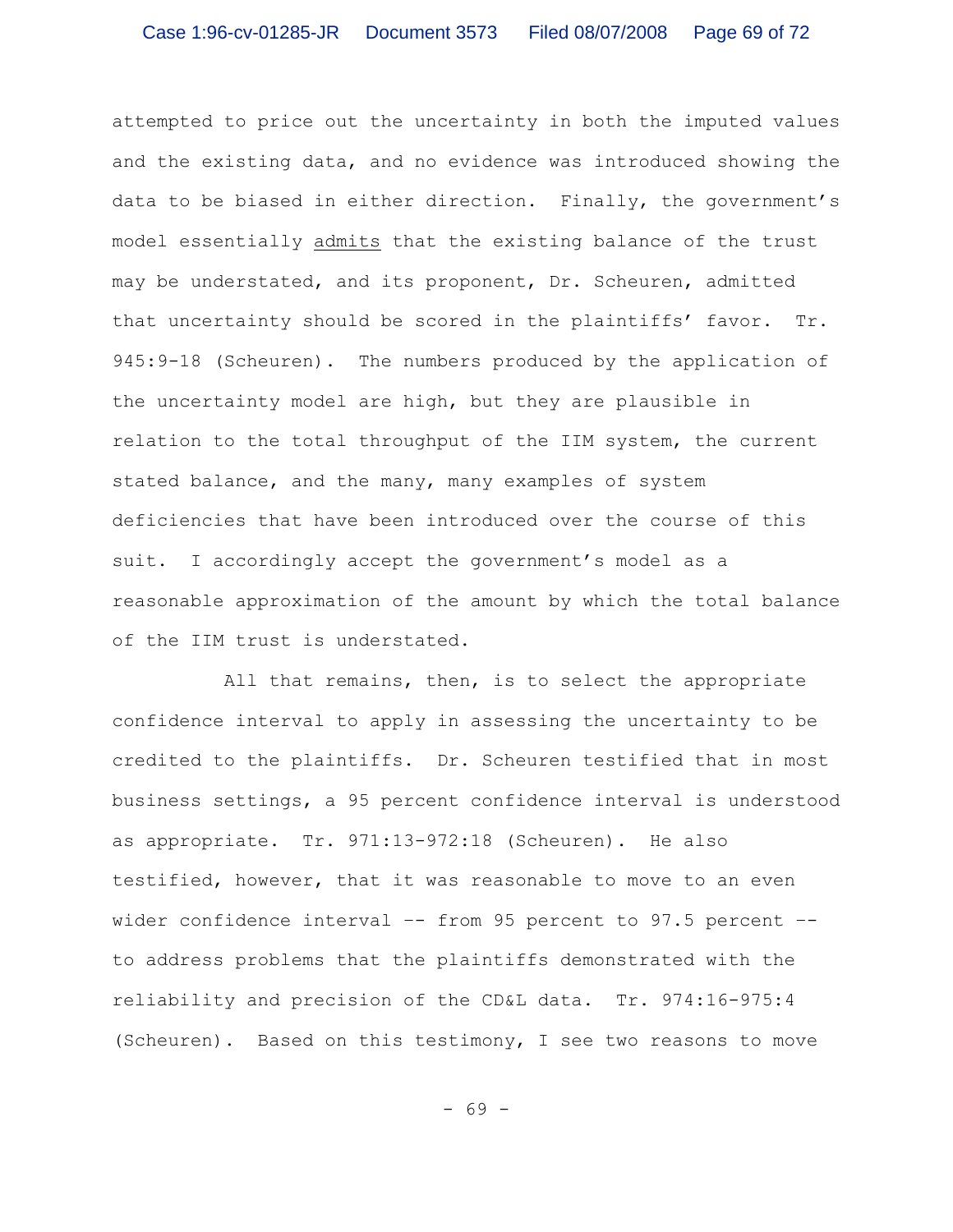attempted to price out the uncertainty in both the imputed values and the existing data, and no evidence was introduced showing the data to be biased in either direction. Finally, the government's model essentially admits that the existing balance of the trust may be understated, and its proponent, Dr. Scheuren, admitted that uncertainty should be scored in the plaintiffs' favor. Tr. 945:9-18 (Scheuren). The numbers produced by the application of the uncertainty model are high, but they are plausible in relation to the total throughput of the IIM system, the current stated balance, and the many, many examples of system deficiencies that have been introduced over the course of this suit. I accordingly accept the government's model as a reasonable approximation of the amount by which the total balance of the IIM trust is understated.

All that remains, then, is to select the appropriate confidence interval to apply in assessing the uncertainty to be credited to the plaintiffs. Dr. Scheuren testified that in most business settings, a 95 percent confidence interval is understood as appropriate. Tr. 971:13-972:18 (Scheuren). He also testified, however, that it was reasonable to move to an even wider confidence interval -- from 95 percent to 97.5 percent -- to address problems that the plaintiffs demonstrated with the reliability and precision of the CD&L data. Tr. 974:16-975:4 (Scheuren). Based on this testimony, I see two reasons to move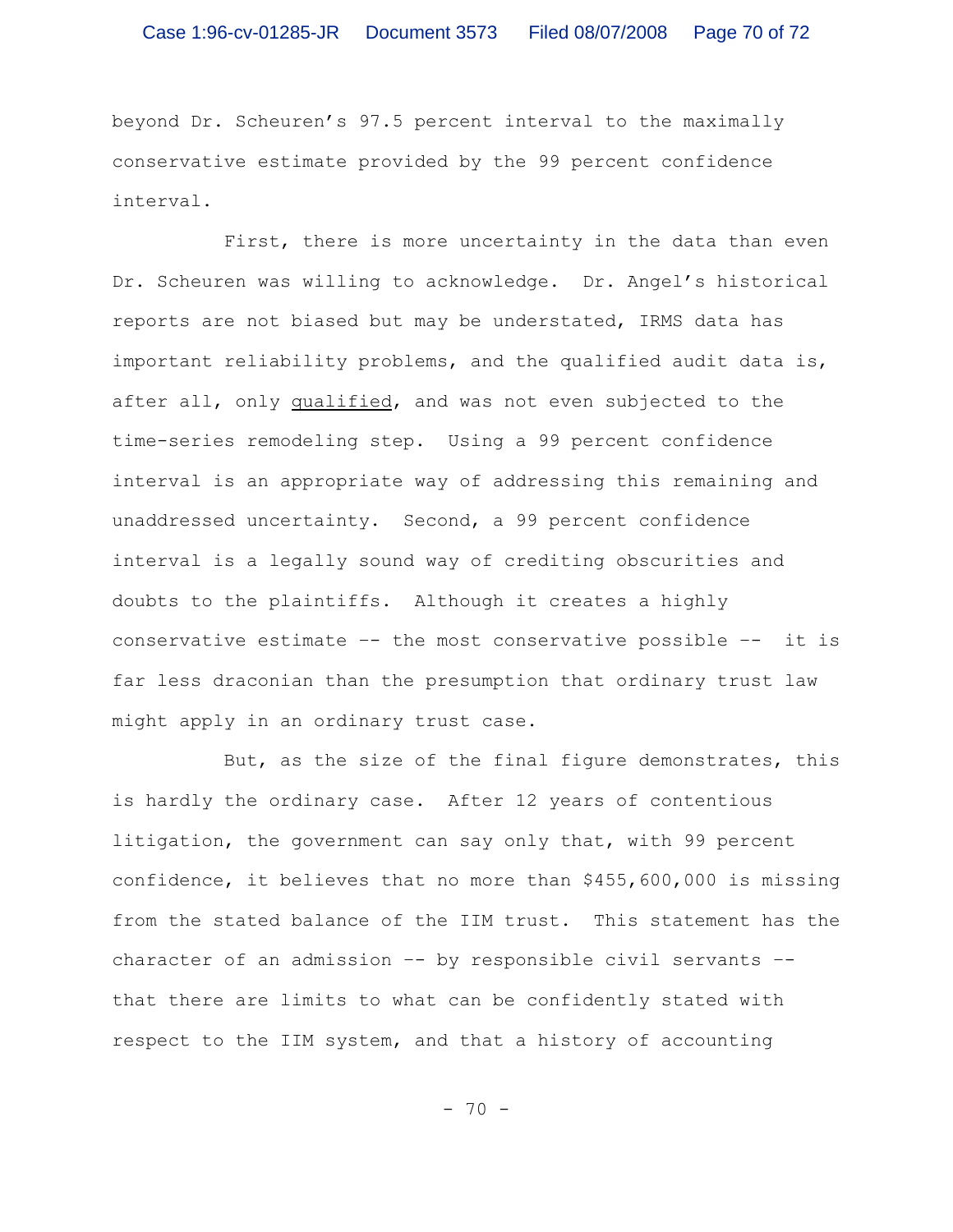beyond Dr. Scheuren's 97.5 percent interval to the maximally conservative estimate provided by the 99 percent confidence interval.

First, there is more uncertainty in the data than even Dr. Scheuren was willing to acknowledge. Dr. Angel's historical reports are not biased but may be understated, IRMS data has important reliability problems, and the qualified audit data is, after all, only <u>qualified</u>, and was not even subjected to the time-series remodeling step. Using a 99 percent confidence interval is an appropriate way of addressing this remaining and unaddressed uncertainty. Second, a 99 percent confidence interval is a legally sound way of crediting obscurities and doubts to the plaintiffs. Although it creates a highly conservative estimate -- the most conservative possible -- it is far less draconian than the presumption that ordinary trust law might apply in an ordinary trust case.

But, as the size of the final figure demonstrates, this is hardly the ordinary case. After 12 years of contentious litigation, the government can say only that, with 99 percent confidence, it believes that no more than $455,600,000 is missing from the stated balance of the IIM trust. This statement has the character of an admission -- by responsible civil servants -- that there are limits to what can be confidently stated with respect to the IIM system, and that a history of accounting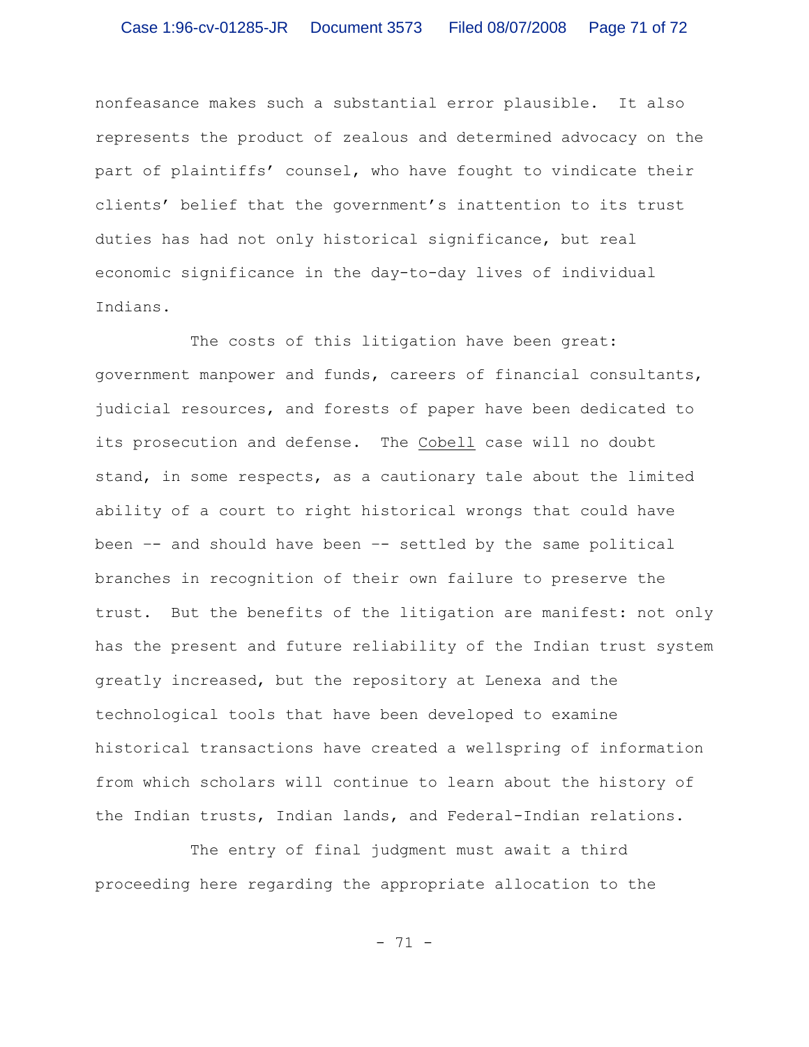nonfeasance makes such a substantial error plausible. It also represents the product of zealous and determined advocacy on the part of plaintiffs' counsel, who have fought to vindicate their clients' belief that the government's inattention to its trust duties has had not only historical significance, but real economic significance in the day-to-day lives of individual Indians.

The costs of this litigation have been great: government manpower and funds, careers of financial consultants, judicial resources, and forests of paper have been dedicated to its prosecution and defense. The Cobell case will no doubt stand, in some respects, as a cautionary tale about the limited ability of a court to right historical wrongs that could have been -- and should have been -- settled by the same political branches in recognition of their own failure to preserve the trust. But the benefits of the litigation are manifest: not only has the present and future reliability of the Indian trust system greatly increased, but the repository at Lenexa and the technological tools that have been developed to examine historical transactions have created a wellspring of information from which scholars will continue to learn about the history of the Indian trusts, Indian lands, and Federal-Indian relations.

The entry of final judgment must await a third proceeding here regarding the appropriate allocation to the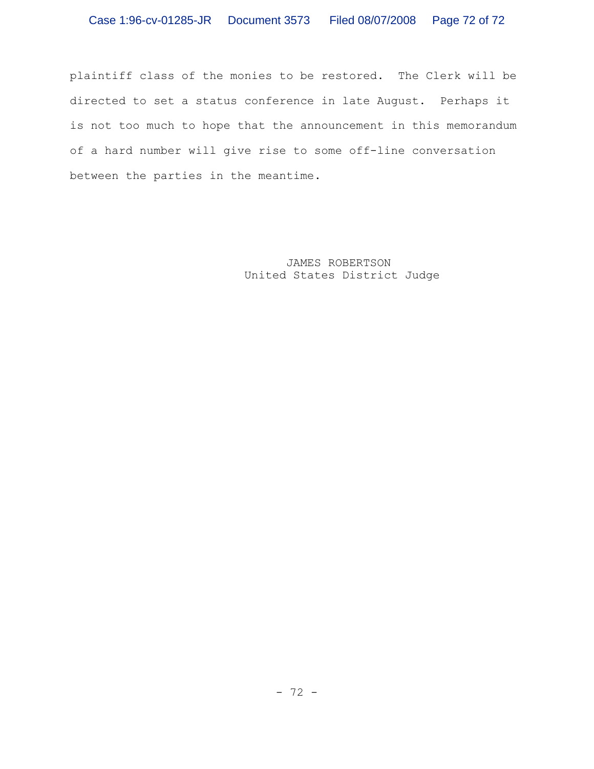plaintiff class of the monies to be restored. The Clerk will be directed to set a status conference in late August. Perhaps it is not too much to hope that the announcement in this memorandum of a hard number will give rise to some off-line conversation between the parties in the meantime.

JAMES ROBERTSON
United States District Judge